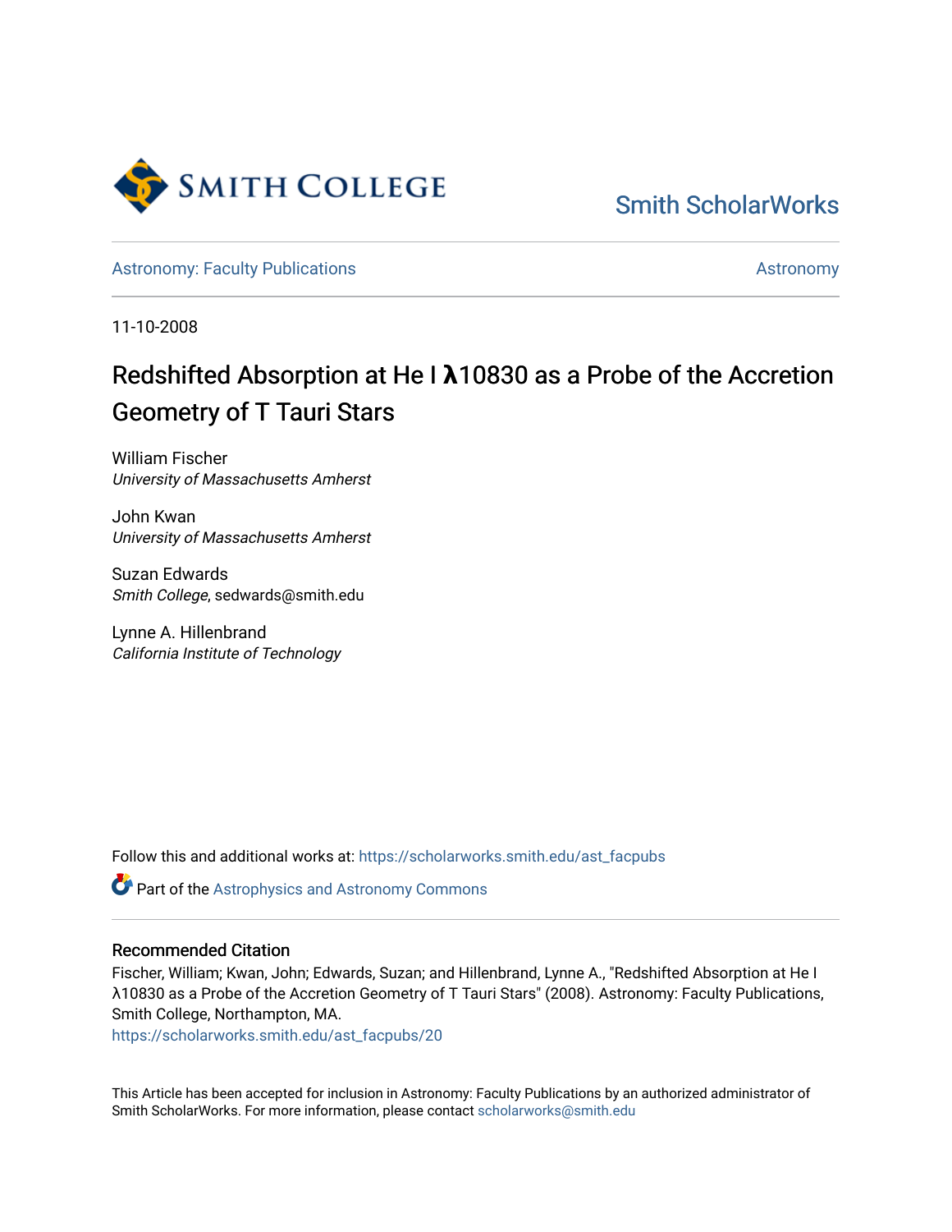Smith ScholarWorks

Astronomy: Faculty Publications

Astronomy

11-10-2008

# Redshifted Absorption at He I λ10830 as a Probe of the Accretion Geometry of T Tauri Stars

William Fischer
*University of Massachusetts Amherst*

John Kwan
*University of Massachusetts Amherst*

Suzan Edwards
*Smith College*, sedwards@smith.edu

Lynne A. Hillenbrand
*California Institute of Technology*

Follow this and additional works at: https://scholarworks.smith.edu/ast_facpubs

Part of the Astrophysics and Astronomy Commons

## Recommended Citation

Fischer, William; Kwan, John; Edwards, Suzan; and Hillenbrand, Lynne A., "Redshifted Absorption at He I λ10830 as a Probe of the Accretion Geometry of T Tauri Stars" (2008). Astronomy: Faculty Publications, Smith College, Northampton, MA.
https://scholarworks.smith.edu/ast_facpubs/20

This Article has been accepted for inclusion in Astronomy: Faculty Publications by an authorized administrator of Smith ScholarWorks. For more information, please contact scholarworks@smith.edu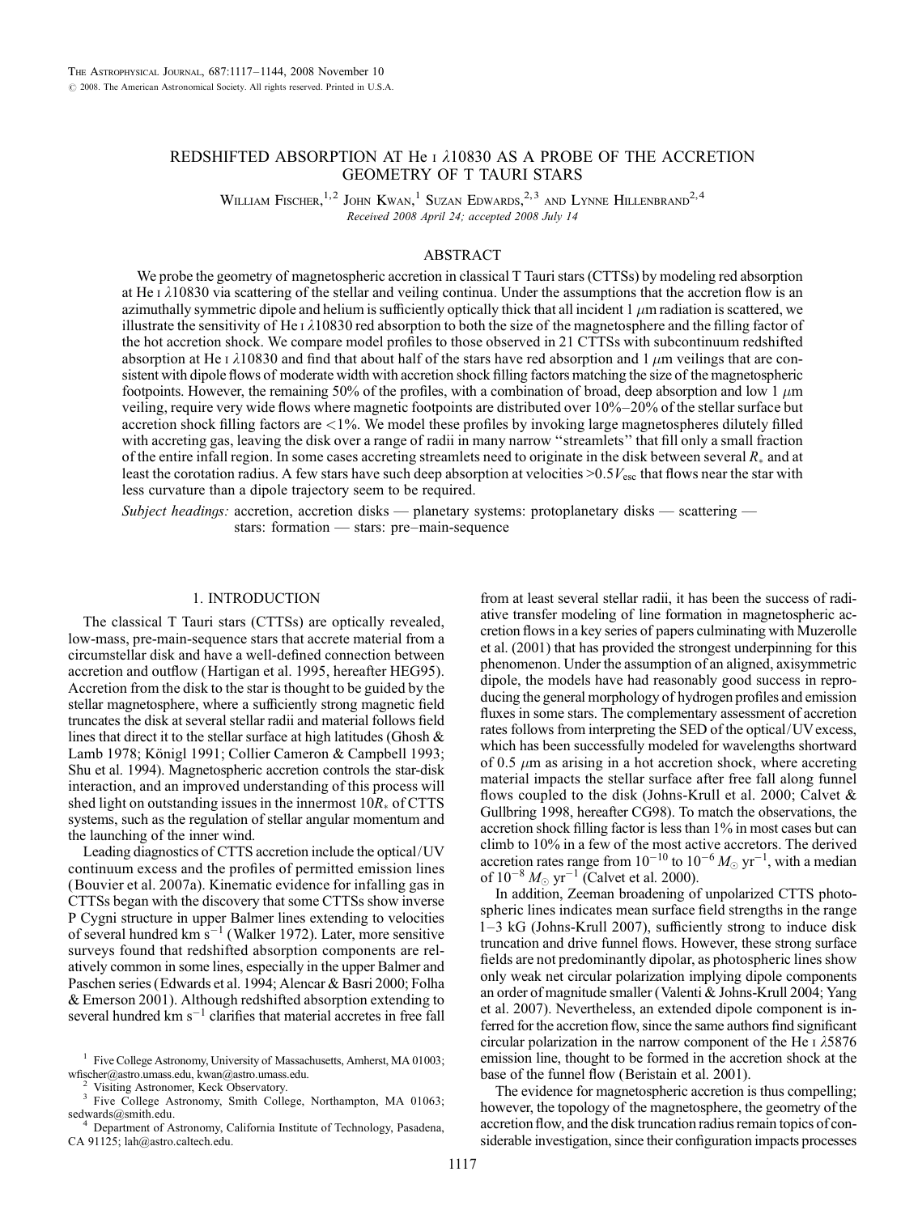# REDSHIFTED ABSORPTION AT He I λ10830 AS A PROBE OF THE ACCRETION GEOMETRY OF T TAURI STARS

William Fischer,[1,2] John Kwan,[1] Suzanne Edwards,[2,3] and Lynne Hillenbrand[2,4]

*Received 2008 April 24; accepted 2008 July 14*

## ABSTRACT

We probe the geometry of magnetospheric accretion in classical T Tauri stars (CTTSs) by modeling red absorption at He I λ10830 via scattering of the stellar and veiling continua. Under the assumptions that the accretion flow is an azimuthally symmetric dipole and helium is sufficiently optically thick that all incident 1 μm radiation is scattered, we illustrate the sensitivity of He I λ10830 red absorption to both the size of the magnetosphere and the filling factor of the hot accretion shock. We compare model profiles to those observed in 21 CTTSs with subcontinuum redshifted absorption at He I λ10830 and find that about half of the stars have red absorption and 1 μm veilings that are consistent with dipole flows of moderate width with accretion shock filling factors matching the size of the magnetospheric footpoints. However, the remaining 50% of the profiles, with a combination of broad, deep absorption and low 1 μm veiling, require very wide flows where magnetic footpoints are distributed over 10%–20% of the stellar surface but accretion shock filling factors are <1%. We model these profiles by invoking large magnetospheres dilutely filled with accreting gas, leaving the disk over a range of radii in many narrow "streamlets" that fill only a small fraction of the entire infall region. In some cases accreting streamlets need to originate in the disk between several $R_*$ and at least the corotation radius. A few stars have such deep absorption at velocities $>0.5V_{esc}$ that flows near the star with less curvature than a dipole trajectory seem to be required.

*Subject headings:* accretion, accretion disks — planetary systems: protoplanetary disks — scattering — stars: formation — stars: pre–main-sequence

## 1. INTRODUCTION

The classical T Tauri stars (CTTSs) are optically revealed, low-mass, pre-main-sequence stars that accrete material from a circumstellar disk and have a well-defined connection between accretion and outflow (Hartigan et al. 1995, hereafter HEG95). Accretion from the disk to the star is thought to be guided by the stellar magnetosphere, where a sufficiently strong magnetic field truncates the disk at several stellar radii and material follows field lines that direct it to the stellar surface at high latitudes (Ghosh & Lamb 1978; Königl 1991; Collier Cameron & Campbell 1993; Shu et al. 1994). Magnetospheric accretion controls the star-disk interaction, and an improved understanding of this process will shed light on outstanding issues in the innermost $10R_*$ of CTTS systems, such as the regulation of stellar angular momentum and the launching of the inner wind.

Leading diagnostics of CTTS accretion include the optical/UV continuum excess and the profiles of permitted emission lines (Bouvier et al. 2007a). Kinematic evidence for infalling gas in CTTSs began with the discovery that some CTTSs show inverse P Cygni structure in upper Balmer lines extending to velocities of several hundred km $s^{-1}$ (Walker 1972). Later, more sensitive surveys found that redshifted absorption components are relatively common in some lines, especially in the upper Balmer and Paschen series (Edwards et al. 1994; Alencar & Basri 2000; Folha & Emerson 2001). Although redshifted absorption extending to several hundred km $s^{-1}$ clarifies that material accretes in free fall from at least several stellar radii, it has been the success of radiative transfer modeling of line formation in magnetospheric accretion flows in a key series of papers culminating with Muzerolle et al. (2001) that has provided the strongest underpinning for this phenomenon. Under the assumption of an aligned, axisymmetric dipole, the models have had reasonably good success in reproducing the general morphology of hydrogen profiles and emission fluxes in some stars. The complementary assessment of accretion rates follows from interpreting the SED of the optical/UV excess, which has been successfully modeled for wavelengths shortward of 0.5 μm as arising in a hot accretion shock, where accreting material impacts the stellar surface after free fall along funnel flows coupled to the disk (Johns-Krull et al. 2000; Calvet & Gullbring 1998, hereafter CG98). To match the observations, the accretion shock filling factor is less than 1% in most cases but can climb to 10% in a few of the most active accretors. The derived accretion rates range from $10^{-10}$ to $10^{-6}$ $M_\odot$ $yr^{-1}$, with a median of $10^{-8}$ $M_\odot$ $yr^{-1}$ (Calvet et al. 2000).

In addition, Zeeman broadening of unpolarized CTTS photospheric lines indicates mean surface field strengths in the range 1–3 kG (Johns-Krull 2007), sufficiently strong to induce disk truncation and drive funnel flows. However, these strong surface fields are not predominantly dipolar, as photospheric lines show only weak net circular polarization implying dipole components an order of magnitude smaller (Valenti & Johns-Krull 2004; Yang et al. 2007). Nevertheless, an extended dipole component is inferred for the accretion flow, since the same authors find significant circular polarization in the narrow component of the He I λ5876 emission line, thought to be formed in the accretion shock at the base of the funnel flow (Beristain et al. 2001).

The evidence for magnetospheric accretion is thus compelling; however, the topology of the magnetosphere, the geometry of the accretion flow, and the disk truncation radius remain topics of considerable investigation, since their configuration impacts processes

[1] Five College Astronomy, University of Massachusetts, Amherst, MA 01003; wfischer@astro.umass.edu, kwan@astro.umass.edu.

[2] Visiting Astronomer, Keck Observatory.

[3] Five College Astronomy, Smith College, Northampton, MA 01063; sedwards@smith.edu.

[4] Department of Astronomy, California Institute of Technology, Pasadena, CA 91125; lah@astro.caltech.edu.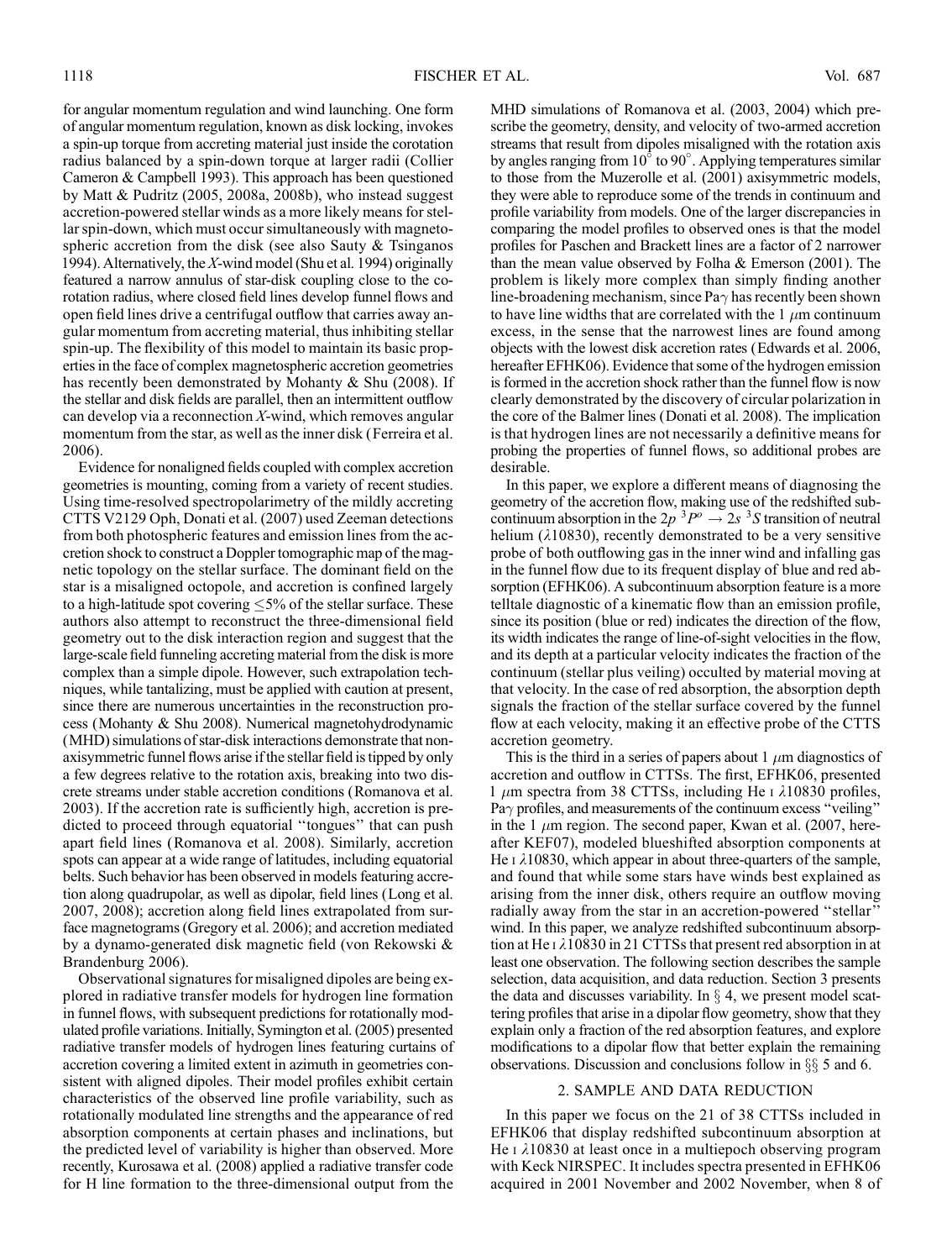for angular momentum regulation and wind launching. One form of angular momentum regulation, known as disk locking, invokes a spin-up torque from accreting material just inside the corotation radius balanced by a spin-down torque at larger radii (Collier Cameron & Campbell 1993). This approach has been questioned by Matt & Pudritz (2005, 2008a, 2008b), who instead suggest accretion-powered stellar winds as a more likely means for stellar spin-down, which must occur simultaneously with magnetospheric accretion from the disk (see also Sauty & Tsinganos 1994). Alternatively, the *X*-wind model (Shu et al. 1994) originally featured a narrow annulus of star-disk coupling close to the corotation radius, where closed field lines develop funnel flows and open field lines drive a centrifugal outflow that carries away angular momentum from accreting material, thus inhibiting stellar spin-up. The flexibility of this model to maintain its basic properties in the face of complex magnetospheric accretion geometries has recently been demonstrated by Mohanty & Shu (2008). If the stellar and disk fields are parallel, then an intermittent outflow can develop via a reconnection *X*-wind, which removes angular momentum from the star, as well as the inner disk (Ferreira et al. 2006).

Evidence for nonaligned fields coupled with complex accretion geometries is mounting, coming from a variety of recent studies. Using time-resolved spectropolarimetry of the mildly accreting CTTS V2129 Oph, Donati et al. (2007) used Zeeman detections from both photospheric features and emission lines from the accretion shock to construct a Doppler tomographic map of the magnetic topology on the stellar surface. The dominant field on the star is a misaligned octopole, and accretion is confined largely to a high-latitude spot covering $\leq$5% of the stellar surface. These authors also attempt to reconstruct the three-dimensional field geometry out to the disk interaction region and suggest that the large-scale field funneling accreting material from the disk is more complex than a simple dipole. However, such extrapolation techniques, while tantalizing, must be applied with caution at present, since there are numerous uncertainties in the reconstruction process (Mohanty & Shu 2008). Numerical magnetohydrodynamic (MHD) simulations of star-disk interactions demonstrate that nonaxisymmetric funnel flows arise if the stellar field is tipped by only a few degrees relative to the rotation axis, breaking into two discrete streams under stable accretion conditions (Romanova et al. 2003). If the accretion rate is sufficiently high, accretion is predicted to proceed through equatorial "tongues" that can push apart field lines (Romanova et al. 2008). Similarly, accretion spots can appear at a wide range of latitudes, including equatorial belts. Such behavior has been observed in models featuring accretion along quadrupolar, as well as dipolar, field lines (Long et al. 2007, 2008); accretion along field lines extrapolated from surface magnetograms (Gregory et al. 2006); and accretion mediated by a dynamo-generated disk magnetic field (von Rekowski & Brandenburg 2006).

Observational signatures for misaligned dipoles are being explored in radiative transfer models for hydrogen line formation in funnel flows, with subsequent predictions for rotationally modulated profile variations. Initially, Symington et al. (2005) presented radiative transfer models of hydrogen lines featuring curtains of accretion covering a limited extent in azimuth in geometries consistent with aligned dipoles. Their model profiles exhibit certain characteristics of the observed line profile variability, such as rotationally modulated line strengths and the appearance of red absorption components at certain phases and inclinations, but the predicted level of variability is higher than observed. More recently, Kurosawa et al. (2008) applied a radiative transfer code for H line formation to the three-dimensional output from the MHD simulations of Romanova et al. (2003, 2004) which prescribe the geometry, density, and velocity of two-armed accretion streams that result from dipoles misaligned with the rotation axis by angles ranging from 10° to 90°. Applying temperatures similar to those from the Muzerolle et al. (2001) axisymmetric models, they were able to reproduce some of the trends in continuum and profile variability from models. One of the larger discrepancies in comparing the model profiles to observed ones is that the model profiles for Paschen and Brackett lines are a factor of 2 narrower than the mean value observed by Folha & Emerson (2001). The problem is likely more complex than simply finding another line-broadening mechanism, since Pa$\gamma$ has recently been shown to have line widths that are correlated with the 1 $\mu$m continuum excess, in the sense that the narrowest lines are found among objects with the lowest disk accretion rates (Edwards et al. 2006, hereafter EFHK06). Evidence that some of the hydrogen emission is formed in the accretion shock rather than the funnel flow is now clearly demonstrated by the discovery of circular polarization in the core of the Balmer lines (Donati et al. 2008). The implication is that hydrogen lines are not necessarily a definitive means for probing the properties of funnel flows, so additional probes are desirable.

In this paper, we explore a different means of diagnosing the geometry of the accretion flow, making use of the redshifted subcontinuum absorption in the $2p\ ^3P^o \rightarrow 2s\ ^3S$ transition of neutral helium ($\lambda$10830), recently demonstrated to be a very sensitive probe of both outflowing gas in the inner wind and infalling gas in the funnel flow due to its frequent display of blue and red absorption (EFHK06). A subcontinuum absorption feature is a more telltale diagnostic of a kinematic flow than an emission profile, since its position (blue or red) indicates the direction of the flow, its width indicates the range of line-of-sight velocities in the flow, and its depth at a particular velocity indicates the fraction of the continuum (stellar plus veiling) occulted by material moving at that velocity. In the case of red absorption, the absorption depth signals the fraction of the stellar surface covered by the funnel flow at each velocity, making it an effective probe of the CTTS accretion geometry.

This is the third in a series of papers about 1 $\mu$m diagnostics of accretion and outflow in CTTSs. The first, EFHK06, presented 1 $\mu$m spectra from 38 CTTSs, including He I $\lambda$10830 profiles, Pa$\gamma$ profiles, and measurements of the continuum excess "veiling" in the 1 $\mu$m region. The second paper, Kwan et al. (2007, hereafter KEF07), modeled blueshifted absorption components at He I $\lambda$10830, which appear in about three-quarters of the sample, and found that while some stars have winds best explained as arising from the inner disk, others require an outflow moving radially away from the star in an accretion-powered "stellar" wind. In this paper, we analyze redshifted subcontinuum absorption at He I $\lambda$10830 in 21 CTTSs that present red absorption in at least one observation. The following section describes the sample selection, data acquisition, and data reduction. Section 3 presents the data and discusses variability. In § 4, we present model scattering profiles that arise in a dipolar flow geometry, show that they explain only a fraction of the red absorption features, and explore modifications to a dipolar flow that better explain the remaining observations. Discussion and conclusions follow in §§ 5 and 6.

## 2. SAMPLE AND DATA REDUCTION

In this paper we focus on the 21 of 38 CTTSs included in EFHK06 that display redshifted subcontinuum absorption at He I $\lambda$10830 at least once in a multiepoch observing program with Keck NIRSPEC. It includes spectra presented in EFHK06 acquired in 2001 November and 2002 November, when 8 of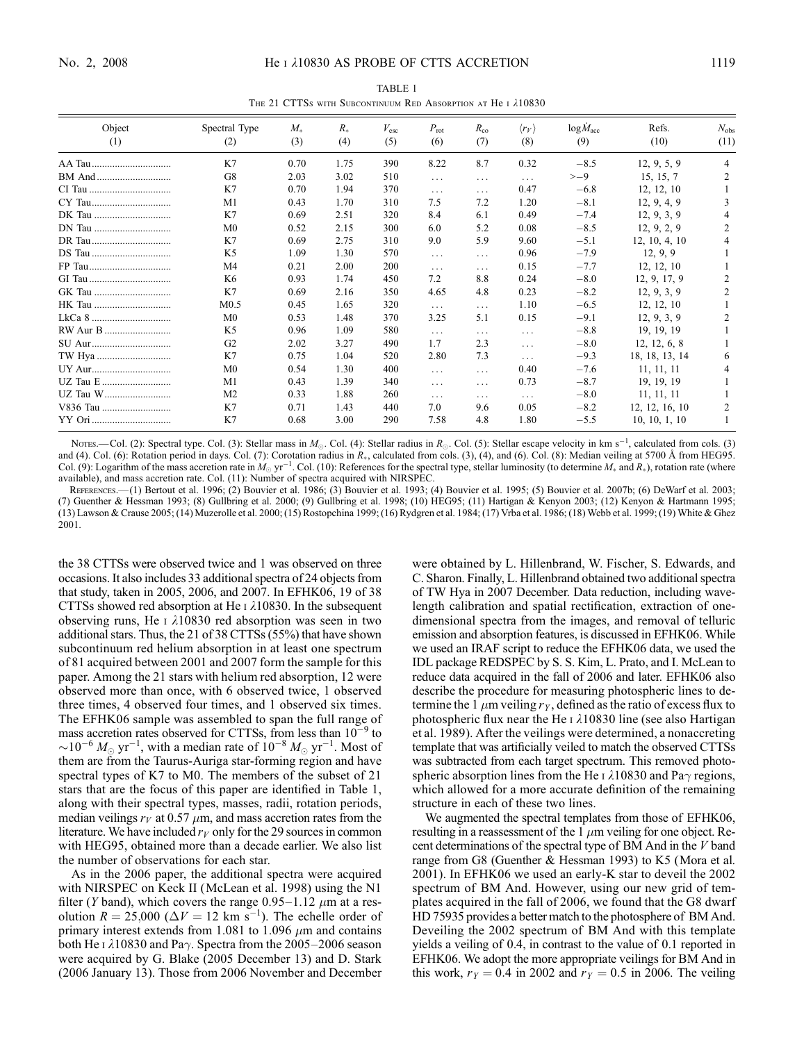TABLE 1

The 21 CTTSs with Subcontinuum Red Absorption at He I λ10830

| Object (1) | Spectral Type (2) | $M_*$ (3) | $R_*$ (4) | $V_{esc}$ (5) | $P_{rot}$ (6) | $R_{co}$ (7) | $\langle r_V \rangle$ (8) | $\log \dot{M}_{acc}$ (9) | Refs. (10) | $N_{obs}$ (11) |
|---|---|---|---|---|---|---|---|---|---|---|
| AA Tau | K7 | 0.70 | 1.75 | 390 | 8.22 | 8.7 | 0.32 | −8.5 | 12, 9, 5, 9 | 4 |
| BM And | G8 | 2.03 | 3.02 | 510 | ... | ... | ... | >−9 | 15, 15, 7 | 2 |
| CI Tau | K7 | 0.70 | 1.94 | 370 | ... | ... | 0.47 | −6.8 | 12, 12, 10 | 1 |
| CY Tau | M1 | 0.43 | 1.70 | 310 | 7.5 | 7.2 | 1.20 | −8.1 | 12, 9, 4, 9 | 3 |
| DK Tau | K7 | 0.69 | 2.51 | 320 | 8.4 | 6.1 | 0.49 | −7.4 | 12, 9, 3, 9 | 4 |
| DN Tau | M0 | 0.52 | 2.15 | 300 | 6.0 | 5.2 | 0.08 | −8.5 | 12, 9, 2, 9 | 2 |
| DR Tau | K7 | 0.69 | 2.75 | 310 | 9.0 | 5.9 | 9.60 | −5.1 | 12, 10, 4, 10 | 4 |
| DS Tau | K5 | 1.09 | 1.30 | 570 | ... | ... | 0.96 | −7.9 | 12, 9, 9 | 1 |
| FP Tau | M4 | 0.21 | 2.00 | 200 | ... | ... | 0.15 | −7.7 | 12, 12, 10 | 1 |
| GI Tau | K6 | 0.93 | 1.74 | 450 | 7.2 | 8.8 | 0.24 | −8.0 | 12, 9, 17, 9 | 2 |
| GK Tau | K7 | 0.69 | 2.16 | 350 | 4.65 | 4.8 | 0.23 | −8.2 | 12, 9, 3, 9 | 2 |
| HK Tau | M0.5 | 0.45 | 1.65 | 320 | ... | ... | 1.10 | −6.5 | 12, 12, 10 | 1 |
| LkCa 8 | M0 | 0.53 | 1.48 | 370 | 3.25 | 5.1 | 0.15 | −9.1 | 12, 9, 3, 9 | 2 |
| RW Aur B | K5 | 0.96 | 1.09 | 580 | ... | ... | ... | −8.8 | 19, 19, 19 | 1 |
| SU Aur | G2 | 2.02 | 3.27 | 490 | 1.7 | 2.3 | ... | −8.0 | 12, 12, 6, 8 | 1 |
| TW Hya | K7 | 0.75 | 1.04 | 520 | 2.80 | 7.3 | ... | −9.3 | 18, 18, 13, 14 | 6 |
| UY Aur | M0 | 0.54 | 1.30 | 400 | ... | ... | 0.40 | −7.6 | 11, 11, 11 | 4 |
| UZ Tau E | M1 | 0.43 | 1.39 | 340 | ... | ... | 0.73 | −8.7 | 19, 19, 19 | 1 |
| UZ Tau W | M2 | 0.33 | 1.88 | 260 | ... | ... | ... | −8.0 | 11, 11, 11 | 1 |
| V836 Tau | K7 | 0.71 | 1.43 | 440 | 7.0 | 9.6 | 0.05 | −8.2 | 12, 12, 16, 10 | 2 |
| YY Ori | K7 | 0.68 | 3.00 | 290 | 7.58 | 4.8 | 1.80 | −5.5 | 10, 10, 1, 10 | 1 |

Notes.—Col. (2): Spectral type. Col. (3): Stellar mass in $M_\odot$. Col. (4): Stellar radius in $R_\odot$. Col. (5): Stellar escape velocity in km s$^{-1}$, calculated from cols. (3) and (4). Col. (6): Rotation period in days. Col. (7): Corotation radius in $R_*$, calculated from cols. (3), (4), and (6). Col. (8): Median veiling at 5700 Å from HEG95. Col. (9): Logarithm of the mass accretion rate in $M_\odot$ yr$^{-1}$. Col. (10): References for the spectral type, stellar luminosity (to determine $M_*$ and $R_*$), rotation rate (where available), and mass accretion rate. Col. (11): Number of spectra acquired with NIRSPEC.

References.—(1) Bertout et al. 1996; (2) Bouvier et al. 1986; (3) Bouvier et al. 1993; (4) Bouvier et al. 1995; (5) Bouvier et al. 2007b; (6) DeWarf et al. 2003; (7) Guenther & Hessman 1993; (8) Gullbring et al. 2000; (9) Gullbring et al. 1998; (10) HEG95; (11) Hartigan & Kenyon 2003; (12) Kenyon & Hartmann 1995; (13) Lawson & Crause 2005; (14) Muzerolle et al. 2000; (15) Rostopchina 1999; (16) Rydgren et al. 1984; (17) Vrba et al. 1986; (18) Webb et al. 1999; (19) White & Ghez 2001.

the 38 CTTSs were observed twice and 1 was observed on three occasions. It also includes 33 additional spectra of 24 objects from that study, taken in 2005, 2006, and 2007. In EFHK06, 19 of 38 CTTSs showed red absorption at He I λ10830. In the subsequent observing runs, He I λ10830 red absorption was seen in two additional stars. Thus, the 21 of 38 CTTSs (55%) that have shown subcontinuum red helium absorption in at least one spectrum of 81 acquired between 2001 and 2007 form the sample for this paper. Among the 21 stars with helium red absorption, 12 were observed more than once, with 6 observed twice, 1 observed three times, 4 observed four times, and 1 observed six times. The EFHK06 sample was assembled to span the full range of mass accretion rates observed for CTTSs, from less than $10^{-9}$ to $\sim 10^{-6}$ $M_\odot$ yr$^{-1}$, with a median rate of $10^{-8}$ $M_\odot$ yr$^{-1}$. Most of them are from the Taurus-Auriga star-forming region and have spectral types of K7 to M0. The members of the subset of 21 stars that are the focus of this paper are identified in Table 1, along with their spectral types, masses, radii, rotation periods, median veilings $r_V$ at 0.57 μm, and mass accretion rates from the literature. We have included $r_V$ only for the 29 sources in common with HEG95, obtained more than a decade earlier. We also list the number of observations for each star.

As in the 2006 paper, the additional spectra were acquired with NIRSPEC on Keck II (McLean et al. 1998) using the N1 filter (Y band), which covers the range 0.95–1.12 μm at a resolution $R = 25{,}000$ ($\Delta V = 12$ km s$^{-1}$). The echelle order of primary interest extends from 1.081 to 1.096 μm and contains both He I λ10830 and Paγ. Spectra from the 2005–2006 season were acquired by G. Blake (2005 December 13) and D. Stark (2006 January 13). Those from 2006 November and December were obtained by L. Hillenbrand, W. Fischer, S. Edwards, and C. Sharon. Finally, L. Hillenbrand obtained two additional spectra of TW Hya in 2007 December. Data reduction, including wavelength calibration and spatial rectification, extraction of one-dimensional spectra from the images, and removal of telluric emission and absorption features, is discussed in EFHK06. While we used an IRAF script to reduce the EFHK06 data, we used the IDL package REDSPEC by S. S. Kim, L. Prato, and I. McLean to reduce data acquired in the fall of 2006 and later. EFHK06 also describe the procedure for measuring photospheric lines to determine the 1 μm veiling $r_Y$, defined as the ratio of excess flux to photospheric flux near the He I λ10830 line (see also Hartigan et al. 1989). After the veilings were determined, a nonaccreting template that was artificially veiled to match the observed CTTSs was subtracted from each target spectrum. This removed photospheric absorption lines from the He I λ10830 and Paγ regions, which allowed for a more accurate definition of the remaining structure in each of these two lines.

We augmented the spectral templates from those of EFHK06, resulting in a reassessment of the 1 μm veiling for one object. Recent determinations of the spectral type of BM And in the V band range from G8 (Guenther & Hessman 1993) to K5 (Mora et al. 2001). In EFHK06 we used an early-K star to deveil the 2002 spectrum of BM And. However, using our new grid of templates acquired in the fall of 2006, we found that the G8 dwarf HD 75935 provides a better match to the photosphere of BM And. Deveiling the 2002 spectrum of BM And with this template yields a veiling of 0.4, in contrast to the value of 0.1 reported in EFHK06. We adopt the more appropriate veilings for BM And in this work, $r_Y = 0.4$ in 2002 and $r_Y = 0.5$ in 2006. The veiling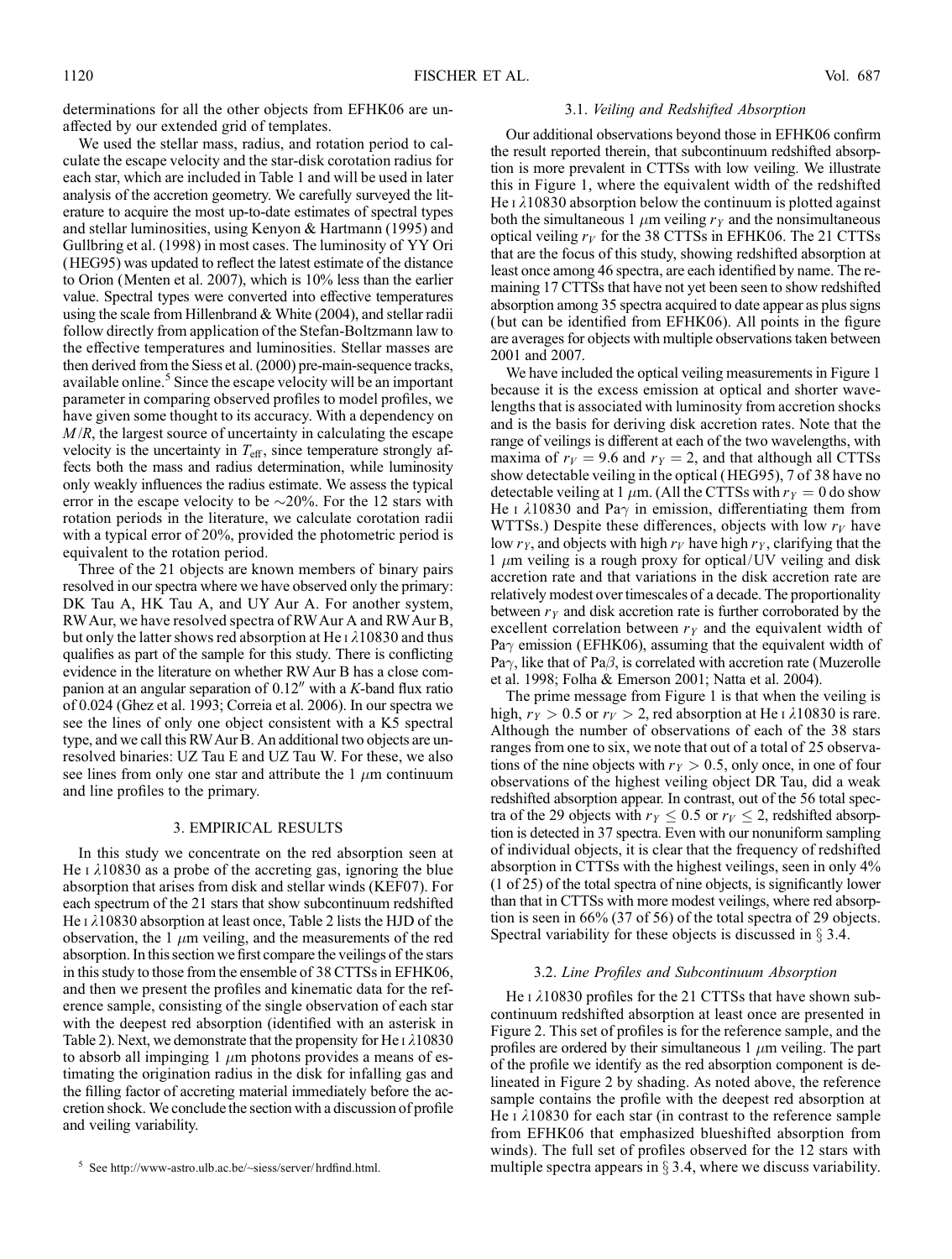determinations for all the other objects from EFHK06 are unaffected by our extended grid of templates.

We used the stellar mass, radius, and rotation period to calculate the escape velocity and the star-disk corotation radius for each star, which are included in Table 1 and will be used in later analysis of the accretion geometry. We carefully surveyed the literature to acquire the most up-to-date estimates of spectral types and stellar luminosities, using Kenyon & Hartmann (1995) and Gullbring et al. (1998) in most cases. The luminosity of YY Ori (HEG95) was updated to reflect the latest estimate of the distance to Orion (Menten et al. 2007), which is 10% less than the earlier value. Spectral types were converted into effective temperatures using the scale from Hillenbrand & White (2004), and stellar radii follow directly from application of the Stefan-Boltzmann law to the effective temperatures and luminosities. Stellar masses are then derived from the Siess et al. (2000) pre-main-sequence tracks, available online.[5] Since the escape velocity will be an important parameter in comparing observed profiles to model profiles, we have given some thought to its accuracy. With a dependency on $M/R$, the largest source of uncertainty in calculating the escape velocity is the uncertainty in $T_{\rm eff}$, since temperature strongly affects both the mass and radius determination, while luminosity only weakly influences the radius estimate. We assess the typical error in the escape velocity to be $\sim$20%. For the 12 stars with rotation periods in the literature, we calculate corotation radii with a typical error of 20%, provided the photometric period is equivalent to the rotation period.

Three of the 21 objects are known members of binary pairs resolved in our spectra where we have observed only the primary: DK Tau A, HK Tau A, and UY Aur A. For another system, RW Aur, we have resolved spectra of RW Aur A and RW Aur B, but only the latter shows red absorption at He I $\lambda$10830 and thus qualifies as part of the sample for this study. There is conflicting evidence in the literature on whether RW Aur B has a close companion at an angular separation of 0.12″ with a $K$-band flux ratio of 0.024 (Ghez et al. 1993; Correia et al. 2006). In our spectra we see the lines of only one object consistent with a K5 spectral type, and we call this RW Aur B. An additional two objects are unresolved binaries: UZ Tau E and UZ Tau W. For these, we also see lines from only one star and attribute the 1 $\mu$m continuum and line profiles to the primary.

## 3. EMPIRICAL RESULTS

In this study we concentrate on the red absorption seen at He I $\lambda$10830 as a probe of the accreting gas, ignoring the blue absorption that arises from disk and stellar winds (KEF07). For each spectrum of the 21 stars that show subcontinuum redshifted He I $\lambda$10830 absorption at least once, Table 2 lists the HJD of the observation, the 1 $\mu$m veiling, and the measurements of the red absorption. In this section we first compare the veilings of the stars in this study to those from the ensemble of 38 CTTSs in EFHK06, and then we present the profiles and kinematic data for the reference sample, consisting of the single observation of each star with the deepest red absorption (identified with an asterisk in Table 2). Next, we demonstrate that the propensity for He I $\lambda$10830 to absorb all impinging 1 $\mu$m photons provides a means of estimating the origination radius in the disk for infalling gas and the filling factor of accreting material immediately before the accretion shock. We conclude the section with a discussion of profile and veiling variability.

### 3.1. *Veiling and Redshifted Absorption*

Our additional observations beyond those in EFHK06 confirm the result reported therein, that subcontinuum redshifted absorption is more prevalent in CTTSs with low veiling. We illustrate this in Figure 1, where the equivalent width of the redshifted He I $\lambda$10830 absorption below the continuum is plotted against both the simultaneous 1 $\mu$m veiling $r_Y$ and the nonsimultaneous optical veiling $r_V$ for the 38 CTTSs in EFHK06. The 21 CTTSs that are the focus of this study, showing redshifted absorption at least once among 46 spectra, are each identified by name. The remaining 17 CTTSs that have not yet been seen to show redshifted absorption among 35 spectra acquired to date appear as plus signs (but can be identified from EFHK06). All points in the figure are averages for objects with multiple observations taken between 2001 and 2007.

We have included the optical veiling measurements in Figure 1 because it is the excess emission at optical and shorter wavelengths that is associated with luminosity from accretion shocks and is the basis for deriving disk accretion rates. Note that the range of veilings is different at each of the two wavelengths, with maxima of $r_V = 9.6$ and $r_Y = 2$, and that although all CTTSs show detectable veiling in the optical (HEG95), 7 of 38 have no detectable veiling at 1 $\mu$m. (All the CTTSs with $r_Y = 0$ do show He I $\lambda$10830 and Pa$\gamma$ in emission, differentiating them from WTTSs.) Despite these differences, objects with low $r_V$ have low $r_Y$, and objects with high $r_V$ have high $r_Y$, clarifying that the 1 $\mu$m veiling is a rough proxy for optical/UV veiling and disk accretion rate and that variations in the disk accretion rate are relatively modest over timescales of a decade. The proportionality between $r_Y$ and disk accretion rate is further corroborated by the excellent correlation between $r_Y$ and the equivalent width of Pa$\gamma$ emission (EFHK06), assuming that the equivalent width of Pa$\gamma$, like that of Pa$\beta$, is correlated with accretion rate (Muzerolle et al. 1998; Folha & Emerson 2001; Natta et al. 2004).

The prime message from Figure 1 is that when the veiling is high, $r_Y > 0.5$ or $r_V > 2$, red absorption at He I $\lambda$10830 is rare. Although the number of observations of each of the 38 stars ranges from one to six, we note that out of a total of 25 observations of the nine objects with $r_Y > 0.5$, only once, in one of four observations of the highest veiling object DR Tau, did a weak redshifted absorption appear. In contrast, out of the 56 total spectra of the 29 objects with $r_Y \leq 0.5$ or $r_V \leq 2$, redshifted absorption is detected in 37 spectra. Even with our nonuniform sampling of individual objects, it is clear that the frequency of redshifted absorption in CTTSs with the highest veilings, seen in only 4% (1 of 25) of the total spectra of nine objects, is significantly lower than that in CTTSs with more modest veilings, where red absorption is seen in 66% (37 of 56) of the total spectra of 29 objects. Spectral variability for these objects is discussed in § 3.4.

### 3.2. *Line Profiles and Subcontinuum Absorption*

He I $\lambda$10830 profiles for the 21 CTTSs that have shown subcontinuum redshifted absorption at least once are presented in Figure 2. This set of profiles is for the reference sample, and the profiles are ordered by their simultaneous 1 $\mu$m veiling. The part of the profile we identify as the red absorption component is delineated in Figure 2 by shading. As noted above, the reference sample contains the profile with the deepest red absorption at He I $\lambda$10830 for each star (in contrast to the reference sample from EFHK06 that emphasized blueshifted absorption from winds). The full set of profiles observed for the 12 stars with multiple spectra appears in § 3.4, where we discuss variability.

[5] See http://www-astro.ulb.ac.be/~siess/server/hrdfind.html.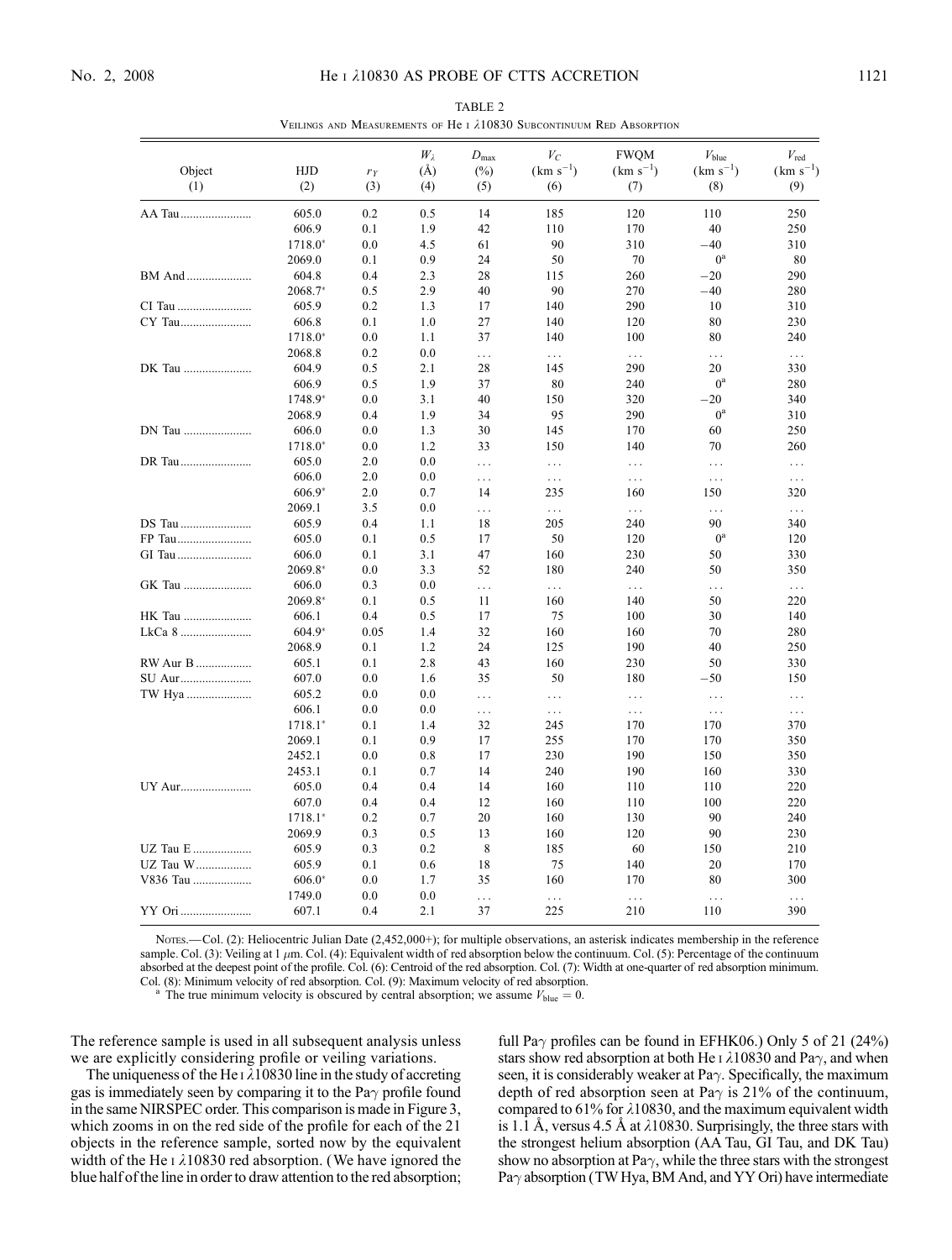TABLE 2

Veilings and Measurements of He I λ10830 Subcontinuum Red Absorption

| Object (1) | HJD (2) | $r_Y$ (3) | $W_\lambda$ (Å) (4) | $D_{max}$ (%) (5) | $V_C$ (km s$^{-1}$) (6) | FWQM (km s$^{-1}$) (7) | $V_{blue}$ (km s$^{-1}$) (8) | $V_{red}$ (km s$^{-1}$) (9) |
|---|---|---|---|---|---|---|---|---|
| AA Tau | 605.0 | 0.2 | 0.5 | 14 | 185 | 120 | 110 | 250 |
| | 606.9 | 0.1 | 1.9 | 42 | 110 | 170 | 40 | 250 |
| | 1718.0* | 0.0 | 4.5 | 61 | 90 | 310 | −40 | 310 |
| | 2069.0 | 0.1 | 0.9 | 24 | 50 | 70 | 0[a] | 80 |
| BM And | 604.8 | 0.4 | 2.3 | 28 | 115 | 260 | −20 | 290 |
| | 2068.7* | 0.5 | 2.9 | 40 | 90 | 270 | −40 | 280 |
| CI Tau | 605.9 | 0.2 | 1.3 | 17 | 140 | 290 | 10 | 310 |
| CY Tau | 606.8 | 0.1 | 1.0 | 27 | 140 | 120 | 80 | 230 |
| | 1718.0* | 0.0 | 1.1 | 37 | 140 | 100 | 80 | 240 |
| | 2068.8 | 0.2 | 0.0 | ... | ... | ... | ... | ... |
| DK Tau | 604.9 | 0.5 | 2.1 | 28 | 145 | 290 | 20 | 330 |
| | 606.9 | 0.5 | 1.9 | 37 | 80 | 240 | 0[a] | 280 |
| | 1748.9* | 0.0 | 3.1 | 40 | 150 | 320 | −20 | 340 |
| | 2068.9 | 0.4 | 1.9 | 34 | 95 | 290 | 0[a] | 310 |
| DN Tau | 606.0 | 0.0 | 1.3 | 30 | 145 | 170 | 60 | 250 |
| | 1718.0* | 0.0 | 1.2 | 33 | 150 | 140 | 70 | 260 |
| DR Tau | 605.0 | 2.0 | 0.0 | ... | ... | ... | ... | ... |
| | 606.0 | 2.0 | 0.0 | ... | ... | ... | ... | ... |
| | 606.9* | 2.0 | 0.7 | 14 | 235 | 160 | 150 | 320 |
| | 2069.1 | 3.5 | 0.0 | ... | ... | ... | ... | ... |
| DS Tau | 605.9 | 0.4 | 1.1 | 18 | 205 | 240 | 90 | 340 |
| FP Tau | 605.0 | 0.1 | 0.5 | 17 | 50 | 120 | 0[a] | 120 |
| GI Tau | 606.0 | 0.1 | 3.1 | 47 | 160 | 230 | 50 | 330 |
| | 2069.8* | 0.0 | 3.3 | 52 | 180 | 240 | 50 | 350 |
| GK Tau | 606.0 | 0.3 | 0.0 | ... | ... | ... | ... | ... |
| | 2069.8* | 0.1 | 0.5 | 11 | 160 | 140 | 50 | 220 |
| HK Tau | 606.1 | 0.4 | 0.5 | 17 | 75 | 100 | 30 | 140 |
| LkCa 8 | 604.9* | 0.05 | 1.4 | 32 | 160 | 160 | 70 | 280 |
| | 2068.9 | 0.1 | 1.2 | 24 | 125 | 190 | 40 | 250 |
| RW Aur B | 605.1 | 0.1 | 2.8 | 43 | 160 | 230 | 50 | 330 |
| SU Aur | 607.0 | 0.0 | 1.6 | 35 | 50 | 180 | −50 | 150 |
| TW Hya | 605.2 | 0.0 | 0.0 | ... | ... | ... | ... | ... |
| | 606.1 | 0.0 | 0.0 | ... | ... | ... | ... | ... |
| | 1718.1* | 0.1 | 1.4 | 32 | 245 | 170 | 170 | 370 |
| | 2069.1 | 0.1 | 0.9 | 17 | 255 | 170 | 170 | 350 |
| | 2452.1 | 0.0 | 0.8 | 17 | 230 | 190 | 150 | 350 |
| | 2453.1 | 0.1 | 0.7 | 14 | 240 | 190 | 160 | 330 |
| UY Aur | 605.0 | 0.4 | 0.4 | 14 | 160 | 110 | 110 | 220 |
| | 607.0 | 0.4 | 0.4 | 12 | 160 | 110 | 100 | 220 |
| | 1718.1* | 0.2 | 0.7 | 20 | 160 | 130 | 90 | 240 |
| | 2069.9 | 0.3 | 0.5 | 13 | 160 | 120 | 90 | 230 |
| UZ Tau E | 605.9 | 0.3 | 0.2 | 8 | 185 | 60 | 150 | 210 |
| UZ Tau W | 605.9 | 0.1 | 0.6 | 18 | 75 | 140 | 20 | 170 |
| V836 Tau | 606.0* | 0.0 | 1.7 | 35 | 160 | 170 | 80 | 300 |
| | 1749.0 | 0.0 | 0.0 | ... | ... | ... | ... | ... |
| YY Ori | 607.1 | 0.4 | 2.1 | 37 | 225 | 210 | 110 | 390 |

Notes.—Col. (2): Heliocentric Julian Date (2,452,000+); for multiple observations, an asterisk indicates membership in the reference sample. Col. (3): Veiling at 1 μm. Col. (4): Equivalent width of red absorption below the continuum. Col. (5): Percentage of the continuum absorbed at the deepest point of the profile. Col. (6): Centroid of the red absorption. Col. (7): Width at one-quarter of red absorption minimum. Col. (8): Minimum velocity of red absorption. Col. (9): Maximum velocity of red absorption.

[a] The true minimum velocity is obscured by central absorption; we assume $V_{blue} = 0$.

The reference sample is used in all subsequent analysis unless we are explicitly considering profile or veiling variations.

The uniqueness of the He I λ10830 line in the study of accreting gas is immediately seen by comparing it to the Paγ profile found in the same NIRSPEC order. This comparison is made in Figure 3, which zooms in on the red side of the profile for each of the 21 objects in the reference sample, sorted now by the equivalent width of the He I λ10830 red absorption. (We have ignored the blue half of the line in order to draw attention to the red absorption; full Paγ profiles can be found in EFHK06.) Only 5 of 21 (24%) stars show red absorption at both He I λ10830 and Paγ, and when seen, it is considerably weaker at Paγ. Specifically, the maximum depth of red absorption seen at Paγ is 21% of the continuum, compared to 61% for λ10830, and the maximum equivalent width is 1.1 Å, versus 4.5 Å at λ10830. Surprisingly, the three stars with the strongest helium absorption (AA Tau, GI Tau, and DK Tau) show no absorption at Paγ, while the three stars with the strongest Paγ absorption (TW Hya, BM And, and YY Ori) have intermediate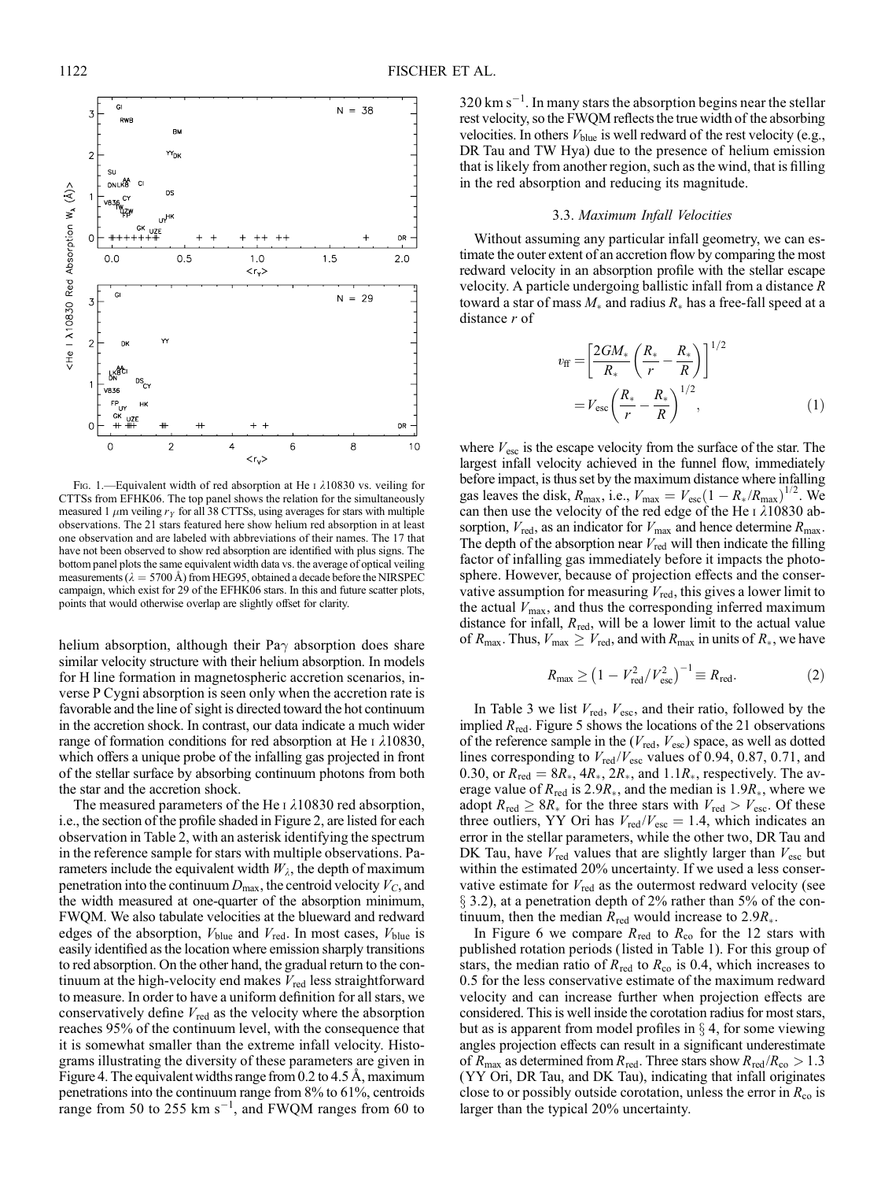GI
RWB
BM
YY DK
SU
DN LkCa8 CI
DS
CY
VB36
TW
UZW
FP
UY HK
GK UZE
DR
N = 38
0.0
0.5
1.0
1.5
2.0
$<r_Y>$
<He I λ10830 Red Absorption $W_\lambda$ (Å)>
3
2
1
0

GI
DK
YY
LkCa8 CI
DN
DS
CY
VB36
FP
UY
HK
GK UZE
DR
N = 29
0
2
4
6
8
10
$<r_V>$
3
2
1
0

Fig. 1.—Equivalent width of red absorption at He I $\lambda$10830 vs. veiling for CTTSs from EFHK06. The top panel shows the relation for the simultaneously measured 1 $\mu$m veiling $r_Y$ for all 38 CTTSs, using averages for stars with multiple observations. The 21 stars featured here show helium red absorption in at least one observation and are labeled with abbreviations of their names. The 17 that have not been observed to show red absorption are identified with plus signs. The bottom panel plots the same equivalent width data vs. the average of optical veiling measurements ($\lambda$ = 5700 Å) from HEG95, obtained a decade before the NIRSPEC campaign, which exist for 29 of the EFHK06 stars. In this and future scatter plots, points that would otherwise overlap are slightly offset for clarity.

helium absorption, although their Pa$\gamma$ absorption does share similar velocity structure with their helium absorption. In models for H line formation in magnetospheric accretion scenarios, inverse P Cygni absorption is seen only when the accretion rate is favorable and the line of sight is directed toward the hot continuum in the accretion shock. In contrast, our data indicate a much wider range of formation conditions for red absorption at He I $\lambda$10830, which offers a unique probe of the infalling gas projected in front of the stellar surface by absorbing continuum photons from both the star and the accretion shock.

The measured parameters of the He I $\lambda$10830 red absorption, i.e., the section of the profile shaded in Figure 2, are listed for each observation in Table 2, with an asterisk identifying the spectrum in the reference sample for stars with multiple observations. Parameters include the equivalent width $W_\lambda$, the depth of maximum penetration into the continuum $D_{\max}$, the centroid velocity $V_C$, and the width measured at one-quarter of the absorption minimum, FWQM. We also tabulate velocities at the blueward and redward edges of the absorption, $V_{\rm blue}$ and $V_{\rm red}$. In most cases, $V_{\rm blue}$ is easily identified as the location where emission sharply transitions to red absorption. On the other hand, the gradual return to the continuum at the high-velocity end makes $V_{\rm red}$ less straightforward to measure. In order to have a uniform definition for all stars, we conservatively define $V_{\rm red}$ as the velocity where the absorption reaches 95% of the continuum level, with the consequence that it is somewhat smaller than the extreme infall velocity. Histograms illustrating the diversity of these parameters are given in Figure 4. The equivalent widths range from 0.2 to 4.5 Å, maximum penetrations into the continuum range from 8% to 61%, centroids range from 50 to 255 km s$^{-1}$, and FWQM ranges from 60 to 320 km s$^{-1}$. In many stars the absorption begins near the stellar rest velocity, so the FWQM reflects the true width of the absorbing velocities. In others $V_{\rm blue}$ is well redward of the rest velocity (e.g., DR Tau and TW Hya) due to the presence of helium emission that is likely from another region, such as the wind, that is filling in the red absorption and reducing its magnitude.

### 3.3. *Maximum Infall Velocities*

Without assuming any particular infall geometry, we can estimate the outer extent of an accretion flow by comparing the most redward velocity in an absorption profile with the stellar escape velocity. A particle undergoing ballistic infall from a distance $R$ toward a star of mass $M_*$ and radius $R_*$ has a free-fall speed at a distance $r$ of

$$v_{\rm ff} = \left[\frac{2GM_*}{R_*}\left(\frac{R_*}{r} - \frac{R_*}{R}\right)\right]^{1/2} = V_{\rm esc}\left(\frac{R_*}{r} - \frac{R_*}{R}\right)^{1/2}, \qquad (1)$$

where $V_{\rm esc}$ is the escape velocity from the surface of the star. The largest infall velocity achieved in the funnel flow, immediately before impact, is thus set by the maximum distance where infalling gas leaves the disk, $R_{\max}$, i.e., $V_{\max} = V_{\rm esc}(1 - R_*/R_{\max})^{1/2}$. We can then use the velocity of the red edge of the He I $\lambda$10830 absorption, $V_{\rm red}$, as an indicator for $V_{\max}$ and hence determine $R_{\max}$. The depth of the absorption near $V_{\rm red}$ will then indicate the filling factor of infalling gas immediately before it impacts the photosphere. However, because of projection effects and the conservative assumption for measuring $V_{\rm red}$, this gives a lower limit to the actual $V_{\max}$, and thus the corresponding inferred maximum distance for infall, $R_{\rm red}$, will be a lower limit to the actual value of $R_{\max}$. Thus, $V_{\max} \geq V_{\rm red}$, and with $R_{\max}$ in units of $R_*$, we have

$$R_{\max} \geq \left(1 - V_{\rm red}^2/V_{\rm esc}^2\right)^{-1} \equiv R_{\rm red}. \qquad (2)$$

In Table 3 we list $V_{\rm red}$, $V_{\rm esc}$, and their ratio, followed by the implied $R_{\rm red}$. Figure 5 shows the locations of the 21 observations of the reference sample in the ($V_{\rm red}$, $V_{\rm esc}$) space, as well as dotted lines corresponding to $V_{\rm red}/V_{\rm esc}$ values of 0.94, 0.87, 0.71, and 0.30, or $R_{\rm red} = 8R_*$, $4R_*$, $2R_*$, and $1.1R_*$, respectively. The average value of $R_{\rm red}$ is $2.9R_*$, and the median is $1.9R_*$, where we adopt $R_{\rm red} \geq 8R_*$ for the three stars with $V_{\rm red} > V_{\rm esc}$. Of these three outliers, YY Ori has $V_{\rm red}/V_{\rm esc} = 1.4$, which indicates an error in the stellar parameters, while the other two, DR Tau and DK Tau, have $V_{\rm red}$ values that are slightly larger than $V_{\rm esc}$ but within the estimated 20% uncertainty. If we used a less conservative estimate for $V_{\rm red}$ as the outermost redward velocity (see § 3.2), at a penetration depth of 2% rather than 5% of the continuum, then the median $R_{\rm red}$ would increase to $2.9R_*$.

In Figure 6 we compare $R_{\rm red}$ to $R_{\rm co}$ for the 12 stars with published rotation periods (listed in Table 1). For this group of stars, the median ratio of $R_{\rm red}$ to $R_{\rm co}$ is 0.4, which increases to 0.5 for the less conservative estimate of the maximum redward velocity and can increase further when projection effects are considered. This is well inside the corotation radius for most stars, but as is apparent from model profiles in § 4, for some viewing angles projection effects can result in a significant underestimate of $R_{\max}$ as determined from $R_{\rm red}$. Three stars show $R_{\rm red}/R_{\rm co} > 1.3$ (YY Ori, DR Tau, and DK Tau), indicating that infall originates close to or possibly outside corotation, unless the error in $R_{\rm co}$ is larger than the typical 20% uncertainty.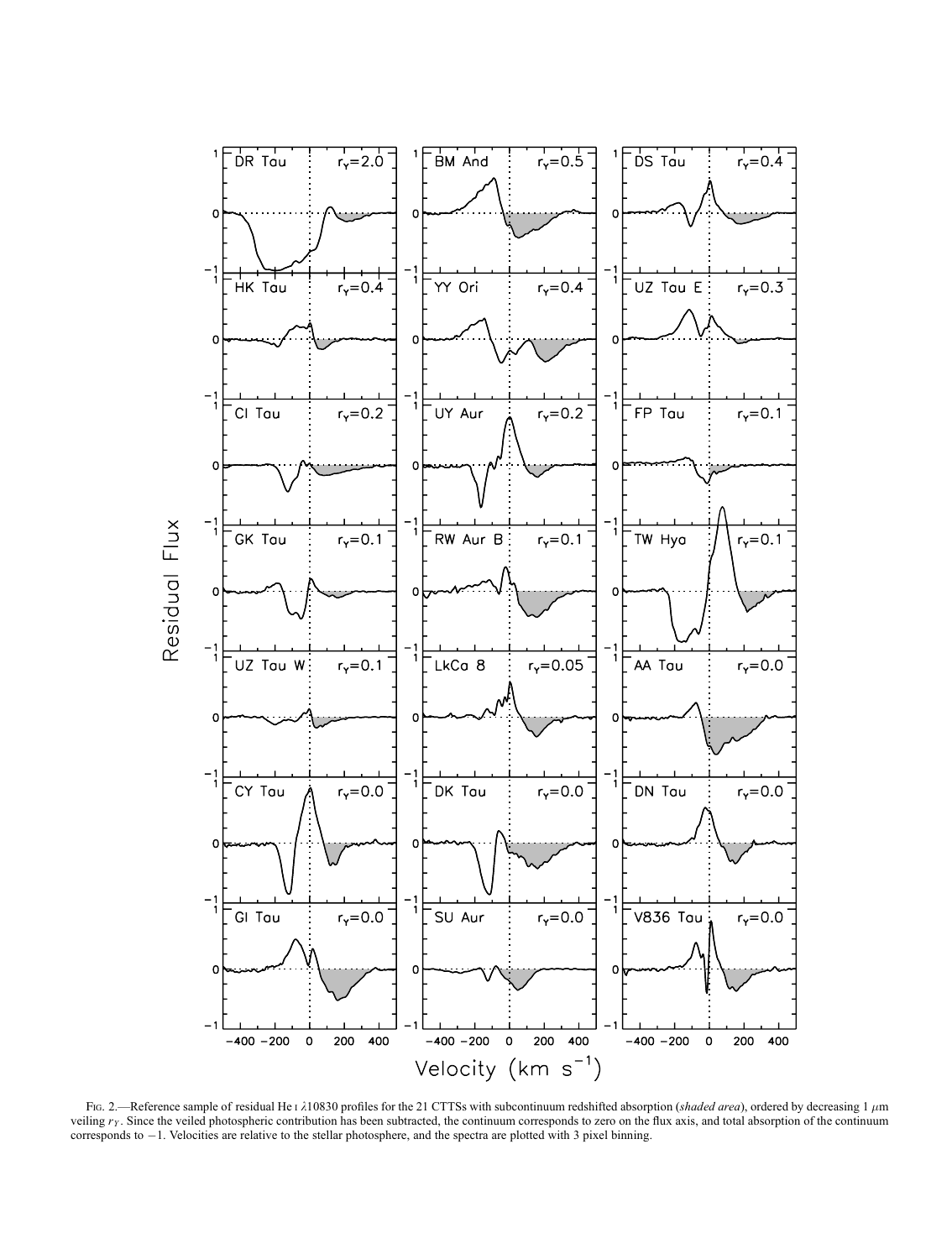DR Tau $r_Y$=2.0

BM And $r_Y$=0.5

DS Tau $r_Y$=0.4

HK Tau $r_Y$=0.4

YY Ori $r_Y$=0.4

UZ Tau E $r_Y$=0.3

CI Tau $r_Y$=0.2

UY Aur $r_Y$=0.2

FP Tau $r_Y$=0.1

GK Tau $r_Y$=0.1

RW Aur B $r_Y$=0.1

TW Hya $r_Y$=0.1

UZ Tau W $r_Y$=0.1

LkCa 8 $r_Y$=0.05

AA Tau $r_Y$=0.0

CY Tau $r_Y$=0.0

DK Tau $r_Y$=0.0

DN Tau $r_Y$=0.0

GI Tau $r_Y$=0.0

SU Aur $r_Y$=0.0

V836 Tau $r_Y$=0.0

Residual Flux

Velocity (km s$^{-1}$)

FIG. 2.—Reference sample of residual He I $\lambda$10830 profiles for the 21 CTTSs with subcontinuum redshifted absorption (*shaded area*), ordered by decreasing 1 $\mu$m veiling $r_Y$. Since the veiled photospheric contribution has been subtracted, the continuum corresponds to zero on the flux axis, and total absorption of the continuum corresponds to $-1$. Velocities are relative to the stellar photosphere, and the spectra are plotted with 3 pixel binning.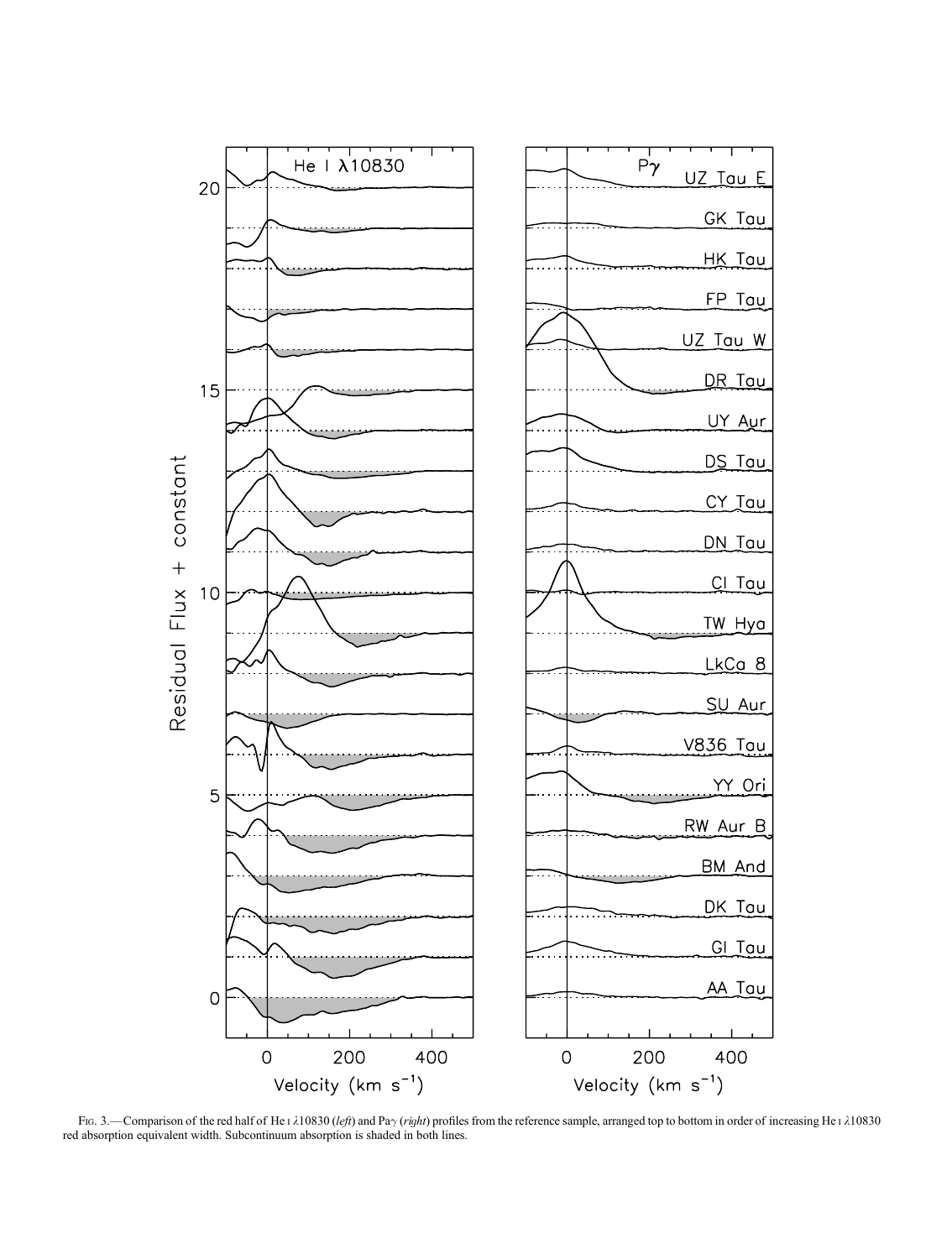He I λ10830

Pγ

Residual Flux + constant

20

15

10

5

0

Velocity (km s$^{-1}$)

0 200 400

UZ Tau E

GK Tau

HK Tau

FP Tau

UZ Tau W

DR Tau

UY Aur

DS Tau

CY Tau

DN Tau

CI Tau

TW Hya

LkCa 8

SU Aur

V836 Tau

YY Ori

RW Aur B

BM And

DK Tau

GI Tau

AA Tau

Fig. 3.—Comparison of the red half of He I λ10830 (*left*) and Paγ (*right*) profiles from the reference sample, arranged top to bottom in order of increasing He I λ10830 red absorption equivalent width. Subcontinuum absorption is shaded in both lines.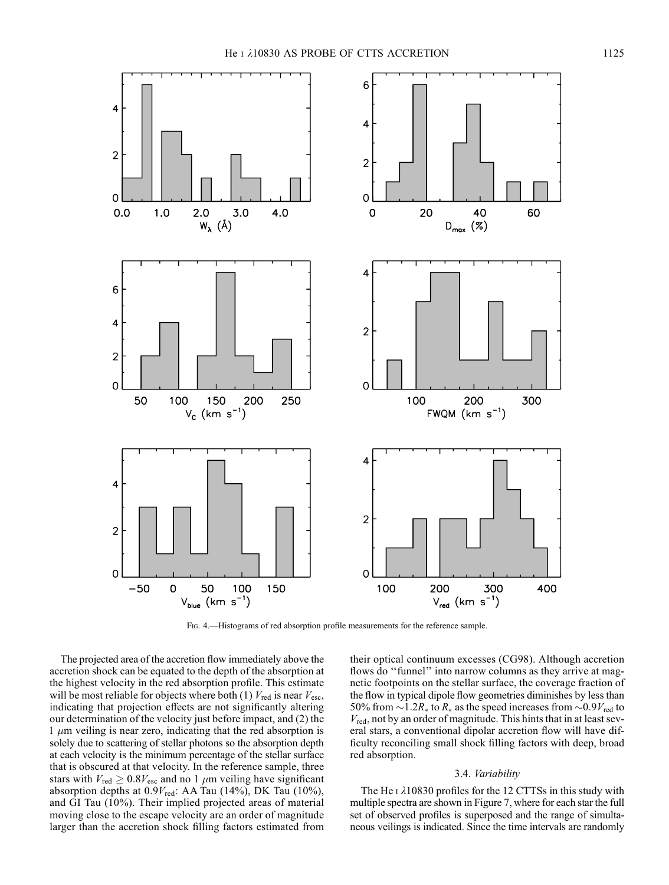0.0
1.0
2.0
3.0
4.0
$W_\lambda$ (Å)

0
20
40
60
$D_{max}$ (%)

50
100
150
200
250
$V_c$ (km s$^{-1}$)

100
200
300
FWQM (km s$^{-1}$)

−50
0
50
100
150
$V_{blue}$ (km s$^{-1}$)

100
200
300
400
$V_{red}$ (km s$^{-1}$)

Fig. 4.—Histograms of red absorption profile measurements for the reference sample.

The projected area of the accretion flow immediately above the accretion shock can be equated to the depth of the absorption at the highest velocity in the red absorption profile. This estimate will be most reliable for objects where both (1) $V_{red}$ is near $V_{esc}$, indicating that projection effects are not significantly altering our determination of the velocity just before impact, and (2) the 1 $\mu$m veiling is near zero, indicating that the red absorption is solely due to scattering of stellar photons so the absorption depth at each velocity is the minimum percentage of the stellar surface that is obscured at that velocity. In the reference sample, three stars with $V_{red} \geq 0.8V_{esc}$ and no 1 $\mu$m veiling have significant absorption depths at $0.9V_{red}$: AA Tau (14%), DK Tau (10%), and GI Tau (10%). Their implied projected areas of material moving close to the escape velocity are an order of magnitude larger than the accretion shock filling factors estimated from their optical continuum excesses (CG98). Although accretion flows do "funnel" into narrow columns as they arrive at magnetic footpoints on the stellar surface, the coverage fraction of the flow in typical dipole flow geometries diminishes by less than 50% from $\sim 1.2R_*$ to $R_*$ as the speed increases from $\sim 0.9V_{red}$ to $V_{red}$, not by an order of magnitude. This hints that in at least several stars, a conventional dipolar accretion flow will have difficulty reconciling small shock filling factors with deep, broad red absorption.

### 3.4. *Variability*

The He I $\lambda$10830 profiles for the 12 CTTSs in this study with multiple spectra are shown in Figure 7, where for each star the full set of observed profiles is superposed and the range of simultaneous veilings is indicated. Since the time intervals are randomly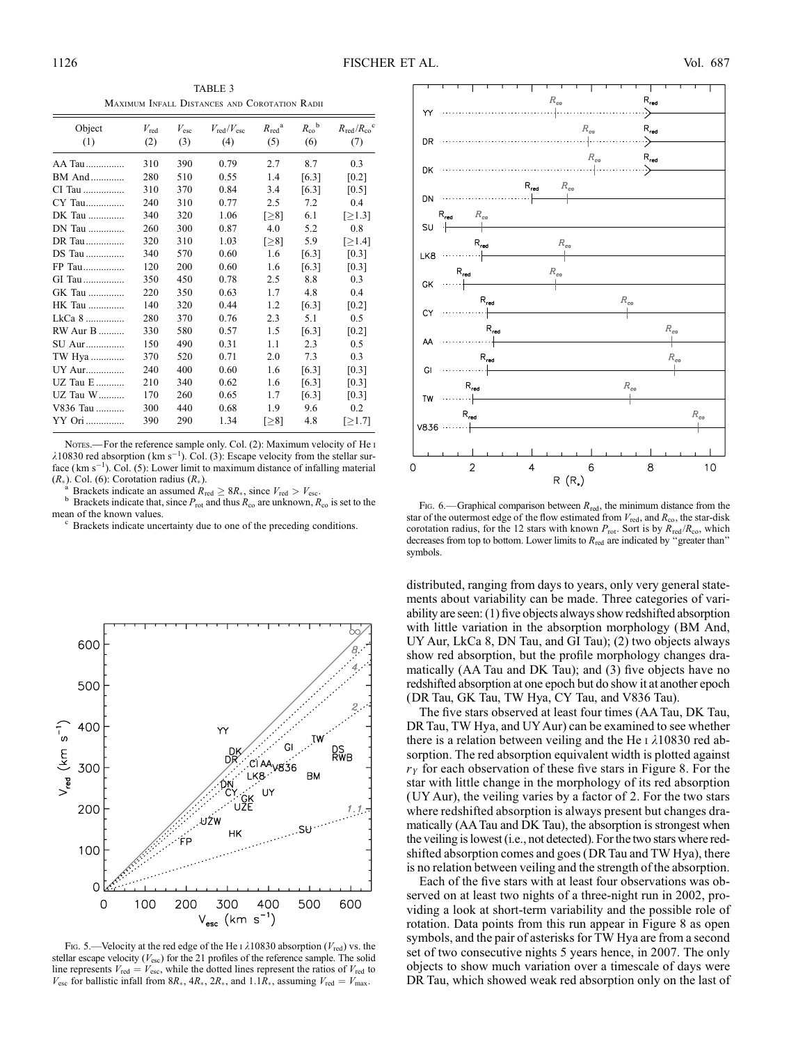TABLE 3
Maximum Infall Distances and Corotation Radii

| Object (1) | $V_{red}$ (2) | $V_{esc}$ (3) | $V_{red}/V_{esc}$ (4) | $R_{red}$[a] (5) | $R_{co}$[b] (6) | $R_{red}/R_{co}$[c] (7) |
|---|---|---|---|---|---|---|
| AA Tau | 310 | 390 | 0.79 | 2.7 | 8.7 | 0.3 |
| BM And | 280 | 510 | 0.55 | 1.4 | [6.3] | [0.2] |
| CI Tau | 310 | 370 | 0.84 | 3.4 | [6.3] | [0.5] |
| CY Tau | 240 | 310 | 0.77 | 2.5 | 7.2 | 0.4 |
| DK Tau | 340 | 320 | 1.06 | [≥8] | 6.1 | [≥1.3] |
| DN Tau | 260 | 300 | 0.87 | 4.0 | 5.2 | 0.8 |
| DR Tau | 320 | 310 | 1.03 | [≥8] | 5.9 | [≥1.4] |
| DS Tau | 340 | 570 | 0.60 | 1.6 | [6.3] | [0.3] |
| FP Tau | 120 | 200 | 0.60 | 1.6 | [6.3] | [0.3] |
| GI Tau | 350 | 450 | 0.78 | 2.5 | 8.8 | 0.3 |
| GK Tau | 220 | 350 | 0.63 | 1.7 | 4.8 | 0.4 |
| HK Tau | 140 | 320 | 0.44 | 1.2 | [6.3] | [0.2] |
| LkCa 8 | 280 | 370 | 0.76 | 2.3 | 5.1 | 0.5 |
| RW Aur B | 330 | 580 | 0.57 | 1.5 | [6.3] | [0.2] |
| SU Aur | 150 | 490 | 0.31 | 1.1 | 2.3 | 0.5 |
| TW Hya | 370 | 520 | 0.71 | 2.0 | 7.3 | 0.3 |
| UY Aur | 240 | 400 | 0.60 | 1.6 | [6.3] | [0.3] |
| UZ Tau E | 210 | 340 | 0.62 | 1.6 | [6.3] | [0.3] |
| UZ Tau W | 170 | 260 | 0.65 | 1.7 | [6.3] | [0.3] |
| V836 Tau | 300 | 440 | 0.68 | 1.9 | 9.6 | 0.2 |
| YY Ori | 390 | 290 | 1.34 | [≥8] | 4.8 | [≥1.7] |

Notes.— For the reference sample only. Col. (2): Maximum velocity of He I $\lambda$10830 red absorption (km s$^{-1}$). Col. (3): Escape velocity from the stellar surface (km s$^{-1}$). Col. (5): Lower limit to maximum distance of infalling material ($R_*$). Col. (6): Corotation radius ($R_*$).

[a] Brackets indicate an assumed $R_{red} \geq 8R_*$, since $V_{red} > V_{esc}$.

[b] Brackets indicate that, since $P_{rot}$ and thus $R_{co}$ are unknown, $R_{co}$ is set to the mean of the known values.

[c] Brackets indicate uncertainty due to one of the preceding conditions.

Fig. 5.—Velocity at the red edge of the He I $\lambda$10830 absorption ($V_{red}$) vs. the stellar escape velocity ($V_{esc}$) for the 21 profiles of the reference sample. The solid line represents $V_{red} = V_{esc}$, while the dotted lines represent the ratios of $V_{red}$ to $V_{esc}$ for ballistic infall from $8R_*$, $4R_*$, $2R_*$, and $1.1R_*$, assuming $V_{red} = V_{max}$.

Fig. 6.—Graphical comparison between $R_{red}$, the minimum distance from the star of the outermost edge of the flow estimated from $V_{red}$, and $R_{co}$, the star-disk corotation radius, for the 12 stars with known $P_{rot}$. Sort is by $R_{red}/R_{co}$, which decreases from top to bottom. Lower limits to $R_{red}$ are indicated by "greater than" symbols.

distributed, ranging from days to years, only very general statements about variability can be made. Three categories of variability are seen: (1) five objects always show redshifted absorption with little variation in the absorption morphology (BM And, UY Aur, LkCa 8, DN Tau, and GI Tau); (2) two objects always show red absorption, but the profile morphology changes dramatically (AA Tau and DK Tau); and (3) five objects have no redshifted absorption at one epoch but do show it at another epoch (DR Tau, GK Tau, TW Hya, CY Tau, and V836 Tau).

The five stars observed at least four times (AA Tau, DK Tau, DR Tau, TW Hya, and UY Aur) can be examined to see whether there is a relation between veiling and the He I $\lambda$10830 red absorption. The red absorption equivalent width is plotted against $r_Y$ for each observation of these five stars in Figure 8. For the star with little change in the morphology of its red absorption (UY Aur), the veiling varies by a factor of 2. For the two stars where redshifted absorption is always present but changes dramatically (AA Tau and DK Tau), the absorption is strongest when the veiling is lowest (i.e., not detected). For the two stars where redshifted absorption comes and goes (DR Tau and TW Hya), there is no relation between veiling and the strength of the absorption.

Each of the five stars with at least four observations was observed on at least two nights of a three-night run in 2002, providing a look at short-term variability and the possible role of rotation. Data points from this run appear in Figure 8 as open symbols, and the pair of asterisks for TW Hya are from a second set of two consecutive nights 5 years hence, in 2007. The only objects to show much variation over a timescale of days were DR Tau, which showed weak red absorption only on the last of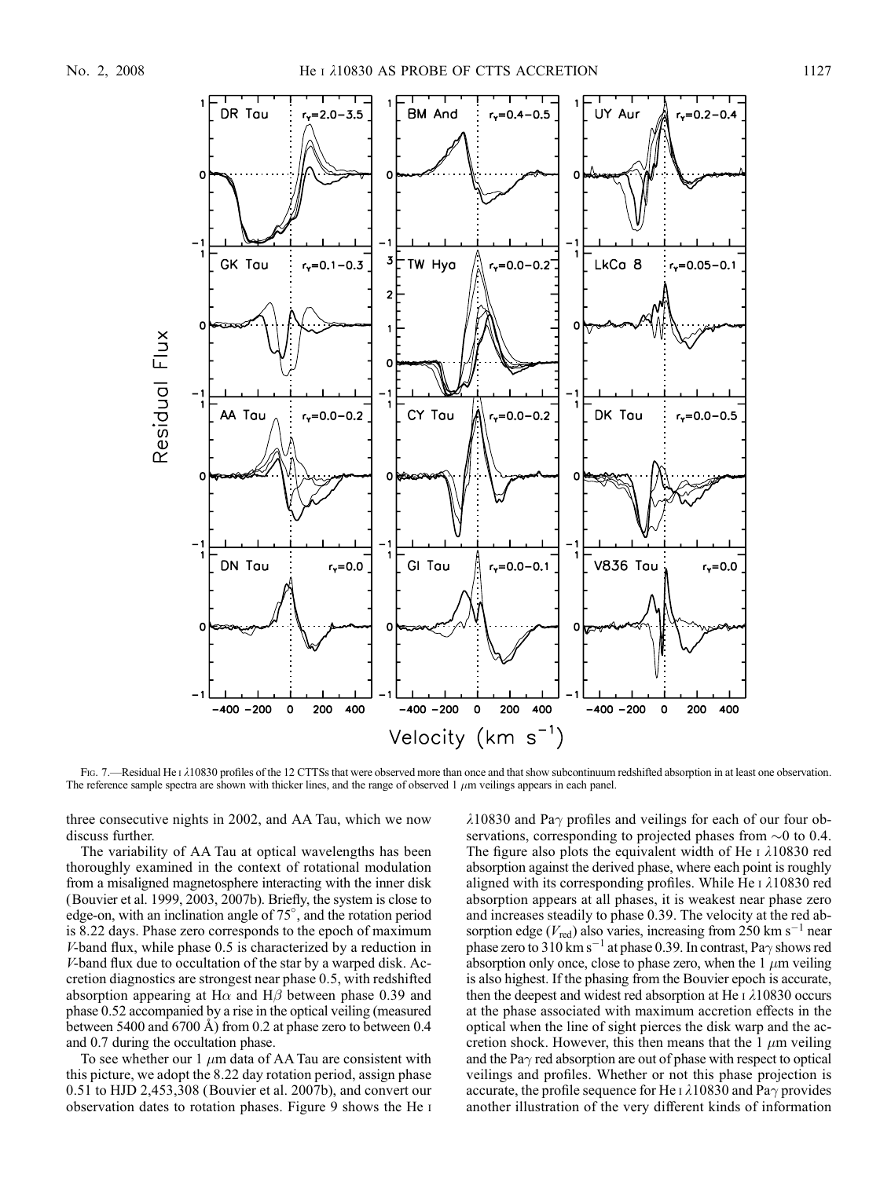DR Tau r_Y=2.0–3.5

BM And r_Y=0.4–0.5

UY Aur r_Y=0.2–0.4

GK Tau r_Y=0.1–0.3

TW Hya r_Y=0.0–0.2

LkCa 8 r_Y=0.05–0.1

AA Tau r_Y=0.0–0.2

CY Tau r_Y=0.0–0.2

DK Tau r_Y=0.0–0.5

DN Tau r_Y=0.0

GI Tau r_Y=0.0–0.1

V836 Tau r_Y=0.0

Residual Flux

Velocity (km s$^{-1}$)

Fig. 7.—Residual He I $\lambda$10830 profiles of the 12 CTTSs that were observed more than once and that show subcontinuum redshifted absorption in at least one observation. The reference sample spectra are shown with thicker lines, and the range of observed 1 $\mu$m veilings appears in each panel.

three consecutive nights in 2002, and AA Tau, which we now discuss further.

The variability of AA Tau at optical wavelengths has been thoroughly examined in the context of rotational modulation from a misaligned magnetosphere interacting with the inner disk (Bouvier et al. 1999, 2003, 2007b). Briefly, the system is close to edge-on, with an inclination angle of 75°, and the rotation period is 8.22 days. Phase zero corresponds to the epoch of maximum $V$-band flux, while phase 0.5 is characterized by a reduction in $V$-band flux due to occultation of the star by a warped disk. Accretion diagnostics are strongest near phase 0.5, with redshifted absorption appearing at H$\alpha$ and H$\beta$ between phase 0.39 and phase 0.52 accompanied by a rise in the optical veiling (measured between 5400 and 6700 Å) from 0.2 at phase zero to between 0.4 and 0.7 during the occultation phase.

To see whether our 1 $\mu$m data of AA Tau are consistent with this picture, we adopt the 8.22 day rotation period, assign phase 0.51 to HJD 2,453,308 (Bouvier et al. 2007b), and convert our observation dates to rotation phases. Figure 9 shows the He I $\lambda$10830 and Pa$\gamma$ profiles and veilings for each of our four observations, corresponding to projected phases from ~0 to 0.4. The figure also plots the equivalent width of He I $\lambda$10830 red absorption against the derived phase, where each point is roughly aligned with its corresponding profiles. While He I $\lambda$10830 red absorption appears at all phases, it is weakest near phase zero and increases steadily to phase 0.39. The velocity at the red absorption edge ($V_{\rm red}$) also varies, increasing from 250 km s$^{-1}$ near phase zero to 310 km s$^{-1}$ at phase 0.39. In contrast, Pa$\gamma$ shows red absorption only once, close to phase zero, when the 1 $\mu$m veiling is also highest. If the phasing from the Bouvier epoch is accurate, then the deepest and widest red absorption at He I $\lambda$10830 occurs at the phase associated with maximum accretion effects in the optical when the line of sight pierces the disk warp and the accretion shock. However, this then means that the 1 $\mu$m veiling and the Pa$\gamma$ red absorption are out of phase with respect to optical veilings and profiles. Whether or not this phase projection is accurate, the profile sequence for He I $\lambda$10830 and Pa$\gamma$ provides another illustration of the very different kinds of information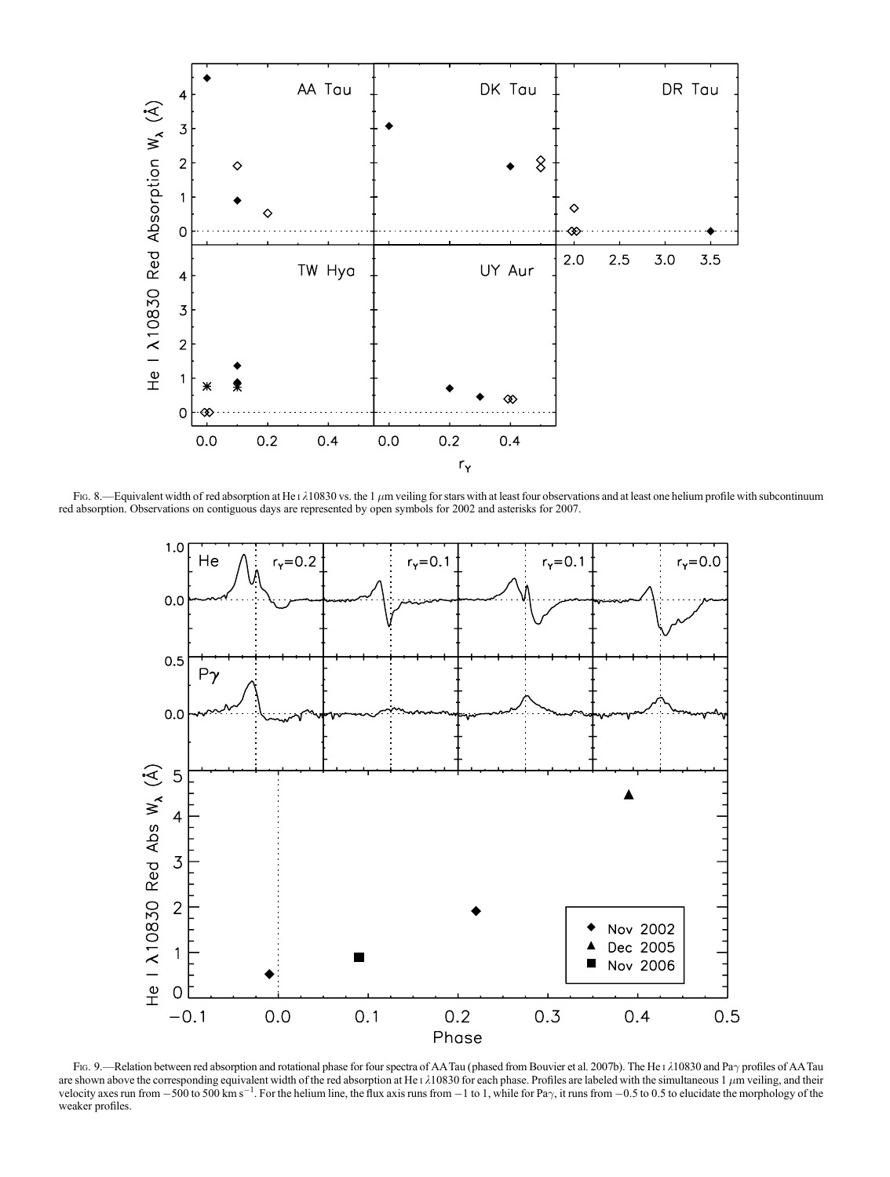AA Tau

DK Tau

DR Tau

TW Hya

UY Aur

He I λ10830 Red Absorption $W_\lambda$ (Å)

$r_Y$

Fig. 8.—Equivalent width of red absorption at He I λ10830 vs. the 1 μm veiling for stars with at least four observations and at least one helium profile with subcontinuum red absorption. Observations on contiguous days are represented by open symbols for 2002 and asterisks for 2007.

He

Pγ

$r_Y$=0.2

$r_Y$=0.1

$r_Y$=0.1

$r_Y$=0.0

He I λ10830 Red Abs $W_\lambda$ (Å)

Phase

Nov 2002

Dec 2005

Nov 2006

Fig. 9.—Relation between red absorption and rotational phase for four spectra of AA Tau (phased from Bouvier et al. 2007b). The He I λ10830 and Paγ profiles of AA Tau are shown above the corresponding equivalent width of the red absorption at He I λ10830 for each phase. Profiles are labeled with the simultaneous 1 μm veiling, and their velocity axes run from −500 to 500 km s$^{-1}$. For the helium line, the flux axis runs from −1 to 1, while for Paγ, it runs from −0.5 to 0.5 to elucidate the morphology of the weaker profiles.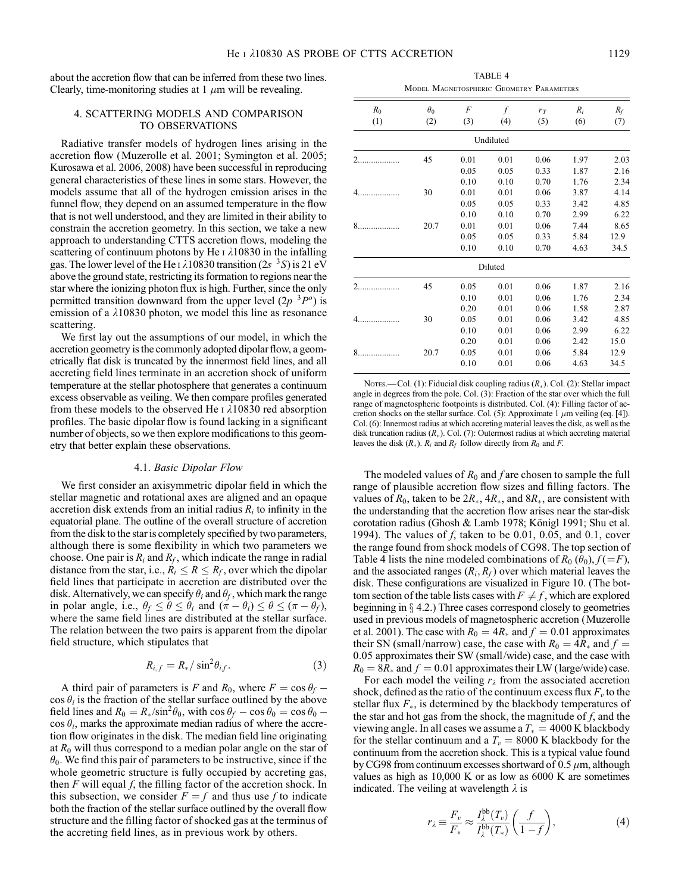about the accretion flow that can be inferred from these two lines. Clearly, time-monitoring studies at 1 $\mu$m will be revealing.

## 4. SCATTERING MODELS AND COMPARISON TO OBSERVATIONS

Radiative transfer models of hydrogen lines arising in the accretion flow (Muzerolle et al. 2001; Symington et al. 2005; Kurosawa et al. 2006, 2008) have been successful in reproducing general characteristics of these lines in some stars. However, the models assume that all of the hydrogen emission arises in the funnel flow, they depend on an assumed temperature in the flow that is not well understood, and they are limited in their ability to constrain the accretion geometry. In this section, we take a new approach to understanding CTTS accretion flows, modeling the scattering of continuum photons by He I $\lambda$10830 in the infalling gas. The lower level of the He I $\lambda$10830 transition ($2s\ ^3S$) is 21 eV above the ground state, restricting its formation to regions near the star where the ionizing photon flux is high. Further, since the only permitted transition downward from the upper level ($2p\ ^3P^o$) is emission of a $\lambda$10830 photon, we model this line as resonance scattering.

We first lay out the assumptions of our model, in which the accretion geometry is the commonly adopted dipolar flow, a geometrically flat disk is truncated by the innermost field lines, and all accreting field lines terminate in an accretion shock of uniform temperature at the stellar photosphere that generates a continuum excess observable as veiling. We then compare profiles generated from these models to the observed He I $\lambda$10830 red absorption profiles. The basic dipolar flow is found lacking in a significant number of objects, so we then explore modifications to this geometry that better explain these observations.

### 4.1. *Basic Dipolar Flow*

We first consider an axisymmetric dipolar field in which the stellar magnetic and rotational axes are aligned and an opaque accretion disk extends from an initial radius $R_i$ to infinity in the equatorial plane. The outline of the overall structure of accretion from the disk to the star is completely specified by two parameters, although there is some flexibility in which two parameters we choose. One pair is $R_i$ and $R_f$, which indicate the range in radial distance from the star, i.e., $R_i \leq R \leq R_f$, over which the dipolar field lines that participate in accretion are distributed over the disk. Alternatively, we can specify $\theta_i$ and $\theta_f$, which mark the range in polar angle, i.e., $\theta_f \leq \theta \leq \theta_i$ and $(\pi - \theta_i) \leq \theta \leq (\pi - \theta_f)$, where the same field lines are distributed at the stellar surface. The relation between the two pairs is apparent from the dipolar field structure, which stipulates that

$$R_{i,f} = R_*/\sin^2\theta_{i,f}. \tag{3}$$

A third pair of parameters is $F$ and $R_0$, where $F = \cos\theta_f - \cos\theta_i$ is the fraction of the stellar surface outlined by the above field lines and $R_0 = R_*/\sin^2\theta_0$, with $\cos\theta_f - \cos\theta_0 = \cos\theta_0 - \cos\theta_i$, marks the approximate median radius of where the accretion flow originates in the disk. The median field line originating at $R_0$ will thus correspond to a median polar angle on the star of $\theta_0$. We find this pair of parameters to be instructive, since if the whole geometric structure is fully occupied by accreting gas, then $F$ will equal $f$, the filling factor of the accretion shock. In this subsection, we consider $F = f$ and thus use $f$ to indicate both the fraction of the stellar surface outlined by the overall flow structure and the filling factor of shocked gas at the terminus of the accreting field lines, as in previous work by others.

TABLE 4
Model Magnetospheric Geometry Parameters

| $R_0$ (1) | $\theta_0$ (2) | $F$ (3) | $f$ (4) | $r_Y$ (5) | $R_i$ (6) | $R_f$ (7) |
|---|---|---|---|---|---|---|
| | | | Undiluted | | | |
| 2 | 45 | 0.01 | 0.01 | 0.06 | 1.97 | 2.03 |
| | | 0.05 | 0.05 | 0.33 | 1.87 | 2.16 |
| | | 0.10 | 0.10 | 0.70 | 1.76 | 2.34 |
| 4 | 30 | 0.01 | 0.01 | 0.06 | 3.87 | 4.14 |
| | | 0.05 | 0.05 | 0.33 | 3.42 | 4.85 |
| | | 0.10 | 0.10 | 0.70 | 2.99 | 6.22 |
| 8 | 20.7 | 0.01 | 0.01 | 0.06 | 7.44 | 8.65 |
| | | 0.05 | 0.05 | 0.33 | 5.84 | 12.9 |
| | | 0.10 | 0.10 | 0.70 | 4.63 | 34.5 |
| | | | Diluted | | | |
| 2 | 45 | 0.05 | 0.01 | 0.06 | 1.87 | 2.16 |
| | | 0.10 | 0.01 | 0.06 | 1.76 | 2.34 |
| | | 0.20 | 0.01 | 0.06 | 1.58 | 2.87 |
| 4 | 30 | 0.05 | 0.01 | 0.06 | 3.42 | 4.85 |
| | | 0.10 | 0.01 | 0.06 | 2.99 | 6.22 |
| | | 0.20 | 0.01 | 0.06 | 2.42 | 15.0 |
| 8 | 20.7 | 0.05 | 0.01 | 0.06 | 5.84 | 12.9 |
| | | 0.10 | 0.01 | 0.06 | 4.63 | 34.5 |

Notes.—Col. (1): Fiducial disk coupling radius ($R_*$). Col. (2): Stellar impact angle in degrees from the pole. Col. (3): Fraction of the star over which the full range of magnetospheric footpoints is distributed. Col. (4): Filling factor of accretion shocks on the stellar surface. Col. (5): Approximate 1 $\mu$m veiling (eq. [4]). Col. (6): Innermost radius at which accreting material leaves the disk, as well as the disk truncation radius ($R_*$). Col. (7): Outermost radius at which accreting material leaves the disk ($R_*$). $R_i$ and $R_f$ follow directly from $R_0$ and $F$.

The modeled values of $R_0$ and $f$ are chosen to sample the full range of plausible accretion flow sizes and filling factors. The values of $R_0$, taken to be $2R_*$, $4R_*$, and $8R_*$, are consistent with the understanding that the accretion flow arises near the star-disk corotation radius (Ghosh & Lamb 1978; Königl 1991; Shu et al. 1994). The values of $f$, taken to be 0.01, 0.05, and 0.1, cover the range found from shock models of CG98. The top section of Table 4 lists the nine modeled combinations of $R_0$ ($\theta_0$), $f(=F)$, and the associated ranges ($R_i$, $R_f$) over which material leaves the disk. These configurations are visualized in Figure 10. (The bottom section of the table lists cases with $F \neq f$, which are explored beginning in § 4.2.) Three cases correspond closely to geometries used in previous models of magnetospheric accretion (Muzerolle et al. 2001). The case with $R_0 = 4R_*$ and $f = 0.01$ approximates their SN (small/narrow) case, the case with $R_0 = 4R_*$ and $f = 0.05$ approximates their SW (small/wide) case, and the case with $R_0 = 8R_*$ and $f = 0.01$ approximates their LW (large/wide) case.

For each model the veiling $r_\lambda$ from the associated accretion shock, defined as the ratio of the continuum excess flux $F_v$ to the stellar flux $F_*$, is determined by the blackbody temperatures of the star and hot gas from the shock, the magnitude of $f$, and the viewing angle. In all cases we assume a $T_* = 4000$ K blackbody for the stellar continuum and a $T_v = 8000$ K blackbody for the continuum from the accretion shock. This is a typical value found by CG98 from continuum excesses shortward of 0.5 $\mu$m, although values as high as 10,000 K or as low as 6000 K are sometimes indicated. The veiling at wavelength $\lambda$ is

$$r_\lambda \equiv \frac{F_v}{F_*} \approx \frac{I_\lambda^{\rm bb}(T_v)}{I_\lambda^{\rm bb}(T_*)}\left(\frac{f}{1-f}\right), \tag{4}$$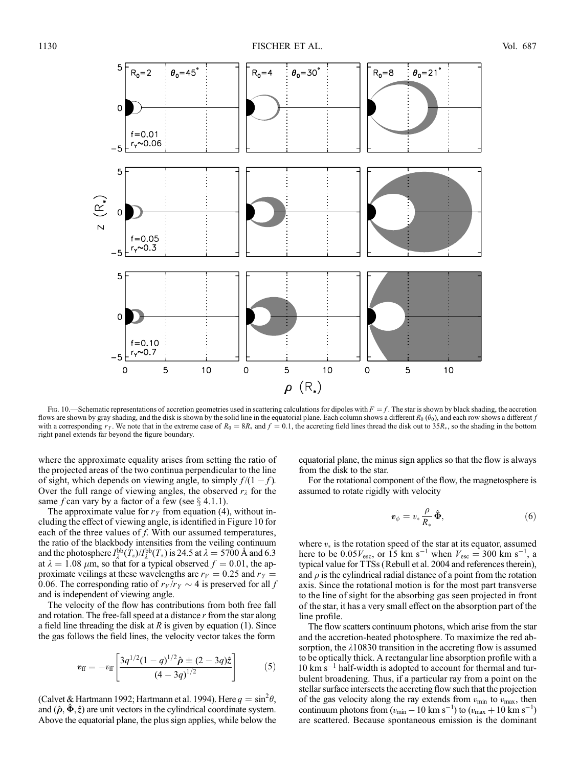R₀=2 θ₀=45°
R₀=4 θ₀=30°
R₀=8 θ₀=21°
f=0.01
r$_Y$~0.06
f=0.05
r$_Y$~0.3
f=0.10
r$_Y$~0.7
z (R*)
ρ (R*)
5
0
−5
0
5
10

Fig. 10.—Schematic representations of accretion geometries used in scattering calculations for dipoles with $F = f$. The star is shown by black shading, the accretion flows are shown by gray shading, and the disk is shown by the solid line in the equatorial plane. Each column shows a different $R_0$ ($\theta_0$), and each row shows a different $f$ with a corresponding $r_Y$. We note that in the extreme case of $R_0 = 8R_*$ and $f = 0.1$, the accreting field lines thread the disk out to $35R_*$, so the shading in the bottom right panel extends far beyond the figure boundary.

where the approximate equality arises from setting the ratio of the projected areas of the two continua perpendicular to the line of sight, which depends on viewing angle, to simply $f/(1-f)$. Over the full range of viewing angles, the observed $r_\lambda$ for the same $f$ can vary by a factor of a few (see § 4.1.1).

The approximate value for $r_Y$ from equation (4), without including the effect of viewing angle, is identified in Figure 10 for each of the three values of $f$. With our assumed temperatures, the ratio of the blackbody intensities from the veiling continuum and the photosphere $I_\lambda^{\rm bb}(T_v)/I_\lambda^{\rm bb}(T_*)$ is 24.5 at $\lambda = 5700$ Å and 6.3 at $\lambda = 1.08$ $\mu$m, so that for a typical observed $f = 0.01$, the approximate veilings at these wavelengths are $r_V = 0.25$ and $r_Y = 0.06$. The corresponding ratio of $r_V/r_Y \sim 4$ is preserved for all $f$ and is independent of viewing angle.

The velocity of the flow has contributions from both free fall and rotation. The free-fall speed at a distance $r$ from the star along a field line threading the disk at $R$ is given by equation (1). Since the gas follows the field lines, the velocity vector takes the form

$$\boldsymbol{v}_{\rm ff} = -v_{\rm ff}\left[\frac{3q^{1/2}(1-q)^{1/2}\hat{\boldsymbol{\rho}} \pm (2-3q)\hat{\boldsymbol{z}}}{(4-3q)^{1/2}}\right] \qquad (5)$$

(Calvet & Hartmann 1992; Hartmann et al. 1994). Here $q = \sin^2\theta$, and $(\hat{\boldsymbol{\rho}}, \hat{\boldsymbol{\Phi}}, \hat{\boldsymbol{z}})$ are unit vectors in the cylindrical coordinate system. Above the equatorial plane, the plus sign applies, while below the equatorial plane, the minus sign applies so that the flow is always from the disk to the star.

For the rotational component of the flow, the magnetosphere is assumed to rotate rigidly with velocity

$$\boldsymbol{v}_\phi = v_* \frac{\rho}{R_*}\hat{\boldsymbol{\Phi}}, \qquad (6)$$

where $v_*$ is the rotation speed of the star at its equator, assumed here to be $0.05V_{\rm esc}$, or 15 km s$^{-1}$ when $V_{\rm esc} = 300$ km s$^{-1}$, a typical value for TTSs (Rebull et al. 2004 and references therein), and $\rho$ is the cylindrical radial distance of a point from the rotation axis. Since the rotational motion is for the most part transverse to the line of sight for the absorbing gas seen projected in front of the star, it has a very small effect on the absorption part of the line profile.

The flow scatters continuum photons, which arise from the star and the accretion-heated photosphere. To maximize the red absorption, the λ10830 transition in the accreting flow is assumed to be optically thick. A rectangular line absorption profile with a 10 km s$^{-1}$ half-width is adopted to account for thermal and turbulent broadening. Thus, if a particular ray from a point on the stellar surface intersects the accreting flow such that the projection of the gas velocity along the ray extends from $v_{\rm min}$ to $v_{\rm max}$, then continuum photons from ($v_{\rm min} - 10$ km s$^{-1}$) to ($v_{\rm max} + 10$ km s$^{-1}$) are scattered. Because spontaneous emission is the dominant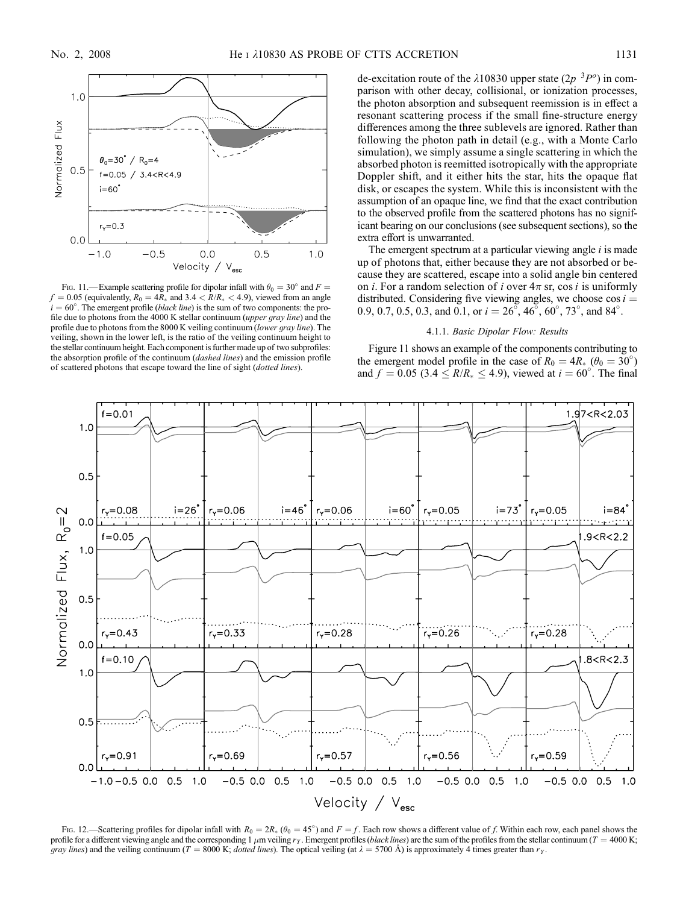$\theta_0=30^\circ$ / $R_0=4$

$f=0.05$ / $3.4<R<4.9$

$i=60^\circ$

$r_Y=0.3$

Normalized Flux

Velocity / $V_{esc}$

FIG. 11.—Example scattering profile for dipolar infall with $\theta_0 = 30^\circ$ and $F = f = 0.05$ (equivalently, $R_0 = 4R_*$ and $3.4 < R/R_* < 4.9$), viewed from an angle $i = 60^\circ$. The emergent profile (*black line*) is the sum of two components: the profile due to photons from the 4000 K stellar continuum (*upper gray line*) and the profile due to photons from the 8000 K veiling continuum (*lower gray line*). The veiling, shown in the lower left, is the ratio of the veiling continuum height to the stellar continuum height. Each component is further made up of two subprofiles: the absorption profile of the continuum (*dashed lines*) and the emission profile of scattered photons that escape toward the line of sight (*dotted lines*).

de-excitation route of the λ10830 upper state ($2p\ ^3P^o$) in comparison with other decay, collisional, or ionization processes, the photon absorption and subsequent reemission is in effect a resonant scattering process if the small fine-structure energy differences among the three sublevels are ignored. Rather than following the photon path in detail (e.g., with a Monte Carlo simulation), we simply assume a single scattering in which the absorbed photon is reemitted isotropically with the appropriate Doppler shift, and it either hits the star, hits the opaque flat disk, or escapes the system. While this is inconsistent with the assumption of an opaque line, we find that the exact contribution to the observed profile from the scattered photons has no significant bearing on our conclusions (see subsequent sections), so the extra effort is unwarranted.

The emergent spectrum at a particular viewing angle $i$ is made up of photons that, either because they are not absorbed or because they are scattered, escape into a solid angle bin centered on $i$. For a random selection of $i$ over $4\pi$ sr, $\cos i$ is uniformly distributed. Considering five viewing angles, we choose $\cos i = 0.9$, 0.7, 0.5, 0.3, and 0.1, or $i = 26^\circ$, $46^\circ$, $60^\circ$, $73^\circ$, and $84^\circ$.

#### 4.1.1. *Basic Dipolar Flow: Results*

Figure 11 shows an example of the components contributing to the emergent model profile in the case of $R_0 = 4R_*$ ($\theta_0 = 30^\circ$) and $f = 0.05$ ($3.4 \leq R/R_* \leq 4.9$), viewed at $i = 60^\circ$. The final

Normalized Flux, $R_0=2$

$f=0.01$ — $1.97<R<2.03$

$r_Y=0.08$ $i=26^\circ$; $r_Y=0.06$ $i=46^\circ$; $r_Y=0.06$ $i=60^\circ$; $r_Y=0.05$ $i=73^\circ$; $r_Y=0.05$ $i=84^\circ$

$f=0.05$ — $1.9<R<2.2$

$r_Y=0.43$; $r_Y=0.33$; $r_Y=0.28$; $r_Y=0.26$; $r_Y=0.28$

$f=0.10$ — $1.8<R<2.3$

$r_Y=0.91$; $r_Y=0.69$; $r_Y=0.57$; $r_Y=0.56$; $r_Y=0.59$

Velocity / $V_{esc}$

FIG. 12.—Scattering profiles for dipolar infall with $R_0 = 2R_*$ ($\theta_0 = 45^\circ$) and $F = f$. Each row shows a different value of $f$. Within each row, each panel shows the profile for a different viewing angle and the corresponding 1 μm veiling $r_Y$. Emergent profiles (*black lines*) are the sum of the profiles from the stellar continuum ($T = 4000$ K; *gray lines*) and the veiling continuum ($T = 8000$ K; *dotted lines*). The optical veiling (at $\lambda = 5700$ Å) is approximately 4 times greater than $r_Y$.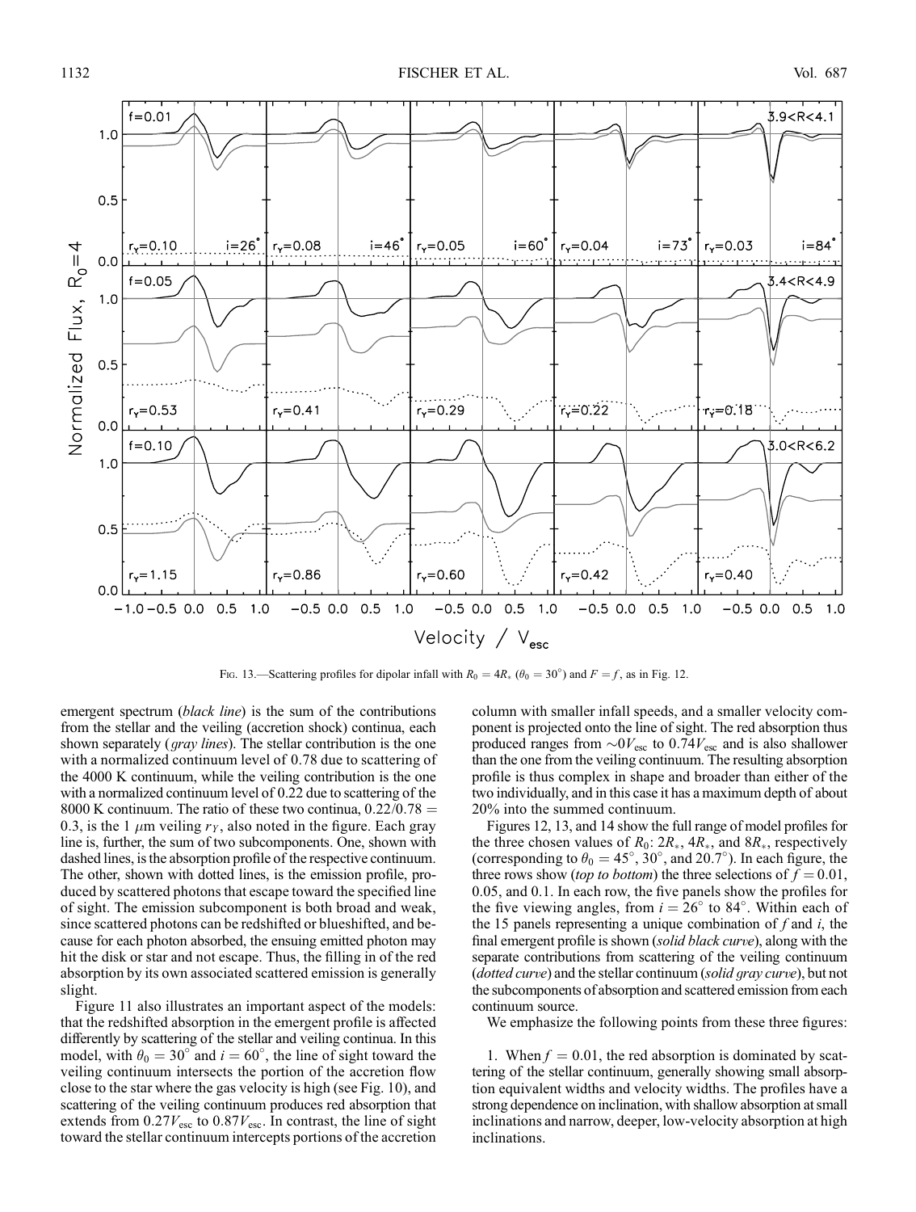f=0.01
3.9<R<4.1
$r_Y$=0.10 i=26°
$r_Y$=0.08 i=46°
$r_Y$=0.05 i=60°
$r_Y$=0.04 i=73°
$r_Y$=0.03 i=84°
f=0.05
3.4<R<4.9
$r_Y$=0.53
$r_Y$=0.41
$r_Y$=0.29
$r_Y$=0.22
$r_Y$=0.18
f=0.10
3.0<R<6.2
$r_Y$=1.15
$r_Y$=0.86
$r_Y$=0.60
$r_Y$=0.42
$r_Y$=0.40
Normalized Flux, $R_0$=4
Velocity / $V_{esc}$

Fig. 13.—Scattering profiles for dipolar infall with $R_0 = 4R_*$ ($\theta_0 = 30°$) and $F = f$, as in Fig. 12.

emergent spectrum (*black line*) is the sum of the contributions from the stellar and the veiling (accretion shock) continua, each shown separately (*gray lines*). The stellar contribution is the one with a normalized continuum level of 0.78 due to scattering of the 4000 K continuum, while the veiling contribution is the one with a normalized continuum level of 0.22 due to scattering of the 8000 K continuum. The ratio of these two continua, 0.22/0.78 = 0.3, is the 1 $\mu$m veiling $r_Y$, also noted in the figure. Each gray line is, further, the sum of two subcomponents. One, shown with dashed lines, is the absorption profile of the respective continuum. The other, shown with dotted lines, is the emission profile, produced by scattered photons that escape toward the specified line of sight. The emission subcomponent is both broad and weak, since scattered photons can be redshifted or blueshifted, and because for each photon absorbed, the ensuing emitted photon may hit the disk or star and not escape. Thus, the filling in of the red absorption by its own associated scattered emission is generally slight.

Figure 11 also illustrates an important aspect of the models: that the redshifted absorption in the emergent profile is affected differently by scattering of the stellar and veiling continua. In this model, with $\theta_0 = 30°$ and $i = 60°$, the line of sight toward the veiling continuum intersects the portion of the accretion flow close to the star where the gas velocity is high (see Fig. 10), and scattering of the veiling continuum produces red absorption that extends from $0.27V_{esc}$ to $0.87V_{esc}$. In contrast, the line of sight toward the stellar continuum intercepts portions of the accretion column with smaller infall speeds, and a smaller velocity component is projected onto the line of sight. The red absorption thus produced ranges from $\sim 0V_{esc}$ to $0.74V_{esc}$ and is also shallower than the one from the veiling continuum. The resulting absorption profile is thus complex in shape and broader than either of the two individually, and in this case it has a maximum depth of about 20% into the summed continuum.

Figures 12, 13, and 14 show the full range of model profiles for the three chosen values of $R_0$: $2R_*$, $4R_*$, and $8R_*$, respectively (corresponding to $\theta_0 = 45°$, 30°, and 20.7°). In each figure, the three rows show (*top to bottom*) the three selections of $f = 0.01$, 0.05, and 0.1. In each row, the five panels show the profiles for the five viewing angles, from $i = 26°$ to 84°. Within each of the 15 panels representing a unique combination of $f$ and $i$, the final emergent profile is shown (*solid black curve*), along with the separate contributions from scattering of the veiling continuum (*dotted curve*) and the stellar continuum (*solid gray curve*), but not the subcomponents of absorption and scattered emission from each continuum source.

We emphasize the following points from these three figures:

1. When $f = 0.01$, the red absorption is dominated by scattering of the stellar continuum, generally showing small absorption equivalent widths and velocity widths. The profiles have a strong dependence on inclination, with shallow absorption at small inclinations and narrow, deeper, low-velocity absorption at high inclinations.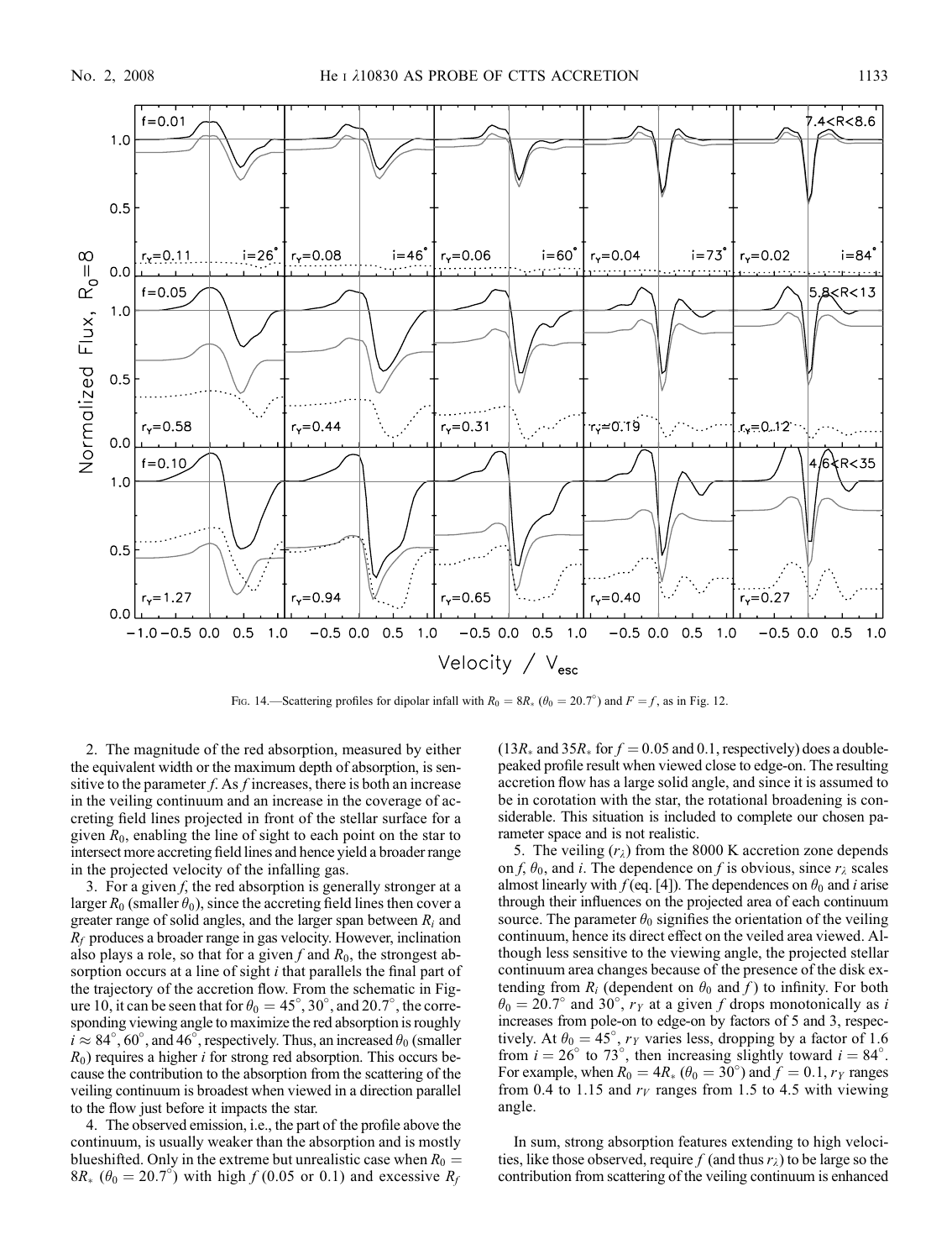f=0.01

7.4<R<8.6

$r_Y$=0.11 i=26°

$r_Y$=0.08 i=46°

$r_Y$=0.06 i=60°

$r_Y$=0.04 i=73°

$r_Y$=0.02 i=84°

f=0.05

5.8<R<13

$r_Y$=0.58

$r_Y$=0.44

$r_Y$=0.31

$r_Y$=0.19

$r_Y$=0.12

f=0.10

4.6<R<35

$r_Y$=1.27

$r_Y$=0.94

$r_Y$=0.65

$r_Y$=0.40

$r_Y$=0.27

Normalized Flux, $R_0$=8

Velocity / $V_{esc}$

FIG. 14.—Scattering profiles for dipolar infall with $R_0 = 8R_*$ ($\theta_0 = 20.7°$) and $F = f$, as in Fig. 12.

2. The magnitude of the red absorption, measured by either the equivalent width or the maximum depth of absorption, is sensitive to the parameter $f$. As $f$ increases, there is both an increase in the veiling continuum and an increase in the coverage of accreting field lines projected in front of the stellar surface for a given $R_0$, enabling the line of sight to each point on the star to intersect more accreting field lines and hence yield a broader range in the projected velocity of the infalling gas.

3. For a given $f$, the red absorption is generally stronger at a larger $R_0$ (smaller $\theta_0$), since the accreting field lines then cover a greater range of solid angles, and the larger span between $R_i$ and $R_f$ produces a broader range in gas velocity. However, inclination also plays a role, so that for a given $f$ and $R_0$, the strongest absorption occurs at a line of sight $i$ that parallels the final part of the trajectory of the accretion flow. From the schematic in Figure 10, it can be seen that for $\theta_0 = 45°$, $30°$, and $20.7°$, the corresponding viewing angle to maximize the red absorption is roughly $i \approx 84°$, $60°$, and $46°$, respectively. Thus, an increased $\theta_0$ (smaller $R_0$) requires a higher $i$ for strong red absorption. This occurs because the contribution to the absorption from the scattering of the veiling continuum is broadest when viewed in a direction parallel to the flow just before it impacts the star.

4. The observed emission, i.e., the part of the profile above the continuum, is usually weaker than the absorption and is mostly blueshifted. Only in the extreme but unrealistic case when $R_0 = 8R_*$ ($\theta_0 = 20.7°$) with high $f$ (0.05 or 0.1) and excessive $R_f$ ($13R_*$ and $35R_*$ for $f = 0.05$ and 0.1, respectively) does a double-peaked profile result when viewed close to edge-on. The resulting accretion flow has a large solid angle, and since it is assumed to be in corotation with the star, the rotational broadening is considerable. This situation is included to complete our chosen parameter space and is not realistic.

5. The veiling ($r_\lambda$) from the 8000 K accretion zone depends on $f$, $\theta_0$, and $i$. The dependence on $f$ is obvious, since $r_\lambda$ scales almost linearly with $f$ (eq. [4]). The dependences on $\theta_0$ and $i$ arise through their influences on the projected area of each continuum source. The parameter $\theta_0$ signifies the orientation of the veiling continuum, hence its direct effect on the veiled area viewed. Although less sensitive to the viewing angle, the projected stellar continuum area changes because of the presence of the disk extending from $R_i$ (dependent on $\theta_0$ and $f$) to infinity. For both $\theta_0 = 20.7°$ and $30°$, $r_Y$ at a given $f$ drops monotonically as $i$ increases from pole-on to edge-on by factors of 5 and 3, respectively. At $\theta_0 = 45°$, $r_Y$ varies less, dropping by a factor of 1.6 from $i = 26°$ to $73°$, then increasing slightly toward $i = 84°$. For example, when $R_0 = 4R_*$ ($\theta_0 = 30°$) and $f = 0.1$, $r_Y$ ranges from 0.4 to 1.15 and $r_V$ ranges from 1.5 to 4.5 with viewing angle.

In sum, strong absorption features extending to high velocities, like those observed, require $f$ (and thus $r_\lambda$) to be large so the contribution from scattering of the veiling continuum is enhanced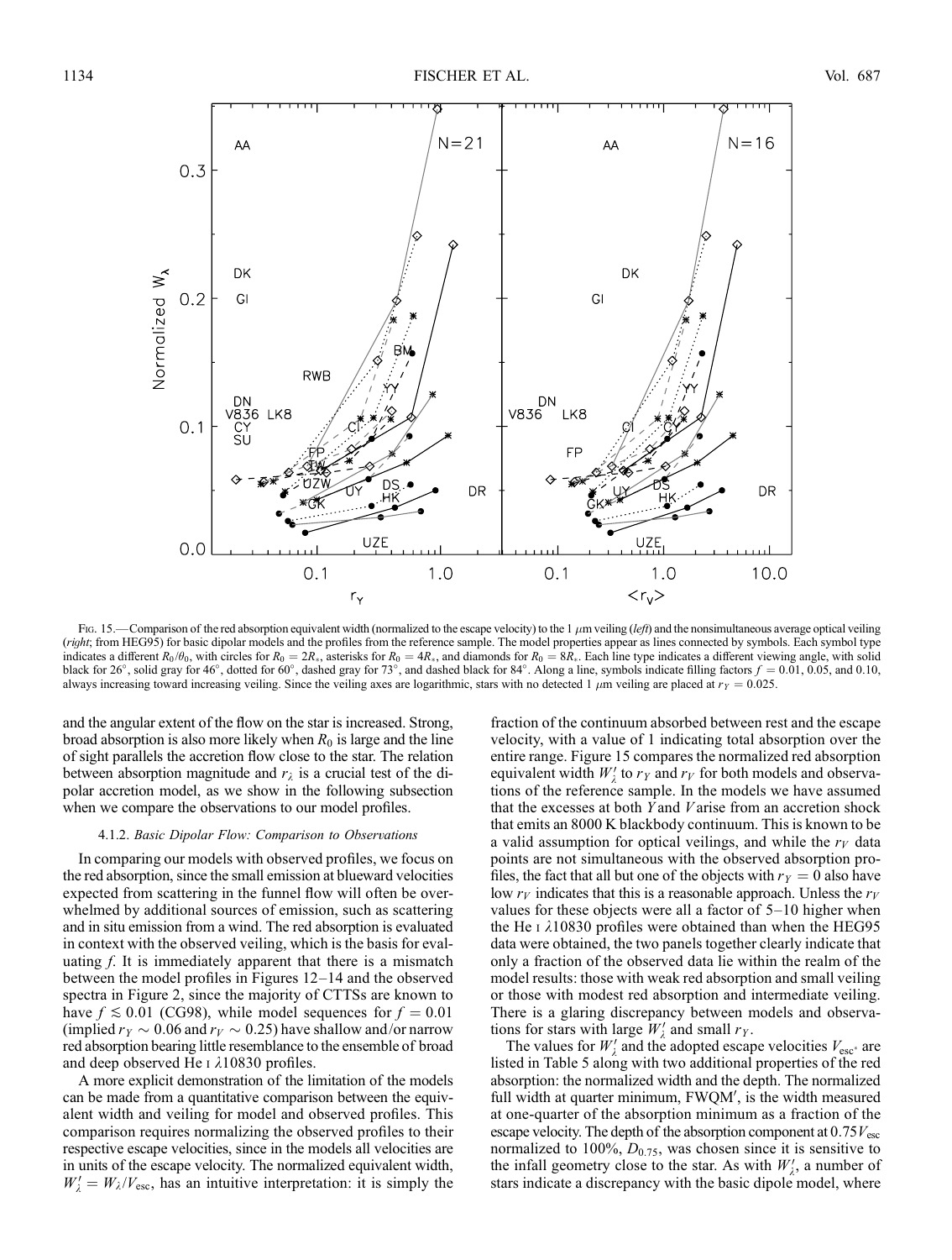AA

N=21

DK

GI

RWB

DN

V836 LK8

CY

SU

BM

YY

CI

FP

TW

UZW

UY

DS

HK

GK

DR

UZE

0.0

0.1

0.2

0.3

Normalized $W_\lambda$

0.1

1.0

$r_Y$

AA

N=16

DK

GI

DN

V836 LK8

FP

CI

CY

YY

UY

DS

HK

GK

DR

UZE

0.1

1.0

10.0

$<r_V>$

FIG. 15.—Comparison of the red absorption equivalent width (normalized to the escape velocity) to the 1 $\mu$m veiling (*left*) and the nonsimultaneous average optical veiling (*right*; from HEG95) for basic dipolar models and the profiles from the reference sample. The model properties appear as lines connected by symbols. Each symbol type indicates a different $R_0/\theta_0$, with circles for $R_0 = 2R_*$, asterisks for $R_0 = 4R_*$, and diamonds for $R_0 = 8R_*$. Each line type indicates a different viewing angle, with solid black for 26°, solid gray for 46°, dotted for 60°, dashed gray for 73°, and dashed black for 84°. Along a line, symbols indicate filling factors $f = 0.01$, 0.05, and 0.10, always increasing toward increasing veiling. Since the veiling axes are logarithmic, stars with no detected 1 $\mu$m veiling are placed at $r_Y = 0.025$.

and the angular extent of the flow on the star is increased. Strong, broad absorption is also more likely when $R_0$ is large and the line of sight parallels the accretion flow close to the star. The relation between absorption magnitude and $r_\lambda$ is a crucial test of the dipolar accretion model, as we show in the following subsection when we compare the observations to our model profiles.

#### 4.1.2. *Basic Dipolar Flow: Comparison to Observations*

In comparing our models with observed profiles, we focus on the red absorption, since the small emission at blueward velocities expected from scattering in the funnel flow will often be overwhelmed by additional sources of emission, such as scattering and in situ emission from a wind. The red absorption is evaluated in context with the observed veiling, which is the basis for evaluating $f$. It is immediately apparent that there is a mismatch between the model profiles in Figures 12–14 and the observed spectra in Figure 2, since the majority of CTTSs are known to have $f \lesssim 0.01$ (CG98), while model sequences for $f = 0.01$ (implied $r_Y \sim 0.06$ and $r_V \sim 0.25$) have shallow and/or narrow red absorption bearing little resemblance to the ensemble of broad and deep observed He I $\lambda$10830 profiles.

A more explicit demonstration of the limitation of the models can be made from a quantitative comparison between the equivalent width and veiling for model and observed profiles. This comparison requires normalizing the observed profiles to their respective escape velocities, since in the models all velocities are in units of the escape velocity. The normalized equivalent width, $W'_\lambda = W_\lambda/V_{\rm esc}$, has an intuitive interpretation: it is simply the fraction of the continuum absorbed between rest and the escape velocity, with a value of 1 indicating total absorption over the entire range. Figure 15 compares the normalized red absorption equivalent width $W'_\lambda$ to $r_Y$ and $r_V$ for both models and observations of the reference sample. In the models we have assumed that the excesses at both $Y$ and $V$ arise from an accretion shock that emits an 8000 K blackbody continuum. This is known to be a valid assumption for optical veilings, and while the $r_V$ data points are not simultaneous with the observed absorption profiles, the fact that all but one of the objects with $r_Y = 0$ also have low $r_V$ indicates that this is a reasonable approach. Unless the $r_V$ values for these objects were all a factor of 5–10 higher when the He I $\lambda$10830 profiles were obtained than when the HEG95 data were obtained, the two panels together clearly indicate that only a fraction of the observed data lie within the realm of the model results: those with weak red absorption and small veiling or those with modest red absorption and intermediate veiling. There is a glaring discrepancy between models and observations for stars with large $W'_\lambda$ and small $r_Y$.

The values for $W'_\lambda$ and the adopted escape velocities $V_{\rm esc*}$ are listed in Table 5 along with two additional properties of the red absorption: the normalized width and the depth. The normalized full width at quarter minimum, FWQM$'$, is the width measured at one-quarter of the absorption minimum as a fraction of the escape velocity. The depth of the absorption component at $0.75V_{\rm esc}$ normalized to 100%, $D_{0.75}$, was chosen since it is sensitive to the infall geometry close to the star. As with $W'_\lambda$, a number of stars indicate a discrepancy with the basic dipole model, where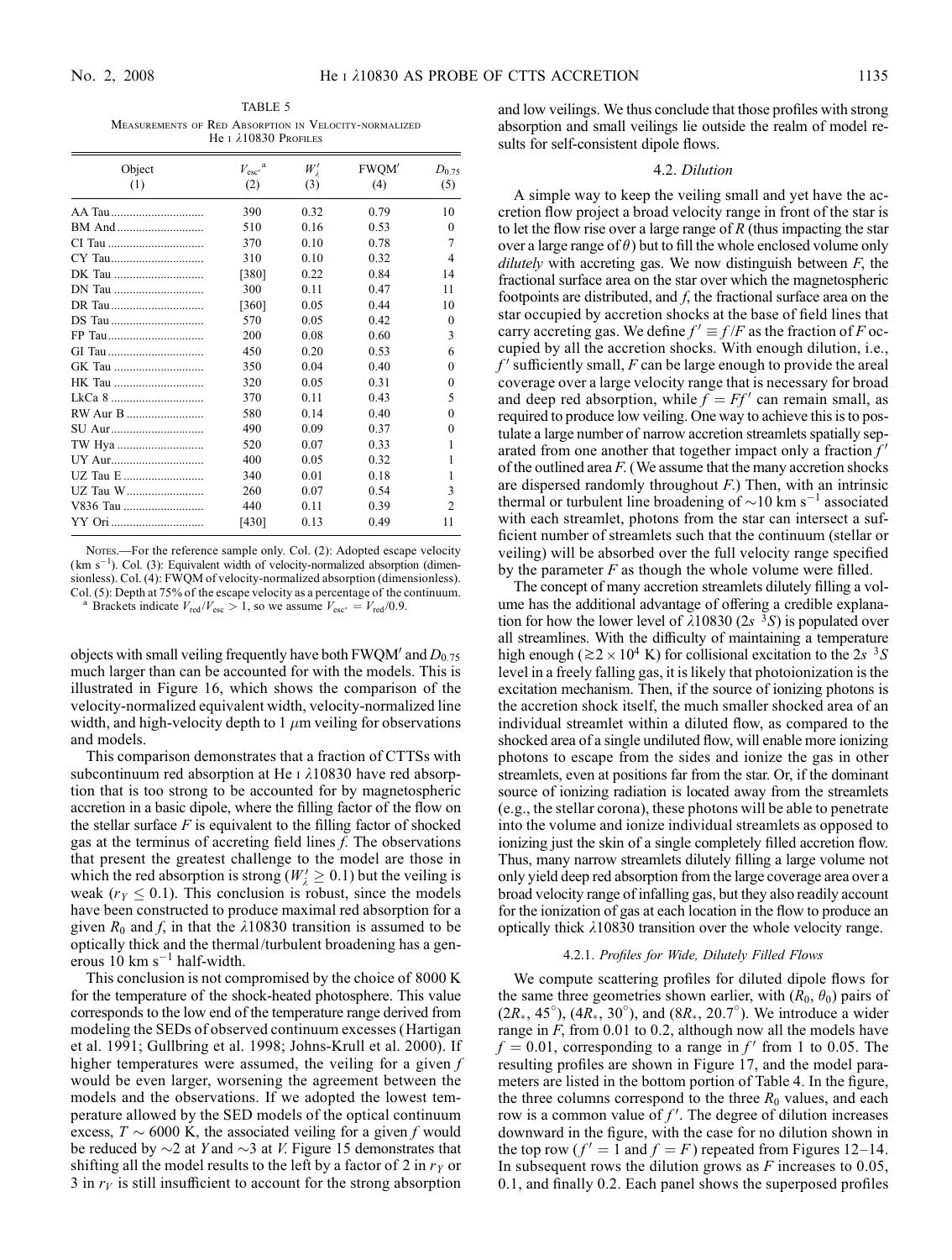TABLE 5

Measurements of Red Absorption in Velocity-normalized He I λ10830 Profiles

| Object (1) | $V_{esc*}$[a] (2) | $W'_\lambda$ (3) | FWQM′ (4) | $D_{0.75}$ (5) |
|---|---|---|---|---|
| AA Tau | 390 | 0.32 | 0.79 | 10 |
| BM And | 510 | 0.16 | 0.53 | 0 |
| CI Tau | 370 | 0.10 | 0.78 | 7 |
| CY Tau | 310 | 0.10 | 0.32 | 4 |
| DK Tau | [380] | 0.22 | 0.84 | 14 |
| DN Tau | 300 | 0.11 | 0.47 | 11 |
| DR Tau | [360] | 0.05 | 0.44 | 10 |
| DS Tau | 570 | 0.05 | 0.42 | 0 |
| FP Tau | 200 | 0.08 | 0.60 | 3 |
| GI Tau | 450 | 0.20 | 0.53 | 6 |
| GK Tau | 350 | 0.04 | 0.40 | 0 |
| HK Tau | 320 | 0.05 | 0.31 | 0 |
| LkCa 8 | 370 | 0.11 | 0.43 | 5 |
| RW Aur B | 580 | 0.14 | 0.40 | 0 |
| SU Aur | 490 | 0.09 | 0.37 | 0 |
| TW Hya | 520 | 0.07 | 0.33 | 1 |
| UY Aur | 400 | 0.05 | 0.32 | 1 |
| UZ Tau E | 340 | 0.01 | 0.18 | 1 |
| UZ Tau W | 260 | 0.07 | 0.54 | 3 |
| V836 Tau | 440 | 0.11 | 0.39 | 2 |
| YY Ori | [430] | 0.13 | 0.49 | 11 |

Notes.—For the reference sample only. Col. (2): Adopted escape velocity (km s$^{-1}$). Col. (3): Equivalent width of velocity-normalized absorption (dimensionless). Col. (4): FWQM of velocity-normalized absorption (dimensionless). Col. (5): Depth at 75% of the escape velocity as a percentage of the continuum.

[a] Brackets indicate $V_{red}/V_{esc} > 1$, so we assume $V_{esc*} = V_{red}/0.9$.

objects with small veiling frequently have both FWQM′ and $D_{0.75}$ much larger than can be accounted for with the models. This is illustrated in Figure 16, which shows the comparison of the velocity-normalized equivalent width, velocity-normalized line width, and high-velocity depth to 1 μm veiling for observations and models.

This comparison demonstrates that a fraction of CTTSs with subcontinuum red absorption at He I λ10830 have red absorption that is too strong to be accounted for by magnetospheric accretion in a basic dipole, where the filling factor of the flow on the stellar surface $F$ is equivalent to the filling factor of shocked gas at the terminus of accreting field lines $f$. The observations that present the greatest challenge to the model are those in which the red absorption is strong ($W'_\lambda \geq 0.1$) but the veiling is weak ($r_Y \leq 0.1$). This conclusion is robust, since the models have been constructed to produce maximal red absorption for a given $R_0$ and $f$, in that the λ10830 transition is assumed to be optically thick and the thermal/turbulent broadening has a generous 10 km s$^{-1}$ half-width.

This conclusion is not compromised by the choice of 8000 K for the temperature of the shock-heated photosphere. This value corresponds to the low end of the temperature range derived from modeling the SEDs of observed continuum excesses (Hartigan et al. 1991; Gullbring et al. 1998; Johns-Krull et al. 2000). If higher temperatures were assumed, the veiling for a given $f$ would be even larger, worsening the agreement between the models and the observations. If we adopted the lowest temperature allowed by the SED models of the optical continuum excess, $T \sim 6000$ K, the associated veiling for a given $f$ would be reduced by ~2 at $Y$ and ~3 at $V$. Figure 15 demonstrates that shifting all the model results to the left by a factor of 2 in $r_Y$ or 3 in $r_V$ is still insufficient to account for the strong absorption and low veilings. We thus conclude that those profiles with strong absorption and small veilings lie outside the realm of model results for self-consistent dipole flows.

### 4.2. *Dilution*

A simple way to keep the veiling small and yet have the accretion flow project a broad velocity range in front of the star is to let the flow rise over a large range of $R$ (thus impacting the star over a large range of $\theta$) but to fill the whole enclosed volume only *dilutely* with accreting gas. We now distinguish between $F$, the fractional surface area on the star over which the magnetospheric footpoints are distributed, and $f$, the fractional surface area on the star occupied by accretion shocks at the base of field lines that carry accreting gas. We define $f' \equiv f/F$ as the fraction of $F$ occupied by all the accretion shocks. With enough dilution, i.e., $f'$ sufficiently small, $F$ can be large enough to provide the areal coverage over a large velocity range that is necessary for broad and deep red absorption, while $f = Ff'$ can remain small, as required to produce low veiling. One way to achieve this is to postulate a large number of narrow accretion streamlets spatially separated from one another that together impact only a fraction $f'$ of the outlined area $F$. (We assume that the many accretion shocks are dispersed randomly throughout $F$.) Then, with an intrinsic thermal or turbulent line broadening of ~10 km s$^{-1}$ associated with each streamlet, photons from the star can intersect a sufficient number of streamlets such that the continuum (stellar or veiling) will be absorbed over the full velocity range specified by the parameter $F$ as though the whole volume were filled.

The concept of many accretion streamlets dilutely filling a volume has the additional advantage of offering a credible explanation for how the lower level of λ10830 ($2s\ ^3S$) is populated over all streamlines. With the difficulty of maintaining a temperature high enough ($\gtrsim 2 \times 10^4$ K) for collisional excitation to the $2s\ ^3S$ level in a freely falling gas, it is likely that photoionization is the excitation mechanism. Then, if the source of ionizing photons is the accretion shock itself, the much smaller shocked area of an individual streamlet within a diluted flow, as compared to the shocked area of a single undiluted flow, will enable more ionizing photons to escape from the sides and ionize the gas in other streamlets, even at positions far from the star. Or, if the dominant source of ionizing radiation is located away from the streamlets (e.g., the stellar corona), these photons will be able to penetrate into the volume and ionize individual streamlets as opposed to ionizing just the skin of a single completely filled accretion flow. Thus, many narrow streamlets dilutely filling a large volume not only yield deep red absorption from the large coverage area over a broad velocity range of infalling gas, but they also readily account for the ionization of gas at each location in the flow to produce an optically thick λ10830 transition over the whole velocity range.

#### 4.2.1. *Profiles for Wide, Dilutely Filled Flows*

We compute scattering profiles for diluted dipole flows for the same three geometries shown earlier, with ($R_0$, $\theta_0$) pairs of ($2R_*$, 45°), ($4R_*$, 30°), and ($8R_*$, 20.7°). We introduce a wider range in $F$, from 0.01 to 0.2, although now all the models have $f = 0.01$, corresponding to a range in $f'$ from 1 to 0.05. The resulting profiles are shown in Figure 17, and the model parameters are listed in the bottom portion of Table 4. In the figure, the three columns correspond to the three $R_0$ values, and each row is a common value of $f'$. The degree of dilution increases downward in the figure, with the case for no dilution shown in the top row ($f' = 1$ and $f = F$) repeated from Figures 12–14. In subsequent rows the dilution grows as $F$ increases to 0.05, 0.1, and finally 0.2. Each panel shows the superposed profiles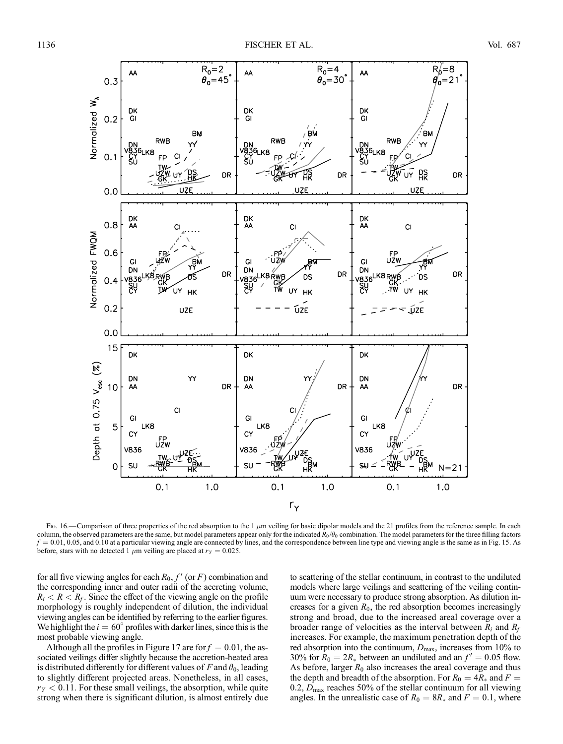$R_0=2$ $\theta_0=45°$

$R_0=4$ $\theta_0=30°$

$R_0=8$ $\theta_0=21°$

Normalized $W_\lambda$

0.3
0.2
0.1
0.0

AA DK GI DN V836 CY SU LK8 RWB BM YY FP CI TW UZW GK UY DS HK DR UZE

Normalized FWQM

0.8
0.6
0.4
0.2
0.0

DK AA CI FP UZW GI DN V836 SU CY LK8 RWB GK TW UY BM YY DS HK DR UZE

Depth at 0.75 $V_{esc}$ (%)

15
10
5
0

DK DN AA YY DR CI GI LK8 CY FP UZW V836 TW UY RWB GK UZE DS BM HK SU

N=21

0.1 1.0

$r_Y$

Fig. 16.—Comparison of three properties of the red absorption to the 1 $\mu$m veiling for basic dipolar models and the 21 profiles from the reference sample. In each column, the observed parameters are the same, but model parameters appear only for the indicated $R_0/\theta_0$ combination. The model parameters for the three filling factors $f = 0.01$, 0.05, and 0.10 at a particular viewing angle are connected by lines, and the correspondence between line type and viewing angle is the same as in Fig. 15. As before, stars with no detected 1 $\mu$m veiling are placed at $r_Y = 0.025$.

for all five viewing angles for each $R_0$, $f'$ (or $F$) combination and the corresponding inner and outer radii of the accreting volume, $R_i < R < R_f$. Since the effect of the viewing angle on the profile morphology is roughly independent of dilution, the individual viewing angles can be identified by referring to the earlier figures. We highlight the $i = 60°$ profiles with darker lines, since this is the most probable viewing angle.

Although all the profiles in Figure 17 are for $f = 0.01$, the associated veilings differ slightly because the accretion-heated area is distributed differently for different values of $F$ and $\theta_0$, leading to slightly different projected areas. Nonetheless, in all cases, $r_Y < 0.11$. For these small veilings, the absorption, while quite strong when there is significant dilution, is almost entirely due to scattering of the stellar continuum, in contrast to the undiluted models where large veilings and scattering of the veiling continuum were necessary to produce strong absorption. As dilution increases for a given $R_0$, the red absorption becomes increasingly strong and broad, due to the increased areal coverage over a broader range of velocities as the interval between $R_i$ and $R_f$ increases. For example, the maximum penetration depth of the red absorption into the continuum, $D_{max}$, increases from 10% to 30% for $R_0 = 2R_*$ between an undiluted and an $f' = 0.05$ flow. As before, larger $R_0$ also increases the areal coverage and thus the depth and breadth of the absorption. For $R_0 = 4R_*$ and $F = 0.2$, $D_{max}$ reaches 50% of the stellar continuum for all viewing angles. In the unrealistic case of $R_0 = 8R_*$ and $F = 0.1$, where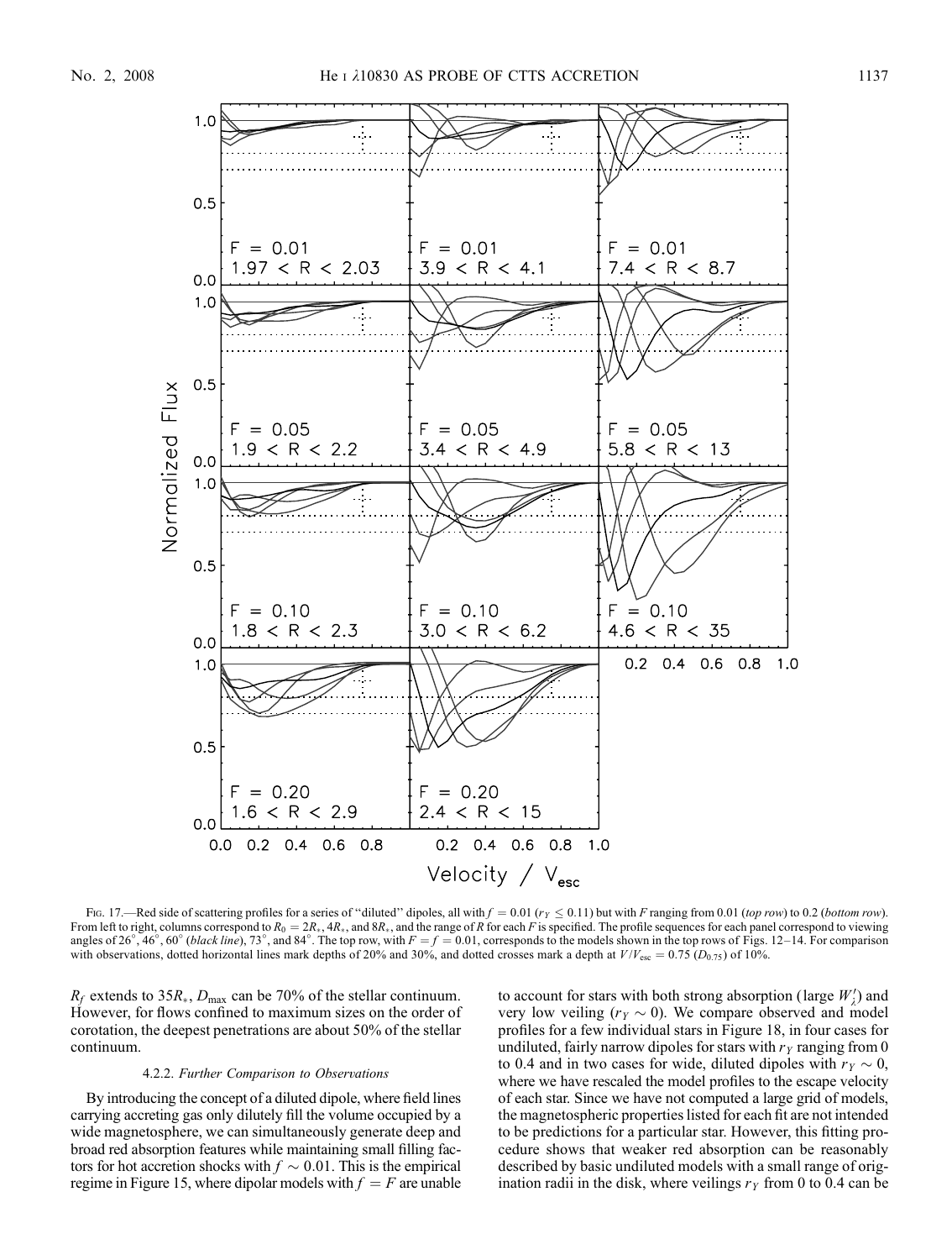Normalized Flux

F = 0.01
1.97 < R < 2.03

F = 0.01
3.9 < R < 4.1

F = 0.01
7.4 < R < 8.7

F = 0.05
1.9 < R < 2.2

F = 0.05
3.4 < R < 4.9

F = 0.05
5.8 < R < 13

F = 0.10
1.8 < R < 2.3

F = 0.10
3.0 < R < 6.2

F = 0.10
4.6 < R < 35

F = 0.20
1.6 < R < 2.9

F = 0.20
2.4 < R < 15

Velocity / $V_{esc}$

Fig. 17.—Red side of scattering profiles for a series of "diluted" dipoles, all with $f = 0.01$ ($r_Y \leq 0.11$) but with $F$ ranging from 0.01 (*top row*) to 0.2 (*bottom row*). From left to right, columns correspond to $R_0 = 2R_*$, $4R_*$, and $8R_*$, and the range of $R$ for each $F$ is specified. The profile sequences for each panel correspond to viewing angles of 26°, 46°, 60° (*black line*), 73°, and 84°. The top row, with $F = f = 0.01$, corresponds to the models shown in the top rows of Figs. 12–14. For comparison with observations, dotted horizontal lines mark depths of 20% and 30%, and dotted crosses mark a depth at $V/V_{esc} = 0.75$ ($D_{0.75}$) of 10%.

$R_f$ extends to $35R_*$, $D_{max}$ can be 70% of the stellar continuum. However, for flows confined to maximum sizes on the order of corotation, the deepest penetrations are about 50% of the stellar continuum.

#### 4.2.2. *Further Comparison to Observations*

By introducing the concept of a diluted dipole, where field lines carrying accreting gas only dilutely fill the volume occupied by a wide magnetosphere, we can simultaneously generate deep and broad red absorption features while maintaining small filling factors for hot accretion shocks with $f \sim 0.01$. This is the empirical regime in Figure 15, where dipolar models with $f = F$ are unable to account for stars with both strong absorption (large $W'_\lambda$) and very low veiling ($r_Y \sim 0$). We compare observed and model profiles for a few individual stars in Figure 18, in four cases for undiluted, fairly narrow dipoles for stars with $r_Y$ ranging from 0 to 0.4 and in two cases for wide, diluted dipoles with $r_Y \sim 0$, where we have rescaled the model profiles to the escape velocity of each star. Since we have not computed a large grid of models, the magnetospheric properties listed for each fit are not intended to be predictions for a particular star. However, this fitting procedure shows that weaker red absorption can be reasonably described by basic undiluted models with a small range of origination radii in the disk, where veilings $r_Y$ from 0 to 0.4 can be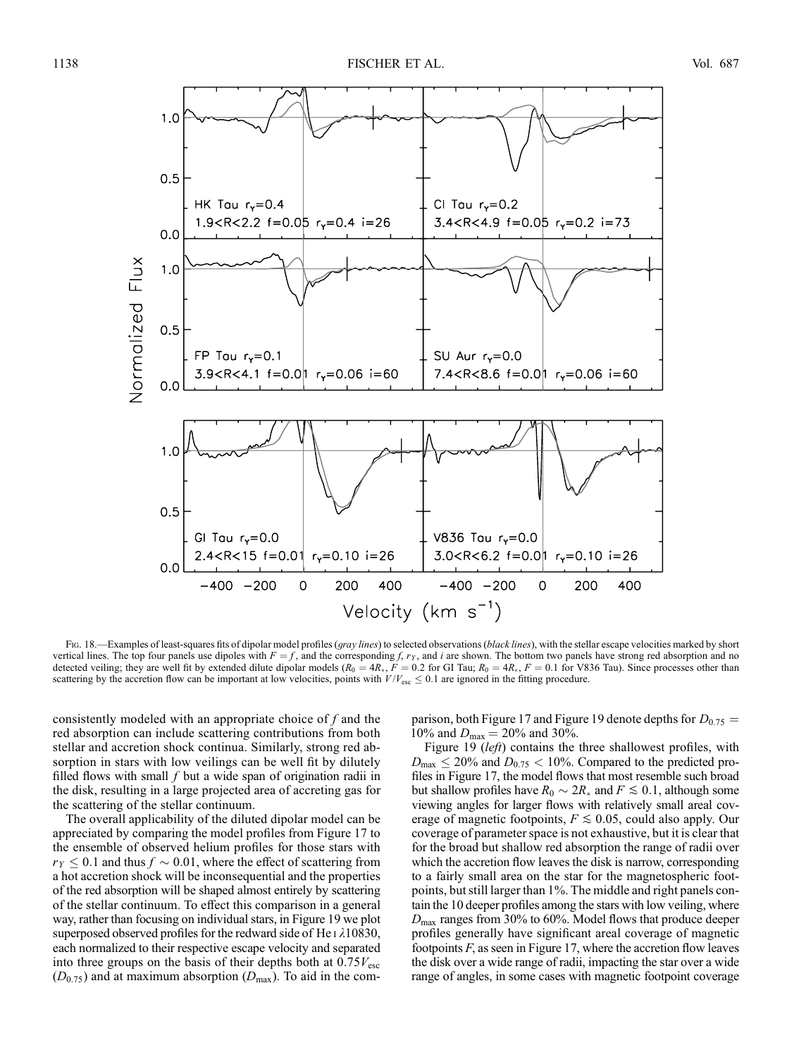HK Tau $r_Y$=0.4
1.9<R<2.2 f=0.05 $r_Y$=0.4 i=26

CI Tau $r_Y$=0.2
3.4<R<4.9 f=0.05 $r_Y$=0.2 i=73

FP Tau $r_Y$=0.1
3.9<R<4.1 f=0.01 $r_Y$=0.06 i=60

SU Aur $r_Y$=0.0
7.4<R<8.6 f=0.01 $r_Y$=0.06 i=60

GI Tau $r_Y$=0.0
2.4<R<15 f=0.01 $r_Y$=0.10 i=26

V836 Tau $r_Y$=0.0
3.0<R<6.2 f=0.01 $r_Y$=0.10 i=26

Normalized Flux

Velocity (km s$^{-1}$)

Fig. 18.—Examples of least-squares fits of dipolar model profiles (*gray lines*) to selected observations (*black lines*), with the stellar escape velocities marked by short vertical lines. The top four panels use dipoles with $F = f$, and the corresponding $f$, $r_Y$, and $i$ are shown. The bottom two panels have strong red absorption and no detected veiling; they are well fit by extended dilute dipolar models ($R_0 = 4R_*$, $F = 0.2$ for GI Tau; $R_0 = 4R_*$, $F = 0.1$ for V836 Tau). Since processes other than scattering by the accretion flow can be important at low velocities, points with $V/V_{\rm esc} \leq 0.1$ are ignored in the fitting procedure.

consistently modeled with an appropriate choice of $f$ and the red absorption can include scattering contributions from both stellar and accretion shock continua. Similarly, strong red absorption in stars with low veilings can be well fit by dilutely filled flows with small $f$ but a wide span of origination radii in the disk, resulting in a large projected area of accreting gas for the scattering of the stellar continuum.

The overall applicability of the diluted dipolar model can be appreciated by comparing the model profiles from Figure 17 to the ensemble of observed helium profiles for those stars with $r_Y \leq 0.1$ and thus $f \sim 0.01$, where the effect of scattering from a hot accretion shock will be inconsequential and the properties of the red absorption will be shaped almost entirely by scattering of the stellar continuum. To effect this comparison in a general way, rather than focusing on individual stars, in Figure 19 we plot superposed observed profiles for the redward side of He I $\lambda$10830, each normalized to their respective escape velocity and separated into three groups on the basis of their depths both at $0.75V_{\rm esc}$ ($D_{0.75}$) and at maximum absorption ($D_{\rm max}$). To aid in the comparison, both Figure 17 and Figure 19 denote depths for $D_{0.75} = 10\%$ and $D_{\rm max} = 20\%$ and $30\%$.

Figure 19 (*left*) contains the three shallowest profiles, with $D_{\rm max} \leq 20\%$ and $D_{0.75} < 10\%$. Compared to the predicted profiles in Figure 17, the model flows that most resemble such broad but shallow profiles have $R_0 \sim 2R_*$ and $F \lesssim 0.1$, although some viewing angles for larger flows with relatively small areal coverage of magnetic footpoints, $F \lesssim 0.05$, could also apply. Our coverage of parameter space is not exhaustive, but it is clear that for the broad but shallow red absorption the range of radii over which the accretion flow leaves the disk is narrow, corresponding to a fairly small area on the star for the magnetospheric footpoints, but still larger than 1%. The middle and right panels contain the 10 deeper profiles among the stars with low veiling, where $D_{\rm max}$ ranges from 30% to 60%. Model flows that produce deeper profiles generally have significant areal coverage of magnetic footpoints $F$, as seen in Figure 17, where the accretion flow leaves the disk over a wide range of radii, impacting the star over a wide range of angles, in some cases with magnetic footpoint coverage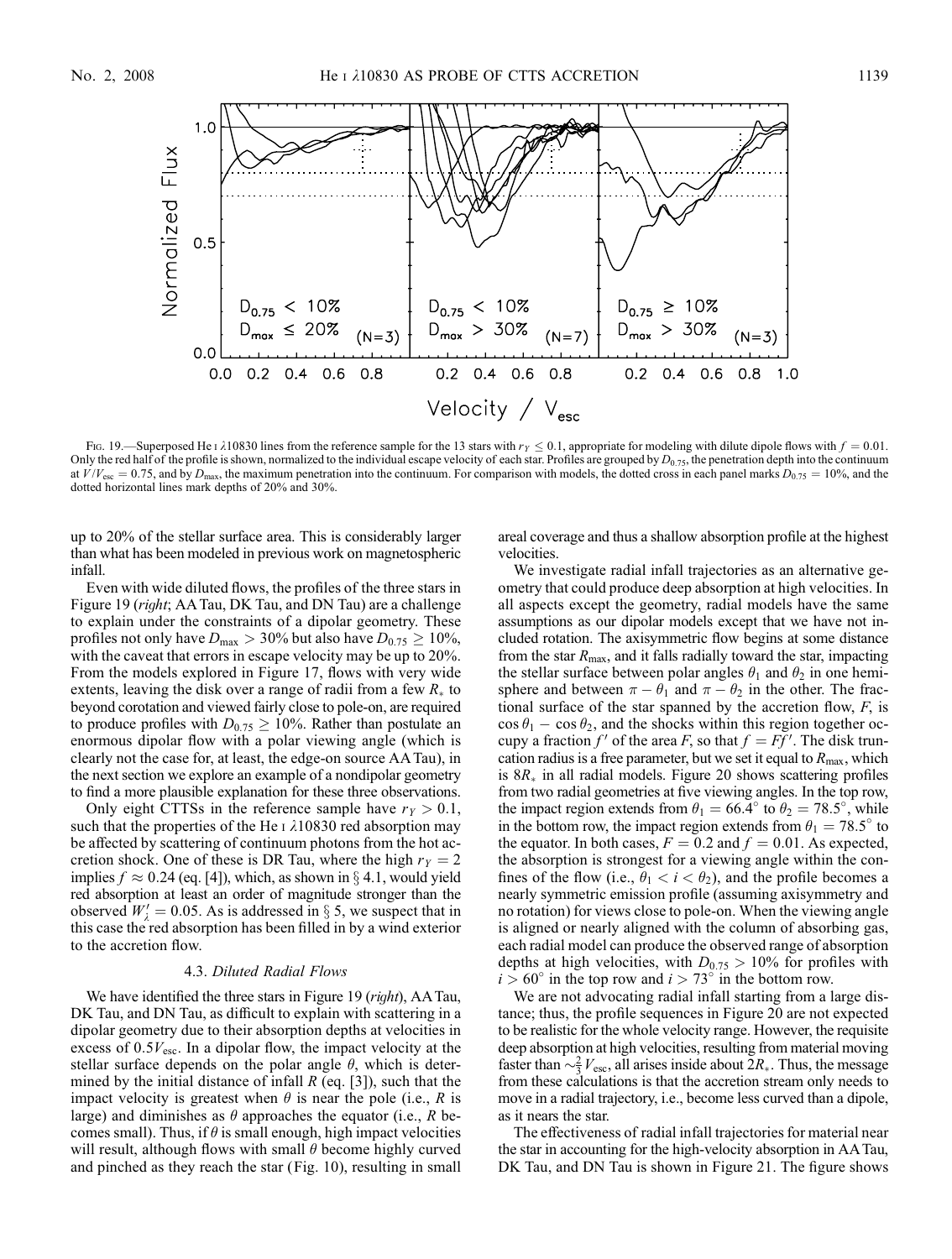Normalized Flux

1.0

0.5

0.0

$D_{0.75}$ < 10%
$D_{max}$ ≤ 20%
(N=3)

$D_{0.75}$ < 10%
$D_{max}$ > 30%
(N=7)

$D_{0.75}$ ≥ 10%
$D_{max}$ > 30%
(N=3)

0.0 0.2 0.4 0.6 0.8 0.2 0.4 0.6 0.8 0.2 0.4 0.6 0.8 1.0

Velocity / $V_{esc}$

FIG. 19.—Superposed He I λ10830 lines from the reference sample for the 13 stars with $r_Y \leq 0.1$, appropriate for modeling with dilute dipole flows with $f = 0.01$. Only the red half of the profile is shown, normalized to the individual escape velocity of each star. Profiles are grouped by $D_{0.75}$, the penetration depth into the continuum at $V/V_{esc} = 0.75$, and by $D_{max}$, the maximum penetration into the continuum. For comparison with models, the dotted cross in each panel marks $D_{0.75} = 10\%$, and the dotted horizontal lines mark depths of 20% and 30%.

up to 20% of the stellar surface area. This is considerably larger than what has been modeled in previous work on magnetospheric infall.

Even with wide diluted flows, the profiles of the three stars in Figure 19 (*right*; AA Tau, DK Tau, and DN Tau) are a challenge to explain under the constraints of a dipolar geometry. These profiles not only have $D_{max} > 30\%$ but also have $D_{0.75} \geq 10\%$, with the caveat that errors in escape velocity may be up to 20%. From the models explored in Figure 17, flows with very wide extents, leaving the disk over a range of radii from a few $R_*$ to beyond corotation and viewed fairly close to pole-on, are required to produce profiles with $D_{0.75} \geq 10\%$. Rather than postulate an enormous dipolar flow with a polar viewing angle (which is clearly not the case for, at least, the edge-on source AA Tau), in the next section we explore an example of a nondipolar geometry to find a more plausible explanation for these three observations.

Only eight CTTSs in the reference sample have $r_Y > 0.1$, such that the properties of the He I λ10830 red absorption may be affected by scattering of continuum photons from the hot accretion shock. One of these is DR Tau, where the high $r_Y = 2$ implies $f \approx 0.24$ (eq. [4]), which, as shown in § 4.1, would yield red absorption at least an order of magnitude stronger than the observed $W_\lambda' = 0.05$. As is addressed in § 5, we suspect that in this case the red absorption has been filled in by a wind exterior to the accretion flow.

### 4.3. *Diluted Radial Flows*

We have identified the three stars in Figure 19 (*right*), AA Tau, DK Tau, and DN Tau, as difficult to explain with scattering in a dipolar geometry due to their absorption depths at velocities in excess of $0.5V_{esc}$. In a dipolar flow, the impact velocity at the stellar surface depends on the polar angle $\theta$, which is determined by the initial distance of infall $R$ (eq. [3]), such that the impact velocity is greatest when $\theta$ is near the pole (i.e., $R$ is large) and diminishes as $\theta$ approaches the equator (i.e., $R$ becomes small). Thus, if $\theta$ is small enough, high impact velocities will result, although flows with small $\theta$ become highly curved and pinched as they reach the star (Fig. 10), resulting in small areal coverage and thus a shallow absorption profile at the highest velocities.

We investigate radial infall trajectories as an alternative geometry that could produce deep absorption at high velocities. In all aspects except the geometry, radial models have the same assumptions as our dipolar models except that we have not included rotation. The axisymmetric flow begins at some distance from the star $R_{max}$, and it falls radially toward the star, impacting the stellar surface between polar angles $\theta_1$ and $\theta_2$ in one hemisphere and between $\pi - \theta_1$ and $\pi - \theta_2$ in the other. The fractional surface of the star spanned by the accretion flow, $F$, is $\cos\theta_1 - \cos\theta_2$, and the shocks within this region together occupy a fraction $f'$ of the area $F$, so that $f = Ff'$. The disk truncation radius is a free parameter, but we set it equal to $R_{max}$, which is $8R_*$ in all radial models. Figure 20 shows scattering profiles from two radial geometries at five viewing angles. In the top row, the impact region extends from $\theta_1 = 66.4°$ to $\theta_2 = 78.5°$, while in the bottom row, the impact region extends from $\theta_1 = 78.5°$ to the equator. In both cases, $F = 0.2$ and $f = 0.01$. As expected, the absorption is strongest for a viewing angle within the confines of the flow (i.e., $\theta_1 < i < \theta_2$), and the profile becomes a nearly symmetric emission profile (assuming axisymmetry and no rotation) for views close to pole-on. When the viewing angle is aligned or nearly aligned with the column of absorbing gas, each radial model can produce the observed range of absorption depths at high velocities, with $D_{0.75} > 10\%$ for profiles with $i > 60°$ in the top row and $i > 73°$ in the bottom row.

We are not advocating radial infall starting from a large distance; thus, the profile sequences in Figure 20 are not expected to be realistic for the whole velocity range. However, the requisite deep absorption at high velocities, resulting from material moving faster than $\sim\frac{2}{3}V_{esc}$, all arises inside about $2R_*$. Thus, the message from these calculations is that the accretion stream only needs to move in a radial trajectory, i.e., become less curved than a dipole, as it nears the star.

The effectiveness of radial infall trajectories for material near the star in accounting for the high-velocity absorption in AA Tau, DK Tau, and DN Tau is shown in Figure 21. The figure shows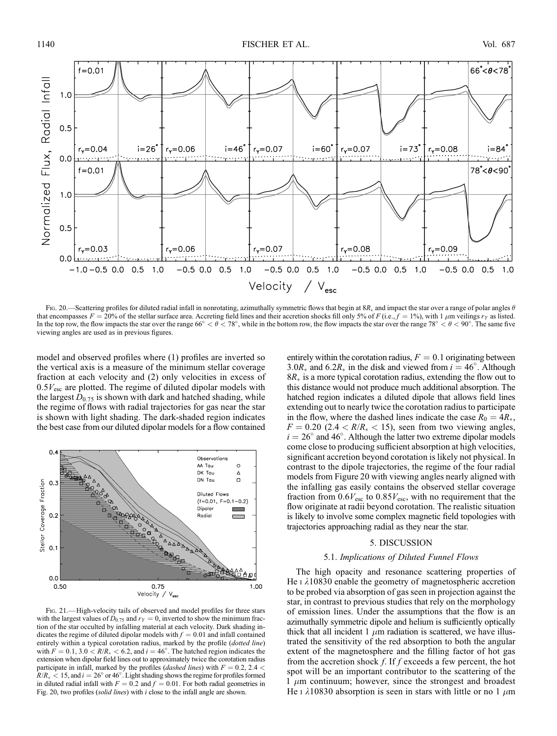f=0.01

66° < θ < 78°

Normalized Flux, Radial Infall

1.0

0.5

0.0

$r_Y$=0.04 i=26°

$r_Y$=0.06 i=46°

$r_Y$=0.07 i=60°

$r_Y$=0.07 i=73°

$r_Y$=0.08 i=84°

f=0.01

78° < θ < 90°

$r_Y$=0.03

$r_Y$=0.06

$r_Y$=0.07

$r_Y$=0.08

$r_Y$=0.09

−1.0 −0.5 0.0 0.5 1.0 −0.5 0.0 0.5 1.0 −0.5 0.0 0.5 1.0 −0.5 0.0 0.5 1.0 −0.5 0.0 0.5 1.0

Velocity / $V_{esc}$

Fig. 20.—Scattering profiles for diluted radial infall in nonrotating, azimuthally symmetric flows that begin at $8R_*$ and impact the star over a range of polar angles $\theta$ that encompasses $F = 20\%$ of the stellar surface area. Accreting field lines and their accretion shocks fill only 5% of $F$ (i.e., $f = 1\%$), with 1 $\mu$m veilings $r_Y$ as listed. In the top row, the flow impacts the star over the range $66° < \theta < 78°$, while in the bottom row, the flow impacts the star over the range $78° < \theta < 90°$. The same five viewing angles are used as in previous figures.

model and observed profiles where (1) profiles are inverted so the vertical axis is a measure of the minimum stellar coverage fraction at each velocity and (2) only velocities in excess of $0.5V_{esc}$ are plotted. The regime of diluted dipolar models with the largest $D_{0.75}$ is shown with dark and hatched shading, while the regime of flows with radial trajectories for gas near the star is shown with light shading. The dark-shaded region indicates the best case from our diluted dipolar models for a flow contained entirely within the corotation radius, $F = 0.1$ originating between $3.0R_*$ and $6.2R_*$ in the disk and viewed from $i = 46°$. Although $8R_*$ is a more typical corotation radius, extending the flow out to this distance would not produce much additional absorption. The hatched region indicates a diluted dipole that allows field lines extending out to nearly twice the corotation radius to participate in the flow, where the dashed lines indicate the case $R_0 = 4R_*$, $F = 0.20$ ($2.4 < R/R_* < 15$), seen from two viewing angles, $i = 26°$ and 46°. Although the latter two extreme dipolar models come close to producing sufficient absorption at high velocities, significant accretion beyond corotation is likely not physical. In contrast to the dipole trajectories, the regime of the four radial models from Figure 20 with viewing angles nearly aligned with the infalling gas easily contains the observed stellar coverage fraction from $0.6V_{esc}$ to $0.85V_{esc}$, with no requirement that the flow originate at radii beyond corotation. The realistic situation is likely to involve some complex magnetic field topologies with trajectories approaching radial as they near the star.

Stellar Coverage Fraction

0.4

0.3

0.2

0.1

0.0

0.50 0.75 1.00

Velocity / $V_{esc}$

Observations

AA Tau ○

DK Tau △

DN Tau □

Diluted Flows

(f=0.01, F=0.1−0.2)

Dipolar

Radial

Fig. 21.—High-velocity tails of observed and model profiles for three stars with the largest values of $D_{0.75}$ and $r_Y = 0$, inverted to show the minimum fraction of the star occulted by infalling material at each velocity. Dark shading indicates the regime of diluted dipolar models with $f = 0.01$ and infall contained entirely within a typical corotation radius, marked by the profile (*dotted line*) with $F = 0.1$, $3.0 < R/R_* < 6.2$, and $i = 46°$. The hatched region indicates the extension when dipolar field lines out to approximately twice the corotation radius participate in infall, marked by the profiles (*dashed lines*) with $F = 0.2$, $2.4 < R/R_* < 15$, and $i = 26°$ or 46°. Light shading shows the regime for profiles formed in diluted radial infall with $F = 0.2$ and $f = 0.01$. For both radial geometries in Fig. 20, two profiles (*solid lines*) with $i$ close to the infall angle are shown.

## 5. DISCUSSION

### 5.1. *Implications of Diluted Funnel Flows*

The high opacity and resonance scattering properties of He I $\lambda$10830 enable the geometry of magnetospheric accretion to be probed via absorption of gas seen in projection against the star, in contrast to previous studies that rely on the morphology of emission lines. Under the assumptions that the flow is an azimuthally symmetric dipole and helium is sufficiently optically thick that all incident 1 $\mu$m radiation is scattered, we have illustrated the sensitivity of the red absorption to both the angular extent of the magnetosphere and the filling factor of hot gas from the accretion shock $f$. If $f$ exceeds a few percent, the hot spot will be an important contributor to the scattering of the 1 $\mu$m continuum; however, since the strongest and broadest He I $\lambda$10830 absorption is seen in stars with little or no 1 $\mu$m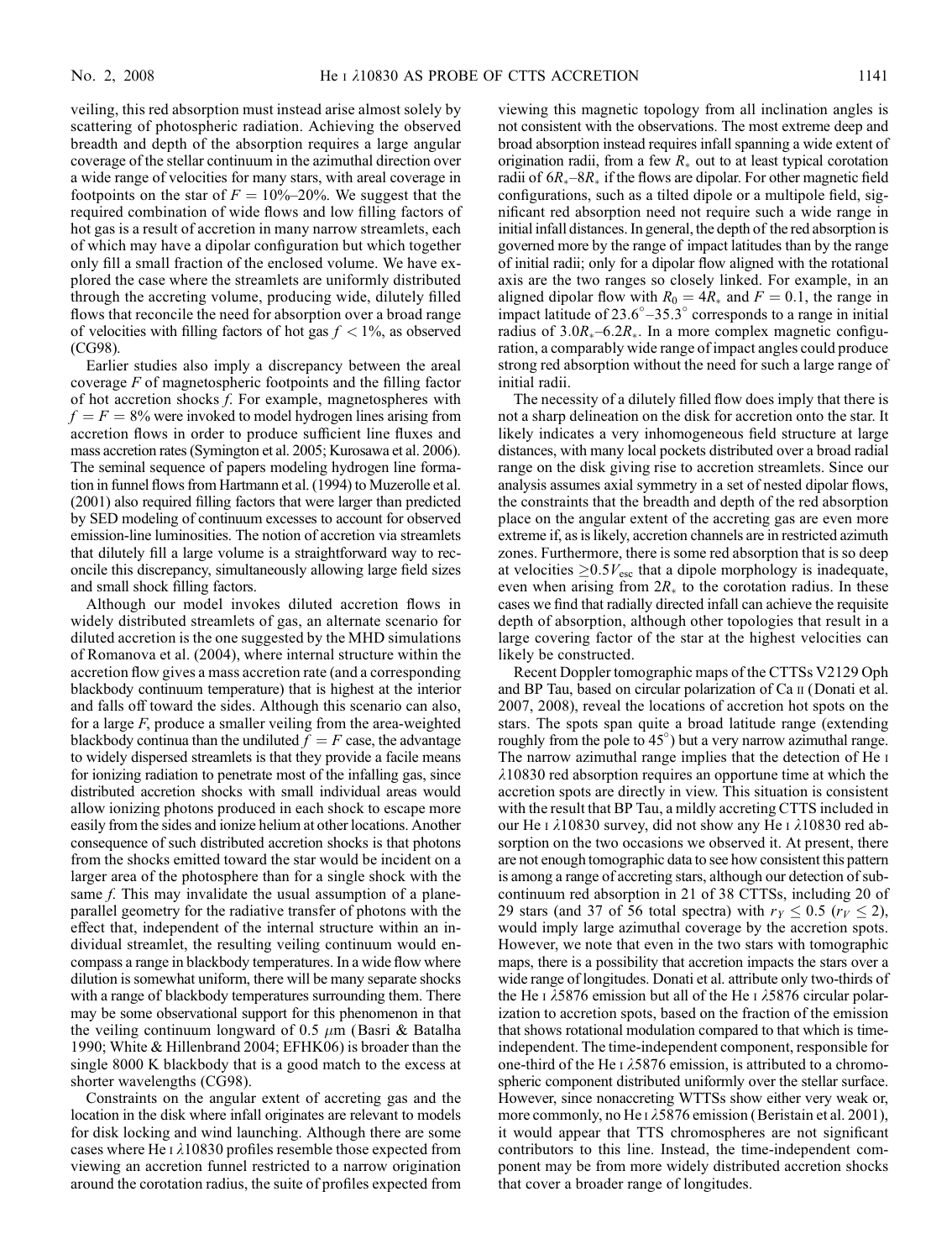veiling, this red absorption must instead arise almost solely by scattering of photospheric radiation. Achieving the observed breadth and depth of the absorption requires a large angular coverage of the stellar continuum in the azimuthal direction over a wide range of velocities for many stars, with areal coverage in footpoints on the star of $F = 10\%$–$20\%$. We suggest that the required combination of wide flows and low filling factors of hot gas is a result of accretion in many narrow streamlets, each of which may have a dipolar configuration but which together only fill a small fraction of the enclosed volume. We have explored the case where the streamlets are uniformly distributed through the accreting volume, producing wide, dilutely filled flows that reconcile the need for absorption over a broad range of velocities with filling factors of hot gas $f < 1\%$, as observed (CG98).

Earlier studies also imply a discrepancy between the areal coverage $F$ of magnetospheric footpoints and the filling factor of hot accretion shocks $f$. For example, magnetospheres with $f = F = 8\%$ were invoked to model hydrogen lines arising from accretion flows in order to produce sufficient line fluxes and mass accretion rates (Symington et al. 2005; Kurosawa et al. 2006). The seminal sequence of papers modeling hydrogen line formation in funnel flows from Hartmann et al. (1994) to Muzerolle et al. (2001) also required filling factors that were larger than predicted by SED modeling of continuum excesses to account for observed emission-line luminosities. The notion of accretion via streamlets that dilutely fill a large volume is a straightforward way to reconcile this discrepancy, simultaneously allowing large field sizes and small shock filling factors.

Although our model invokes diluted accretion flows in widely distributed streamlets of gas, an alternate scenario for diluted accretion is the one suggested by the MHD simulations of Romanova et al. (2004), where internal structure within the accretion flow gives a mass accretion rate (and a corresponding blackbody continuum temperature) that is highest at the interior and falls off toward the sides. Although this scenario can also, for a large $F$, produce a smaller veiling from the area-weighted blackbody continua than the undiluted $f = F$ case, the advantage to widely dispersed streamlets is that they provide a facile means for ionizing radiation to penetrate most of the infalling gas, since distributed accretion shocks with small individual areas would allow ionizing photons produced in each shock to escape more easily from the sides and ionize helium at other locations. Another consequence of such distributed accretion shocks is that photons from the shocks emitted toward the star would be incident on a larger area of the photosphere than for a single shock with the same $f$. This may invalidate the usual assumption of a plane-parallel geometry for the radiative transfer of photons with the effect that, independent of the internal structure within an individual streamlet, the resulting veiling continuum would encompass a range in blackbody temperatures. In a wide flow where dilution is somewhat uniform, there will be many separate shocks with a range of blackbody temperatures surrounding them. There may be some observational support for this phenomenon in that the veiling continuum longward of 0.5 $\mu$m (Basri & Batalha 1990; White & Hillenbrand 2004; EFHK06) is broader than the single 8000 K blackbody that is a good match to the excess at shorter wavelengths (CG98).

Constraints on the angular extent of accreting gas and the location in the disk where infall originates are relevant to models for disk locking and wind launching. Although there are some cases where He I $\lambda$10830 profiles resemble those expected from viewing an accretion funnel restricted to a narrow origination around the corotation radius, the suite of profiles expected from viewing this magnetic topology from all inclination angles is not consistent with the observations. The most extreme deep and broad absorption instead requires infall spanning a wide extent of origination radii, from a few $R_*$ out to at least typical corotation radii of $6R_*$–$8R_*$ if the flows are dipolar. For other magnetic field configurations, such as a tilted dipole or a multipole field, significant red absorption need not require such a wide range in initial infall distances. In general, the depth of the red absorption is governed more by the range of impact latitudes than by the range of initial radii; only for a dipolar flow aligned with the rotational axis are the two ranges so closely linked. For example, in an aligned dipolar flow with $R_0 = 4R_*$ and $F = 0.1$, the range in impact latitude of $23.6^\circ$–$35.3^\circ$ corresponds to a range in initial radius of $3.0R_*$–$6.2R_*$. In a more complex magnetic configuration, a comparably wide range of impact angles could produce strong red absorption without the need for such a large range of initial radii.

The necessity of a dilutely filled flow does imply that there is not a sharp delineation on the disk for accretion onto the star. It likely indicates a very inhomogeneous field structure at large distances, with many local pockets distributed over a broad radial range on the disk giving rise to accretion streamlets. Since our analysis assumes axial symmetry in a set of nested dipolar flows, the constraints that the breadth and depth of the red absorption place on the angular extent of the accreting gas are even more extreme if, as is likely, accretion channels are in restricted azimuth zones. Furthermore, there is some red absorption that is so deep at velocities $\geq 0.5V_{\rm esc}$ that a dipole morphology is inadequate, even when arising from $2R_*$ to the corotation radius. In these cases we find that radially directed infall can achieve the requisite depth of absorption, although other topologies that result in a large covering factor of the star at the highest velocities can likely be constructed.

Recent Doppler tomographic maps of the CTTSs V2129 Oph and BP Tau, based on circular polarization of Ca II (Donati et al. 2007, 2008), reveal the locations of accretion hot spots on the stars. The spots span quite a broad latitude range (extending roughly from the pole to 45°) but a very narrow azimuthal range. The narrow azimuthal range implies that the detection of He I $\lambda$10830 red absorption requires an opportune time at which the accretion spots are directly in view. This situation is consistent with the result that BP Tau, a mildly accreting CTTS included in our He I $\lambda$10830 survey, did not show any He I $\lambda$10830 red absorption on the two occasions we observed it. At present, there are not enough tomographic data to see how consistent this pattern is among a range of accreting stars, although our detection of subcontinuum red absorption in 21 of 38 CTTSs, including 20 of 29 stars (and 37 of 56 total spectra) with $r_Y \leq 0.5$ ($r_V \leq 2$), would imply large azimuthal coverage by the accretion spots. However, we note that even in the two stars with tomographic maps, there is a possibility that accretion impacts the stars over a wide range of longitudes. Donati et al. attribute only two-thirds of the He I $\lambda$5876 emission but all of the He I $\lambda$5876 circular polarization to accretion spots, based on the fraction of the emission that shows rotational modulation compared to that which is time-independent. The time-independent component, responsible for one-third of the He I $\lambda$5876 emission, is attributed to a chromospheric component distributed uniformly over the stellar surface. However, since nonaccreting WTTSs show either very weak or, more commonly, no He I $\lambda$5876 emission (Beristain et al. 2001), it would appear that TTS chromospheres are not significant contributors to this line. Instead, the time-independent component may be from more widely distributed accretion shocks that cover a broader range of longitudes.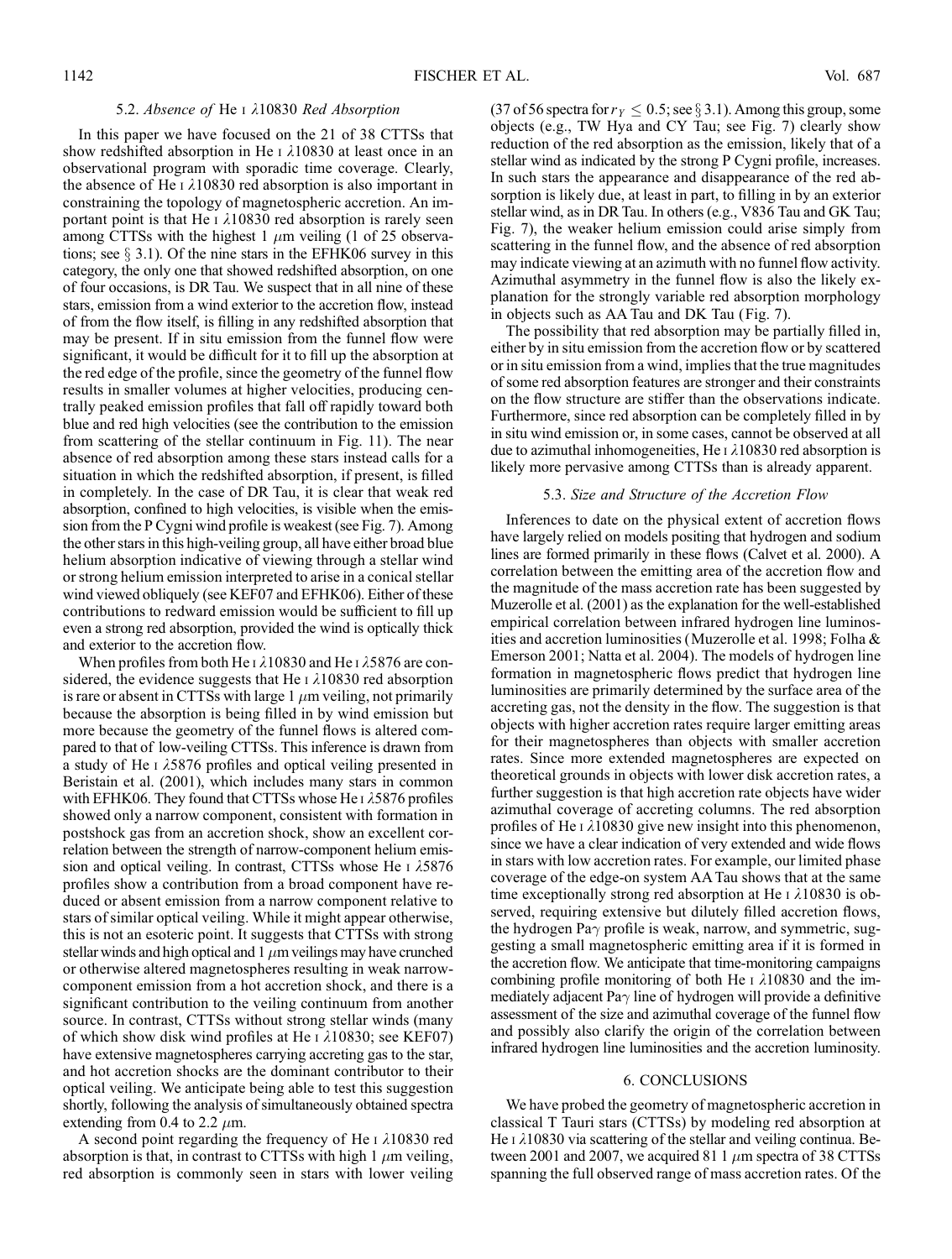### 5.2. *Absence of* He I λ10830 *Red Absorption*

In this paper we have focused on the 21 of 38 CTTSs that show redshifted absorption in He I λ10830 at least once in an observational program with sporadic time coverage. Clearly, the absence of He I λ10830 red absorption is also important in constraining the topology of magnetospheric accretion. An important point is that He I λ10830 red absorption is rarely seen among CTTSs with the highest 1 μm veiling (1 of 25 observations; see § 3.1). Of the nine stars in the EFHK06 survey in this category, the only one that showed redshifted absorption, on one of four occasions, is DR Tau. We suspect that in all nine of these stars, emission from a wind exterior to the accretion flow, instead of from the flow itself, is filling in any redshifted absorption that may be present. If in situ emission from the funnel flow were significant, it would be difficult for it to fill up the absorption at the red edge of the profile, since the geometry of the funnel flow results in smaller volumes at higher velocities, producing centrally peaked emission profiles that fall off rapidly toward both blue and red high velocities (see the contribution to the emission from scattering of the stellar continuum in Fig. 11). The near absence of red absorption among these stars instead calls for a situation in which the redshifted absorption, if present, is filled in completely. In the case of DR Tau, it is clear that weak red absorption, confined to high velocities, is visible when the emission from the P Cygni wind profile is weakest (see Fig. 7). Among the other stars in this high-veiling group, all have either broad blue helium absorption indicative of viewing through a stellar wind or strong helium emission interpreted to arise in a conical stellar wind viewed obliquely (see KEF07 and EFHK06). Either of these contributions to redward emission would be sufficient to fill up even a strong red absorption, provided the wind is optically thick and exterior to the accretion flow.

When profiles from both He I λ10830 and He I λ5876 are considered, the evidence suggests that He I λ10830 red absorption is rare or absent in CTTSs with large 1 μm veiling, not primarily because the absorption is being filled in by wind emission but more because the geometry of the funnel flows is altered compared to that of low-veiling CTTSs. This inference is drawn from a study of He I λ5876 profiles and optical veiling presented in Beristain et al. (2001), which includes many stars in common with EFHK06. They found that CTTSs whose He I λ5876 profiles showed only a narrow component, consistent with formation in postshock gas from an accretion shock, show an excellent correlation between the strength of narrow-component helium emission and optical veiling. In contrast, CTTSs whose He I λ5876 profiles show a contribution from a broad component have reduced or absent emission from a narrow component relative to stars of similar optical veiling. While it might appear otherwise, this is not an esoteric point. It suggests that CTTSs with strong stellar winds and high optical and 1 μm veilings may have crunched or otherwise altered magnetospheres resulting in weak narrow-component emission from a hot accretion shock, and there is a significant contribution to the veiling continuum from another source. In contrast, CTTSs without strong stellar winds (many of which show disk wind profiles at He I λ10830; see KEF07) have extensive magnetospheres carrying accreting gas to the star, and hot accretion shocks are the dominant contributor to their optical veiling. We anticipate being able to test this suggestion shortly, following the analysis of simultaneously obtained spectra extending from 0.4 to 2.2 μm.

A second point regarding the frequency of He I λ10830 red absorption is that, in contrast to CTTSs with high 1 μm veiling, red absorption is commonly seen in stars with lower veiling (37 of 56 spectra for $r_Y \leq 0.5$; see § 3.1). Among this group, some objects (e.g., TW Hya and CY Tau; see Fig. 7) clearly show reduction of the red absorption as the emission, likely that of a stellar wind as indicated by the strong P Cygni profile, increases. In such stars the appearance and disappearance of the red absorption is likely due, at least in part, to filling in by an exterior stellar wind, as in DR Tau. In others (e.g., V836 Tau and GK Tau; Fig. 7), the weaker helium emission could arise simply from scattering in the funnel flow, and the absence of red absorption may indicate viewing at an azimuth with no funnel flow activity. Azimuthal asymmetry in the funnel flow is also the likely explanation for the strongly variable red absorption morphology in objects such as AA Tau and DK Tau (Fig. 7).

The possibility that red absorption may be partially filled in, either by in situ emission from the accretion flow or by scattered or in situ emission from a wind, implies that the true magnitudes of some red absorption features are stronger and their constraints on the flow structure are stiffer than the observations indicate. Furthermore, since red absorption can be completely filled in by in situ wind emission or, in some cases, cannot be observed at all due to azimuthal inhomogeneities, He I λ10830 red absorption is likely more pervasive among CTTSs than is already apparent.

### 5.3. *Size and Structure of the Accretion Flow*

Inferences to date on the physical extent of accretion flows have largely relied on models positing that hydrogen and sodium lines are formed primarily in these flows (Calvet et al. 2000). A correlation between the emitting area of the accretion flow and the magnitude of the mass accretion rate has been suggested by Muzerolle et al. (2001) as the explanation for the well-established empirical correlation between infrared hydrogen line luminosities and accretion luminosities (Muzerolle et al. 1998; Folha & Emerson 2001; Natta et al. 2004). The models of hydrogen line formation in magnetospheric flows predict that hydrogen line luminosities are primarily determined by the surface area of the accreting gas, not the density in the flow. The suggestion is that objects with higher accretion rates require larger emitting areas for their magnetospheres than objects with smaller accretion rates. Since more extended magnetospheres are expected on theoretical grounds in objects with lower disk accretion rates, a further suggestion is that high accretion rate objects have wider azimuthal coverage of accreting columns. The red absorption profiles of He I λ10830 give new insight into this phenomenon, since we have a clear indication of very extended and wide flows in stars with low accretion rates. For example, our limited phase coverage of the edge-on system AA Tau shows that at the same time exceptionally strong red absorption at He I λ10830 is observed, requiring extensive but dilutely filled accretion flows, the hydrogen Paγ profile is weak, narrow, and symmetric, suggesting a small magnetospheric emitting area if it is formed in the accretion flow. We anticipate that time-monitoring campaigns combining profile monitoring of both He I λ10830 and the immediately adjacent Paγ line of hydrogen will provide a definitive assessment of the size and azimuthal coverage of the funnel flow and possibly also clarify the origin of the correlation between infrared hydrogen line luminosities and the accretion luminosity.

## 6. CONCLUSIONS

We have probed the geometry of magnetospheric accretion in classical T Tauri stars (CTTSs) by modeling red absorption at He I λ10830 via scattering of the stellar and veiling continua. Between 2001 and 2007, we acquired 81 1 μm spectra of 38 CTTSs spanning the full observed range of mass accretion rates. Of the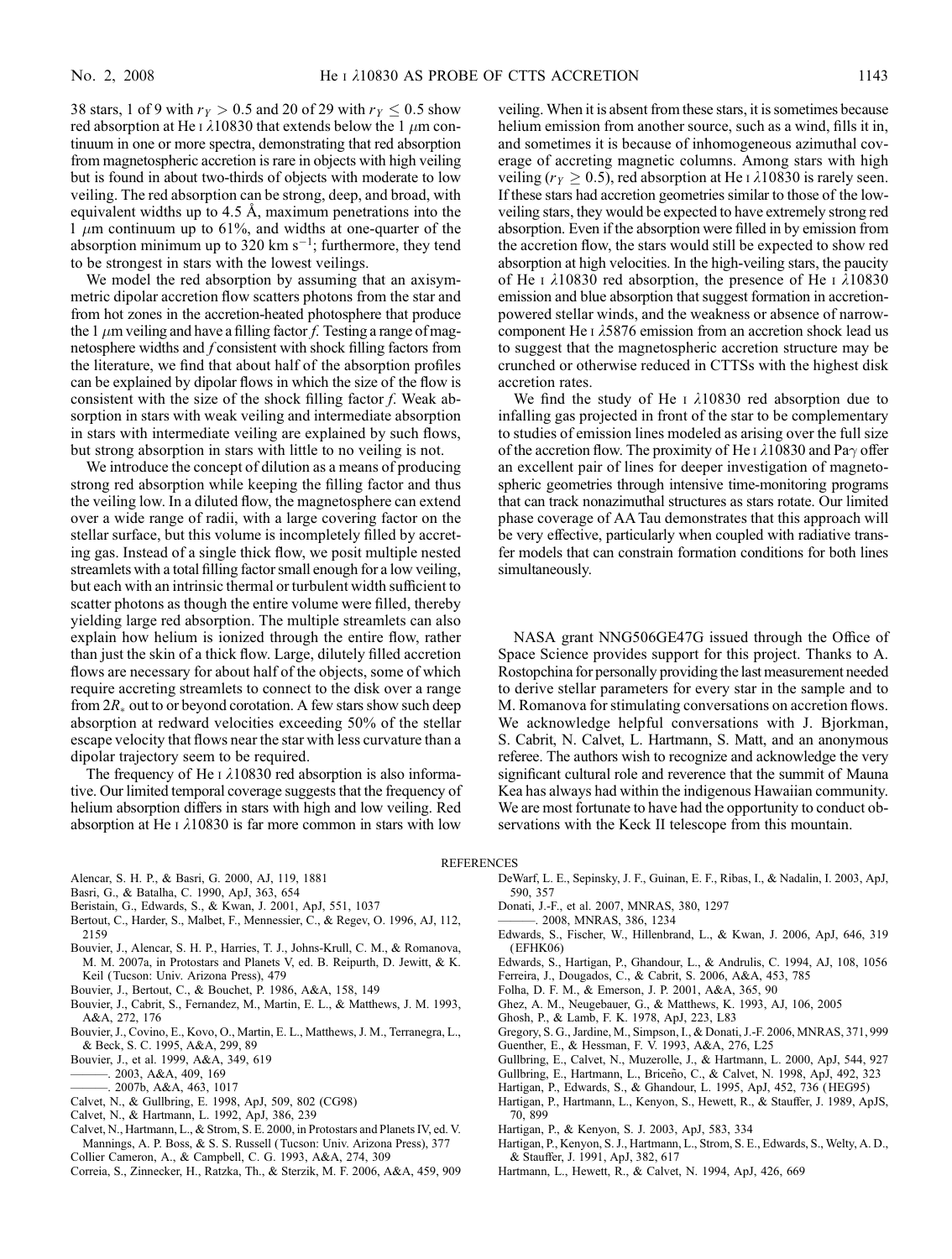38 stars, 1 of 9 with $r_Y > 0.5$ and 20 of 29 with $r_Y \leq 0.5$ show red absorption at He I $\lambda$10830 that extends below the 1 $\mu$m continuum in one or more spectra, demonstrating that red absorption from magnetospheric accretion is rare in objects with high veiling but is found in about two-thirds of objects with moderate to low veiling. The red absorption can be strong, deep, and broad, with equivalent widths up to 4.5 Å, maximum penetrations into the 1 $\mu$m continuum up to 61%, and widths at one-quarter of the absorption minimum up to 320 km $s^{-1}$; furthermore, they tend to be strongest in stars with the lowest veilings.

We model the red absorption by assuming that an axisymmetric dipolar accretion flow scatters photons from the star and from hot zones in the accretion-heated photosphere that produce the 1 $\mu$m veiling and have a filling factor $f$. Testing a range of magnetosphere widths and $f$ consistent with shock filling factors from the literature, we find that about half of the absorption profiles can be explained by dipolar flows in which the size of the flow is consistent with the size of the shock filling factor $f$. Weak absorption in stars with weak veiling and intermediate absorption in stars with intermediate veiling are explained by such flows, but strong absorption in stars with little to no veiling is not.

We introduce the concept of dilution as a means of producing strong red absorption while keeping the filling factor and thus the veiling low. In a diluted flow, the magnetosphere can extend over a wide range of radii, with a large covering factor on the stellar surface, but this volume is incompletely filled by accreting gas. Instead of a single thick flow, we posit multiple nested streamlets with a total filling factor small enough for a low veiling, but each with an intrinsic thermal or turbulent width sufficient to scatter photons as though the entire volume were filled, thereby yielding large red absorption. The multiple streamlets can also explain how helium is ionized through the entire flow, rather than just the skin of a thick flow. Large, dilutely filled accretion flows are necessary for about half of the objects, some of which require accreting streamlets to connect to the disk over a range from $2R_*$ out to or beyond corotation. A few stars show such deep absorption at redward velocities exceeding 50% of the stellar escape velocity that flows near the star with less curvature than a dipolar trajectory seem to be required.

The frequency of He I $\lambda$10830 red absorption is also informative. Our limited temporal coverage suggests that the frequency of helium absorption differs in stars with high and low veiling. Red absorption at He I $\lambda$10830 is far more common in stars with low veiling. When it is absent from these stars, it is sometimes because helium emission from another source, such as a wind, fills it in, and sometimes it is because of inhomogeneous azimuthal coverage of accreting magnetic columns. Among stars with high veiling ($r_Y \geq 0.5$), red absorption at He I $\lambda$10830 is rarely seen. If these stars had accretion geometries similar to those of the low-veiling stars, they would be expected to have extremely strong red absorption. Even if the absorption were filled in by emission from the accretion flow, the stars would still be expected to show red absorption at high velocities. In the high-veiling stars, the paucity of He I $\lambda$10830 red absorption, the presence of He I $\lambda$10830 emission and blue absorption that suggest formation in accretion-powered stellar winds, and the weakness or absence of narrow-component He I $\lambda$5876 emission from an accretion shock lead us to suggest that the magnetospheric accretion structure may be crunched or otherwise reduced in CTTSs with the highest disk accretion rates.

We find the study of He I $\lambda$10830 red absorption due to infalling gas projected in front of the star to be complementary to studies of emission lines modeled as arising over the full size of the accretion flow. The proximity of He I $\lambda$10830 and Pa$\gamma$ offer an excellent pair of lines for deeper investigation of magnetospheric geometries through intensive time-monitoring programs that can track nonazimuthal structures as stars rotate. Our limited phase coverage of AA Tau demonstrates that this approach will be very effective, particularly when coupled with radiative transfer models that can constrain formation conditions for both lines simultaneously.

NASA grant NNG506GE47G issued through the Office of Space Science provides support for this project. Thanks to A. Rostopchina for personally providing the last measurement needed to derive stellar parameters for every star in the sample and to M. Romanova for stimulating conversations on accretion flows. We acknowledge helpful conversations with J. Bjorkman, S. Cabrit, N. Calvet, L. Hartmann, S. Matt, and an anonymous referee. The authors wish to recognize and acknowledge the very significant cultural role and reverence that the summit of Mauna Kea has always had within the indigenous Hawaiian community. We are most fortunate to have had the opportunity to conduct observations with the Keck II telescope from this mountain.

## REFERENCES

Alencar, S. H. P., & Basri, G. 2000, AJ, 119, 1881
Basri, G., & Batalha, C. 1990, ApJ, 363, 654
Beristain, G., Edwards, S., & Kwan, J. 2001, ApJ, 551, 1037
Bertout, C., Harder, S., Malbet, F., Mennessier, C., & Regev, O. 1996, AJ, 112, 2159
Bouvier, J., Alencar, S. H. P., Harries, T. J., Johns-Krull, C. M., & Romanova, M. M. 2007a, in Protostars and Planets V, ed. B. Reipurth, D. Jewitt, & K. Keil (Tucson: Univ. Arizona Press), 479
Bouvier, J., Bertout, C., & Bouchet, P. 1986, A&A, 158, 149
Bouvier, J., Cabrit, S., Fernandez, M., Martin, E. L., & Matthews, J. M. 1993, A&A, 272, 176
Bouvier, J., Covino, E., Kovo, O., Martin, E. L., Matthews, J. M., Terranegra, L., & Beck, S. C. 1995, A&A, 299, 89
Bouvier, J., et al. 1999, A&A, 349, 619
———. 2003, A&A, 409, 169
———. 2007b, A&A, 463, 1017
Calvet, N., & Gullbring, E. 1998, ApJ, 509, 802 (CG98)
Calvet, N., & Hartmann, L. 1992, ApJ, 386, 239
Calvet, N., Hartmann, L., & Strom, S. E. 2000, in Protostars and Planets IV, ed. V. Mannings, A. P. Boss, & S. S. Russell (Tucson: Univ. Arizona Press), 377
Collier Cameron, A., & Campbell, C. G. 1993, A&A, 274, 309
Correia, S., Zinnecker, H., Ratzka, Th., & Sterzik, M. F. 2006, A&A, 459, 909
DeWarf, L. E., Sepinsky, J. F., Guinan, E. F., Ribas, I., & Nadalin, I. 2003, ApJ, 590, 357
Donati, J.-F., et al. 2007, MNRAS, 380, 1297
———. 2008, MNRAS, 386, 1234
Edwards, S., Fischer, W., Hillenbrand, L., & Kwan, J. 2006, ApJ, 646, 319 (EFHK06)
Edwards, S., Hartigan, P., Ghandour, L., & Andrulis, C. 1994, AJ, 108, 1056
Ferreira, J., Dougados, C., & Cabrit, S. 2006, A&A, 453, 785
Folha, D. F. M., & Emerson, J. P. 2001, A&A, 365, 90
Ghez, A. M., Neugebauer, G., & Matthews, K. 1993, AJ, 106, 2005
Ghosh, P., & Lamb, F. K. 1978, ApJ, 223, L83
Gregory, S. G., Jardine, M., Simpson, I., & Donati, J.-F. 2006, MNRAS, 371, 999
Guenther, E., & Hessman, F. V. 1993, A&A, 276, L25
Gullbring, E., Calvet, N., Muzerolle, J., & Hartmann, L. 2000, ApJ, 544, 927
Gullbring, E., Hartmann, L., Briceño, C., & Calvet, N. 1998, ApJ, 492, 323
Hartigan, P., Edwards, S., & Ghandour, L. 1995, ApJ, 452, 736 (HEG95)
Hartigan, P., Hartmann, L., Kenyon, S., Hewett, R., & Stauffer, J. 1989, ApJS, 70, 899
Hartigan, P., & Kenyon, S. J. 2003, ApJ, 583, 334
Hartigan, P., Kenyon, S. J., Hartmann, L., Strom, S. E., Edwards, S., Welty, A. D., & Stauffer, J. 1991, ApJ, 382, 617
Hartmann, L., Hewett, R., & Calvet, N. 1994, ApJ, 426, 669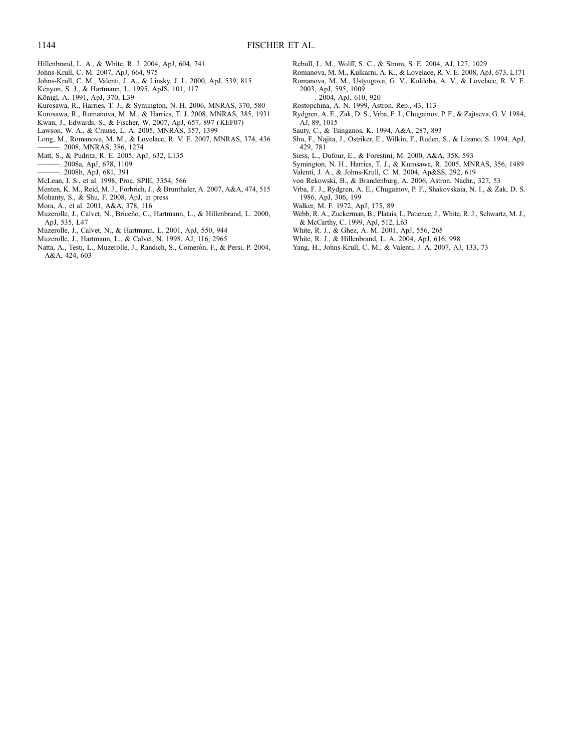Hillenbrand, L. A., & White, R. J. 2004, ApJ, 604, 741
Johns-Krull, C. M. 2007, ApJ, 664, 975
Johns-Krull, C. M., Valenti, J. A., & Linsky, J. L. 2000, ApJ, 539, 815
Kenyon, S. J., & Hartmann, L. 1995, ApJS, 101, 117
Königl, A. 1991, ApJ, 370, L39
Kurosawa, R., Harries, T. J., & Symington, N. H. 2006, MNRAS, 370, 580
Kurosawa, R., Romanova, M. M., & Harries, T. J. 2008, MNRAS, 385, 1931
Kwan, J., Edwards, S., & Fischer, W. 2007, ApJ, 657, 897 (KEF07)
Lawson, W. A., & Crause, L. A. 2005, MNRAS, 357, 1399
Long, M., Romanova, M. M., & Lovelace, R. V. E. 2007, MNRAS, 374, 436
———. 2008, MNRAS, 386, 1274
Matt, S., & Pudritz, R. E. 2005, ApJ, 632, L135
———. 2008a, ApJ, 678, 1109
———. 2008b, ApJ, 681, 391
McLean, I. S., et al. 1998, Proc. SPIE, 3354, 566
Menten, K. M., Reid, M. J., Forbrich, J., & Brunthaler, A. 2007, A&A, 474, 515
Mohanty, S., & Shu, F. 2008, ApJ, in press
Mora, A., et al. 2001, A&A, 378, 116
Muzerolle, J., Calvet, N., Briceño, C., Hartmann, L., & Hillenbrand, L. 2000, ApJ, 535, L47
Muzerolle, J., Calvet, N., & Hartmann, L. 2001, ApJ, 550, 944
Muzerolle, J., Hartmann, L., & Calvet, N. 1998, AJ, 116, 2965
Natta, A., Testi, L., Muzerolle, J., Randich, S., Comerón, F., & Persi, P. 2004, A&A, 424, 603
Rebull, L. M., Wolff, S. C., & Strom, S. E. 2004, AJ, 127, 1029
Romanova, M. M., Kulkarni, A. K., & Lovelace, R. V. E. 2008, ApJ, 673, L171
Romanova, M. M., Ustyugova, G. V., Koldoba, A. V., & Lovelace, R. V. E. 2003, ApJ, 595, 1009
———. 2004, ApJ, 610, 920
Rostopchina, A. N. 1999, Astron. Rep., 43, 113
Rydgren, A. E., Zak, D. S., Vrba, F. J., Chugainov, P. F., & Zajtseva, G. V. 1984, AJ, 89, 1015
Sauty, C., & Tsinganos, K. 1994, A&A, 287, 893
Shu, F., Najita, J., Ostriker, E., Wilkin, F., Ruden, S., & Lizano, S. 1994, ApJ, 429, 781
Siess, L., Dufour, E., & Forestini, M. 2000, A&A, 358, 593
Symington, N. H., Harries, T. J., & Kurosawa, R. 2005, MNRAS, 356, 1489
Valenti, J. A., & Johns-Krull, C. M. 2004, Ap&SS, 292, 619
von Rekowski, B., & Brandenburg, A. 2006, Astron. Nachr., 327, 53
Vrba, F. J., Rydgren, A. E., Chugainov, P. F., Shakovskaia, N. I., & Zak, D. S. 1986, ApJ, 306, 199
Walker, M. F. 1972, ApJ, 175, 89
Webb, R. A., Zuckerman, B., Platais, I., Patience, J., White, R. J., Schwartz, M. J., & McCarthy, C. 1999, ApJ, 512, L63
White, R. J., & Ghez, A. M. 2001, ApJ, 556, 265
White, R. J., & Hillenbrand, L. A. 2004, ApJ, 616, 998
Yang, H., Johns-Krull, C. M., & Valenti, J. A. 2007, AJ, 133, 73